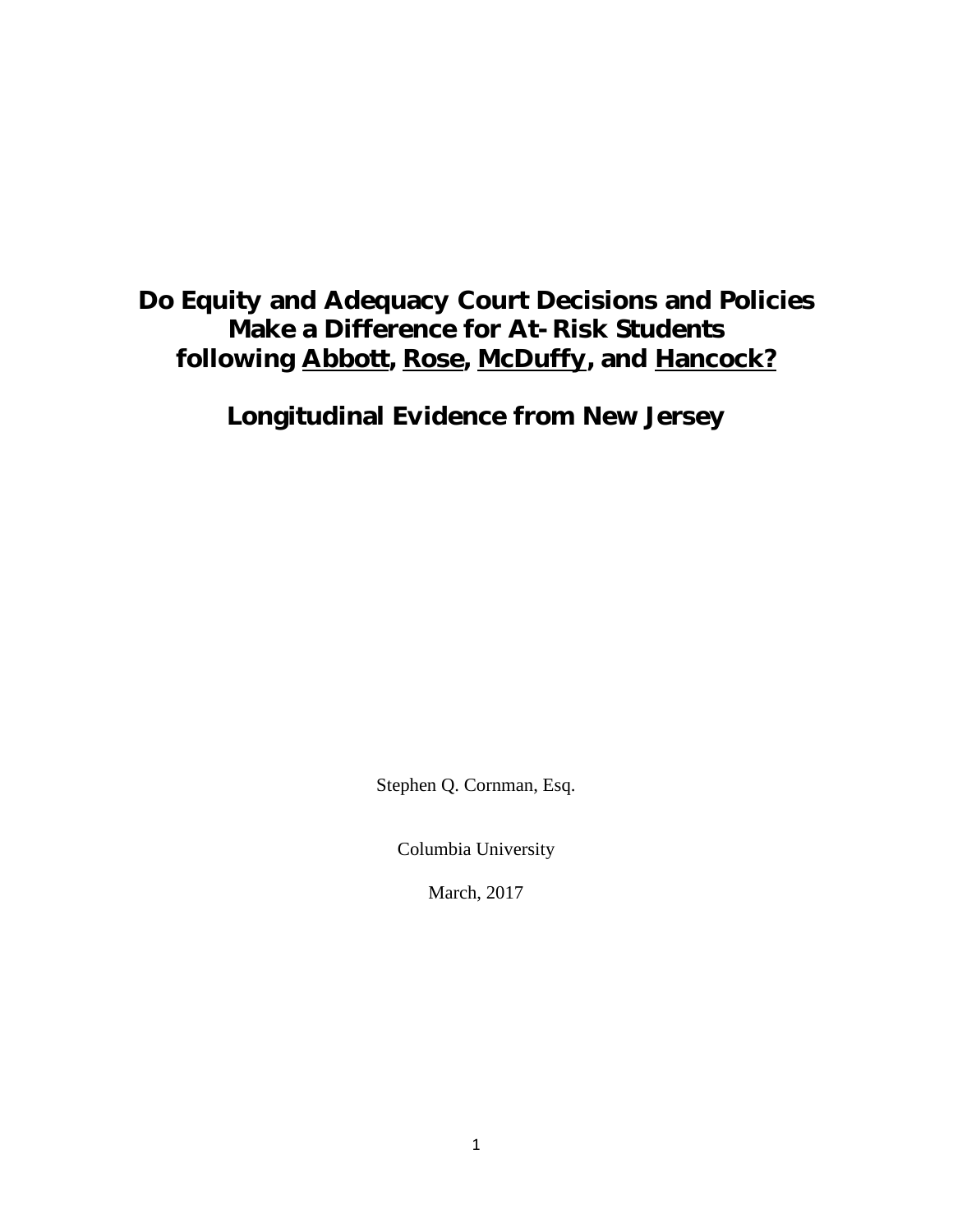# Do Equity and Adequacy Court Decisions and Policies Make a Difference for At-Risk Students following Abbott, Rose, McDuffy, and Hancock?

## Longitudinal Evidence from New Jersey

Stephen Q. Cornman, Esq.

Columbia University

March, 2017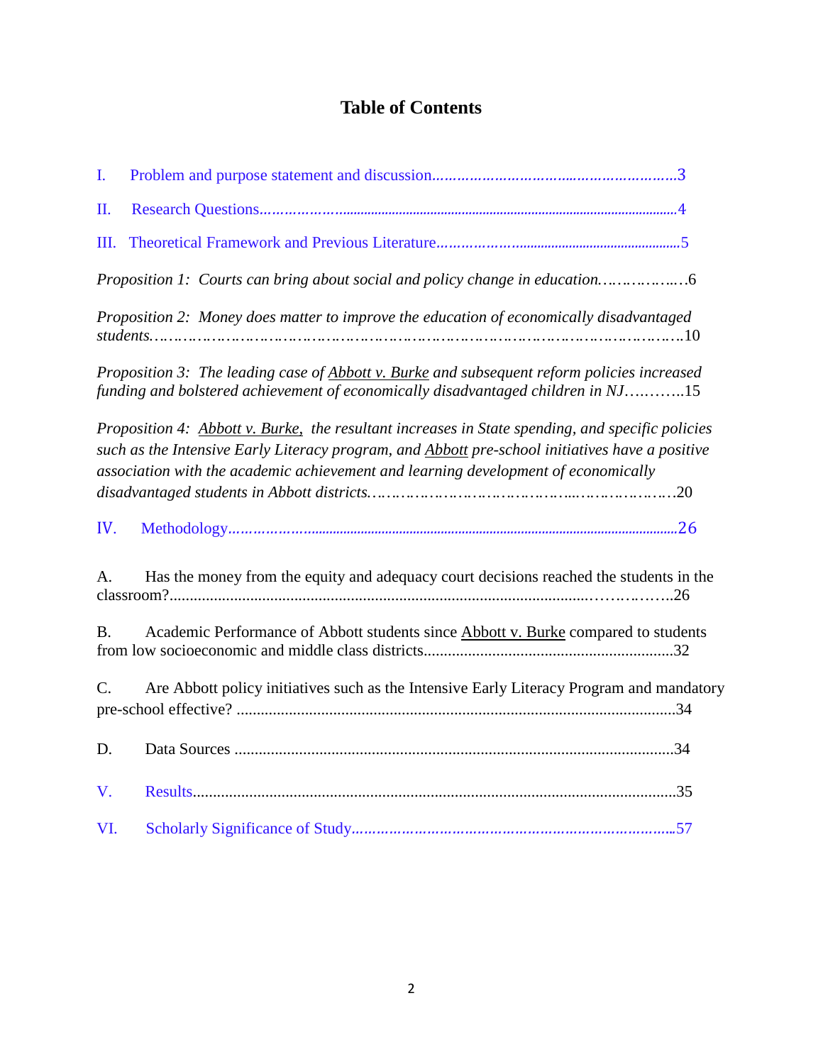# Table of Contents

I. Problem and purpose statement and discussion......................................................3

II. Research Questions......................................................................................................4

III. Theoretical Framework and Previous Literature........................................................5

*Proposition 1: Courts can bring about social and policy change in education.................6*

*Proposition 2: Money does matter to improve the education of economically disadvantaged students..................................................................................................................10*

*Proposition 3: The leading case of <u>Abbott v. Burke</u> and subsequent reform policies increased funding and bolstered achievement of economically disadvantaged children in NJ............15*

*Proposition 4: <u>Abbott v. Burke,</u> the resultant increases in State spending, and specific policies such as the Intensive Early Literacy program, and <u>Abbott</u> pre-school initiatives have a positive association with the academic achievement and learning development of economically disadvantaged students in Abbott districts.........................................................................20*

IV. Methodology..........................................................................................................26

A. Has the money from the equity and adequacy court decisions reached the students in the classroom?.................................................................................................................26

B. Academic Performance of Abbott students since <u>Abbott v. Burke</u> compared to students from low socioeconomic and middle class districts.............................................................32

C. Are Abbott policy initiatives such as the Intensive Early Literacy Program and mandatory pre-school effective? ..........................................................................................................34

D. Data Sources ...........................................................................................................34

V. Results.......................................................................................................................35

VI. Scholarly Significance of Study................................................................................57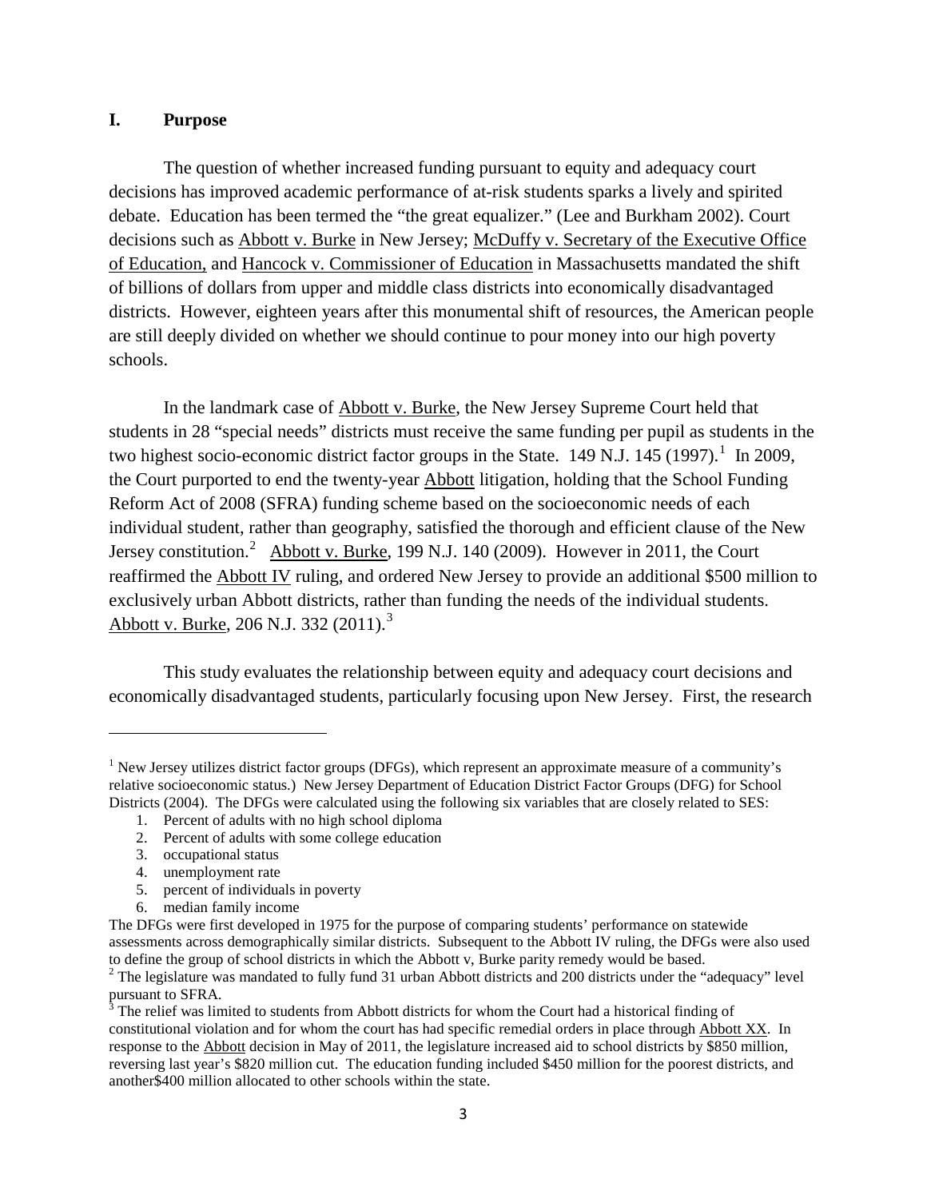## I. Purpose

The question of whether increased funding pursuant to equity and adequacy court decisions has improved academic performance of at-risk students sparks a lively and spirited debate. Education has been termed the "the great equalizer." (Lee and Burkham 2002). Court decisions such as Abbott v. Burke in New Jersey; McDuffy v. Secretary of the Executive Office of Education, and Hancock v. Commissioner of Education in Massachusetts mandated the shift of billions of dollars from upper and middle class districts into economically disadvantaged districts. However, eighteen years after this monumental shift of resources, the American people are still deeply divided on whether we should continue to pour money into our high poverty schools.

In the landmark case of Abbott v. Burke, the New Jersey Supreme Court held that students in 28 "special needs" districts must receive the same funding per pupil as students in the two highest socio-economic district factor groups in the State. 149 N.J. 145 (1997).[1] In 2009, the Court purported to end the twenty-year Abbott litigation, holding that the School Funding Reform Act of 2008 (SFRA) funding scheme based on the socioeconomic needs of each individual student, rather than geography, satisfied the thorough and efficient clause of the New Jersey constitution.[2] Abbott v. Burke, 199 N.J. 140 (2009). However in 2011, the Court reaffirmed the Abbott IV ruling, and ordered New Jersey to provide an additional $500 million to exclusively urban Abbott districts, rather than funding the needs of the individual students. Abbott v. Burke, 206 N.J. 332 (2011).[3]

This study evaluates the relationship between equity and adequacy court decisions and economically disadvantaged students, particularly focusing upon New Jersey. First, the research

---

[1] New Jersey utilizes district factor groups (DFGs), which represent an approximate measure of a community's relative socioeconomic status.) New Jersey Department of Education District Factor Groups (DFG) for School Districts (2004). The DFGs were calculated using the following six variables that are closely related to SES:

1. Percent of adults with no high school diploma
2. Percent of adults with some college education
3. occupational status
4. unemployment rate
5. percent of individuals in poverty
6. median family income

The DFGs were first developed in 1975 for the purpose of comparing students' performance on statewide assessments across demographically similar districts. Subsequent to the Abbott IV ruling, the DFGs were also used to define the group of school districts in which the Abbott v, Burke parity remedy would be based.

[2] The legislature was mandated to fully fund 31 urban Abbott districts and 200 districts under the "adequacy" level pursuant to SFRA.

[3] The relief was limited to students from Abbott districts for whom the Court had a historical finding of constitutional violation and for whom the court has had specific remedial orders in place through Abbott XX. In response to the Abbott decision in May of 2011, the legislature increased aid to school districts by $850 million, reversing last year's $820 million cut. The education funding included $450 million for the poorest districts, and another$400 million allocated to other schools within the state.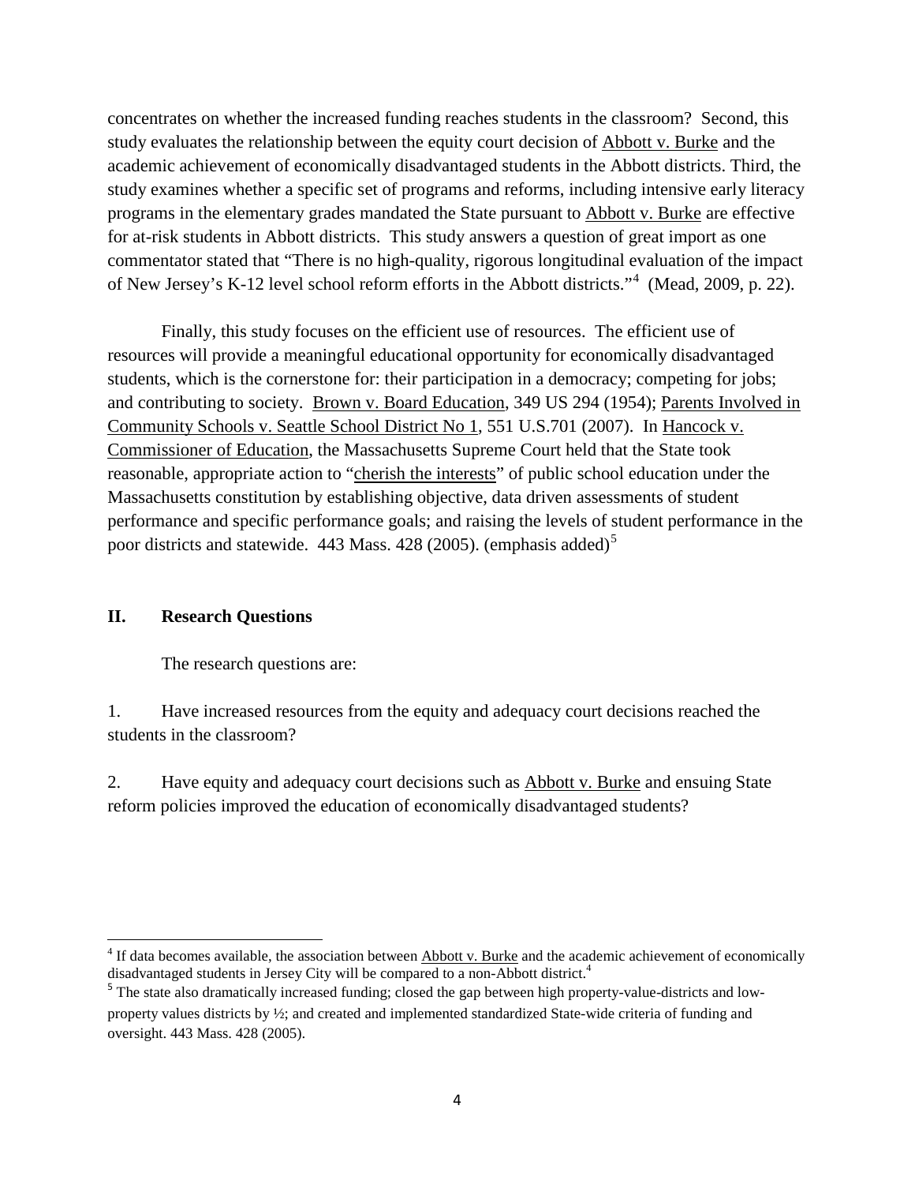concentrates on whether the increased funding reaches students in the classroom? Second, this study evaluates the relationship between the equity court decision of Abbott v. Burke and the academic achievement of economically disadvantaged students in the Abbott districts. Third, the study examines whether a specific set of programs and reforms, including intensive early literacy programs in the elementary grades mandated the State pursuant to Abbott v. Burke are effective for at-risk students in Abbott districts. This study answers a question of great import as one commentator stated that "There is no high-quality, rigorous longitudinal evaluation of the impact of New Jersey's K-12 level school reform efforts in the Abbott districts."[4] (Mead, 2009, p. 22).

Finally, this study focuses on the efficient use of resources. The efficient use of resources will provide a meaningful educational opportunity for economically disadvantaged students, which is the cornerstone for: their participation in a democracy; competing for jobs; and contributing to society. Brown v. Board Education, 349 US 294 (1954); Parents Involved in Community Schools v. Seattle School District No 1, 551 U.S.701 (2007). In Hancock v. Commissioner of Education, the Massachusetts Supreme Court held that the State took reasonable, appropriate action to "cherish the interests" of public school education under the Massachusetts constitution by establishing objective, data driven assessments of student performance and specific performance goals; and raising the levels of student performance in the poor districts and statewide. 443 Mass. 428 (2005). (emphasis added)[5]

## II. Research Questions

The research questions are:

1. Have increased resources from the equity and adequacy court decisions reached the students in the classroom?

2. Have equity and adequacy court decisions such as Abbott v. Burke and ensuing State reform policies improved the education of economically disadvantaged students?

---

[4] If data becomes available, the association between Abbott v. Burke and the academic achievement of economically disadvantaged students in Jersey City will be compared to a non-Abbott district.[4]

[5] The state also dramatically increased funding; closed the gap between high property-value-districts and low-property values districts by ½; and created and implemented standardized State-wide criteria of funding and oversight. 443 Mass. 428 (2005).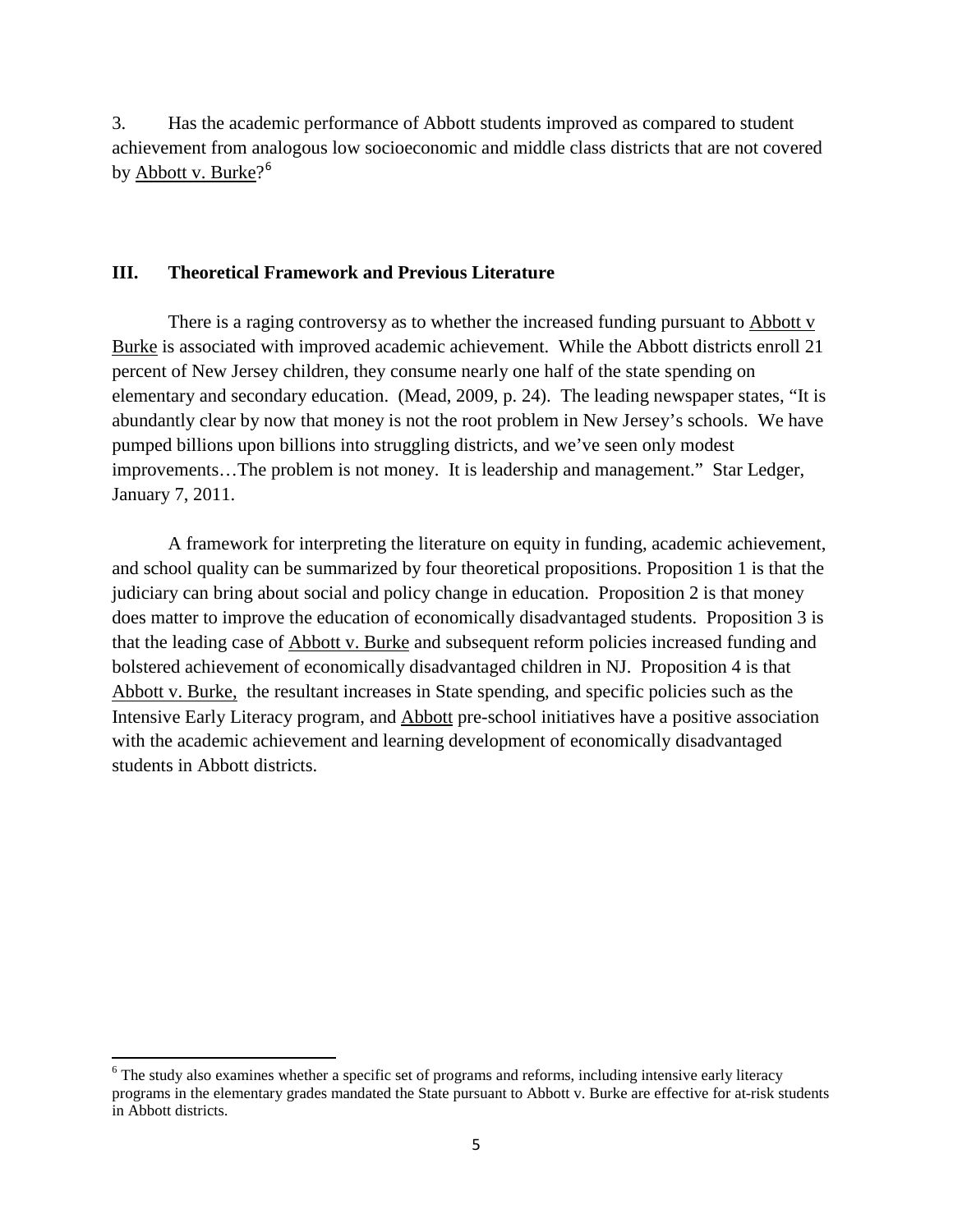3. Has the academic performance of Abbott students improved as compared to student achievement from analogous low socioeconomic and middle class districts that are not covered by Abbott v. Burke?[6]

## III. Theoretical Framework and Previous Literature

There is a raging controversy as to whether the increased funding pursuant to Abbott v Burke is associated with improved academic achievement. While the Abbott districts enroll 21 percent of New Jersey children, they consume nearly one half of the state spending on elementary and secondary education. (Mead, 2009, p. 24). The leading newspaper states, "It is abundantly clear by now that money is not the root problem in New Jersey's schools. We have pumped billions upon billions into struggling districts, and we've seen only modest improvements…The problem is not money. It is leadership and management." Star Ledger, January 7, 2011.

A framework for interpreting the literature on equity in funding, academic achievement, and school quality can be summarized by four theoretical propositions. Proposition 1 is that the judiciary can bring about social and policy change in education. Proposition 2 is that money does matter to improve the education of economically disadvantaged students. Proposition 3 is that the leading case of Abbott v. Burke and subsequent reform policies increased funding and bolstered achievement of economically disadvantaged children in NJ. Proposition 4 is that Abbott v. Burke, the resultant increases in State spending, and specific policies such as the Intensive Early Literacy program, and Abbott pre-school initiatives have a positive association with the academic achievement and learning development of economically disadvantaged students in Abbott districts.

---

[6] The study also examines whether a specific set of programs and reforms, including intensive early literacy programs in the elementary grades mandated the State pursuant to Abbott v. Burke are effective for at-risk students in Abbott districts.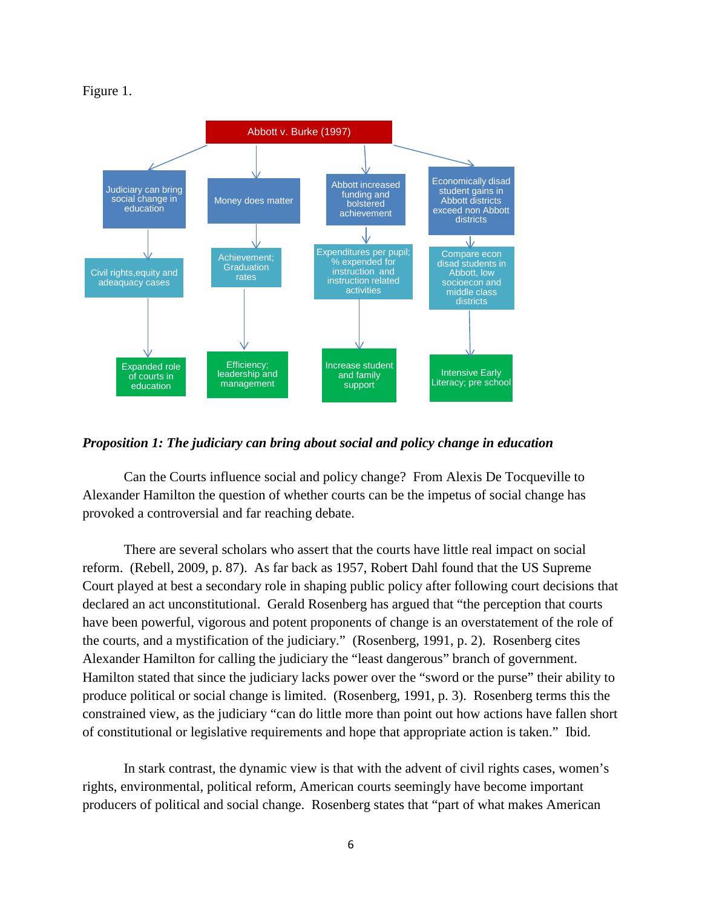Figure 1.

Abbott v. Burke (1997)

- Judiciary can bring social change in education
  - Civil rights, equity and adeaquacy cases
    - Expanded role of courts in education
- Money does matter
  - Achievement; Graduation rates
    - Efficiency; leadership and management
- Abbott increased funding and bolstered achievement
  - Expenditures per pupil; % expended for instruction and instruction related activities
    - Increase student and family support
- Economically disad student gains in Abbott districts exceed non Abbott districts
  - Compare econ disad students in Abbott, low socioecon and middle class districts
    - Intensive Early Literacy; pre school

***Proposition 1: The judiciary can bring about social and policy change in education***

Can the Courts influence social and policy change? From Alexis De Tocqueville to Alexander Hamilton the question of whether courts can be the impetus of social change has provoked a controversial and far reaching debate.

There are several scholars who assert that the courts have little real impact on social reform. (Rebell, 2009, p. 87). As far back as 1957, Robert Dahl found that the US Supreme Court played at best a secondary role in shaping public policy after following court decisions that declared an act unconstitutional. Gerald Rosenberg has argued that "the perception that courts have been powerful, vigorous and potent proponents of change is an overstatement of the role of the courts, and a mystification of the judiciary." (Rosenberg, 1991, p. 2). Rosenberg cites Alexander Hamilton for calling the judiciary the "least dangerous" branch of government. Hamilton stated that since the judiciary lacks power over the "sword or the purse" their ability to produce political or social change is limited. (Rosenberg, 1991, p. 3). Rosenberg terms this the constrained view, as the judiciary "can do little more than point out how actions have fallen short of constitutional or legislative requirements and hope that appropriate action is taken." Ibid.

In stark contrast, the dynamic view is that with the advent of civil rights cases, women's rights, environmental, political reform, American courts seemingly have become important producers of political and social change. Rosenberg states that "part of what makes American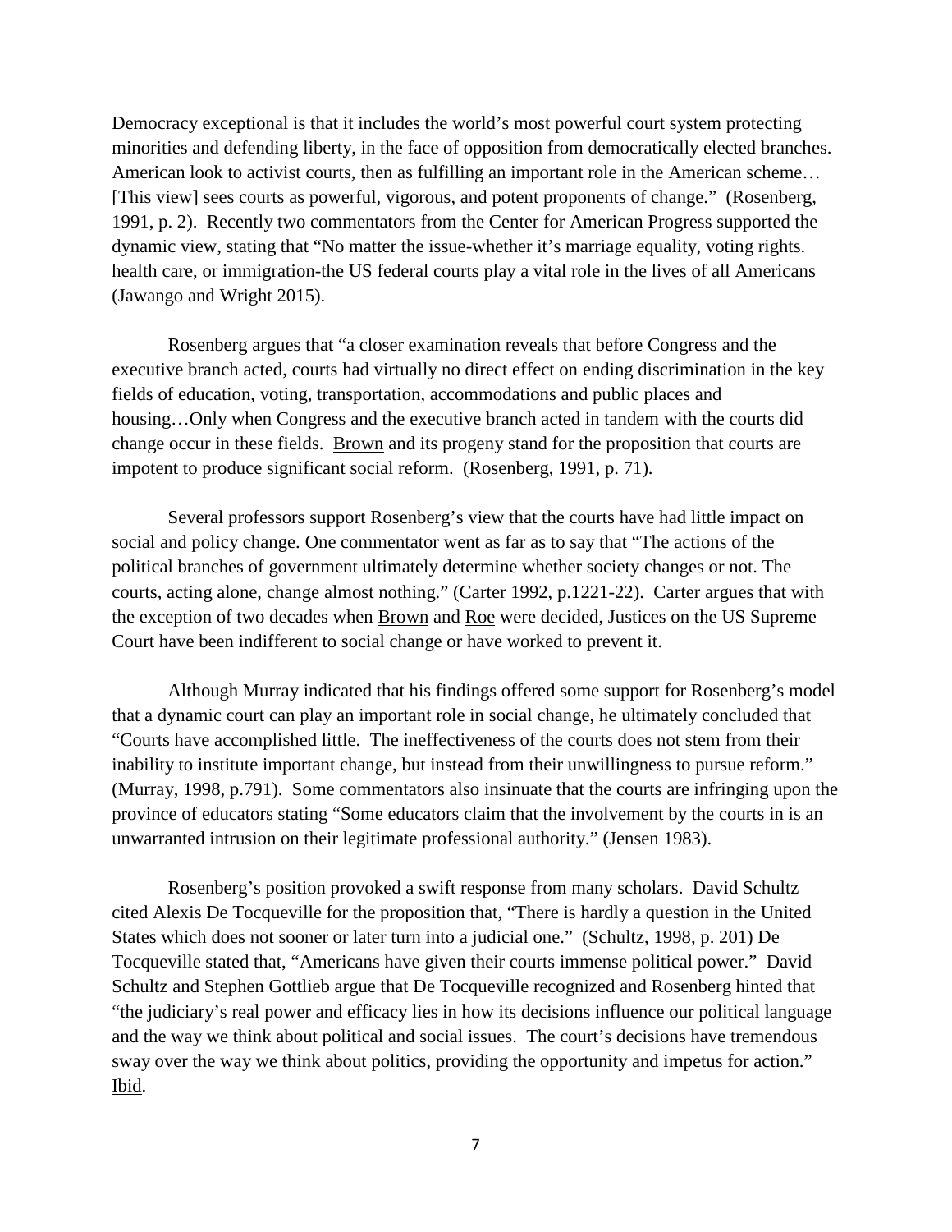Democracy exceptional is that it includes the world's most powerful court system protecting minorities and defending liberty, in the face of opposition from democratically elected branches. American look to activist courts, then as fulfilling an important role in the American scheme… [This view] sees courts as powerful, vigorous, and potent proponents of change." (Rosenberg, 1991, p. 2). Recently two commentators from the Center for American Progress supported the dynamic view, stating that "No matter the issue-whether it's marriage equality, voting rights. health care, or immigration-the US federal courts play a vital role in the lives of all Americans (Jawango and Wright 2015).

Rosenberg argues that "a closer examination reveals that before Congress and the executive branch acted, courts had virtually no direct effect on ending discrimination in the key fields of education, voting, transportation, accommodations and public places and housing…Only when Congress and the executive branch acted in tandem with the courts did change occur in these fields. Brown and its progeny stand for the proposition that courts are impotent to produce significant social reform. (Rosenberg, 1991, p. 71).

Several professors support Rosenberg's view that the courts have had little impact on social and policy change. One commentator went as far as to say that "The actions of the political branches of government ultimately determine whether society changes or not. The courts, acting alone, change almost nothing." (Carter 1992, p.1221-22). Carter argues that with the exception of two decades when Brown and Roe were decided, Justices on the US Supreme Court have been indifferent to social change or have worked to prevent it.

Although Murray indicated that his findings offered some support for Rosenberg's model that a dynamic court can play an important role in social change, he ultimately concluded that "Courts have accomplished little. The ineffectiveness of the courts does not stem from their inability to institute important change, but instead from their unwillingness to pursue reform." (Murray, 1998, p.791). Some commentators also insinuate that the courts are infringing upon the province of educators stating "Some educators claim that the involvement by the courts in is an unwarranted intrusion on their legitimate professional authority." (Jensen 1983).

Rosenberg's position provoked a swift response from many scholars. David Schultz cited Alexis De Tocqueville for the proposition that, "There is hardly a question in the United States which does not sooner or later turn into a judicial one." (Schultz, 1998, p. 201) De Tocqueville stated that, "Americans have given their courts immense political power." David Schultz and Stephen Gottlieb argue that De Tocqueville recognized and Rosenberg hinted that "the judiciary's real power and efficacy lies in how its decisions influence our political language and the way we think about political and social issues. The court's decisions have tremendous sway over the way we think about politics, providing the opportunity and impetus for action." Ibid.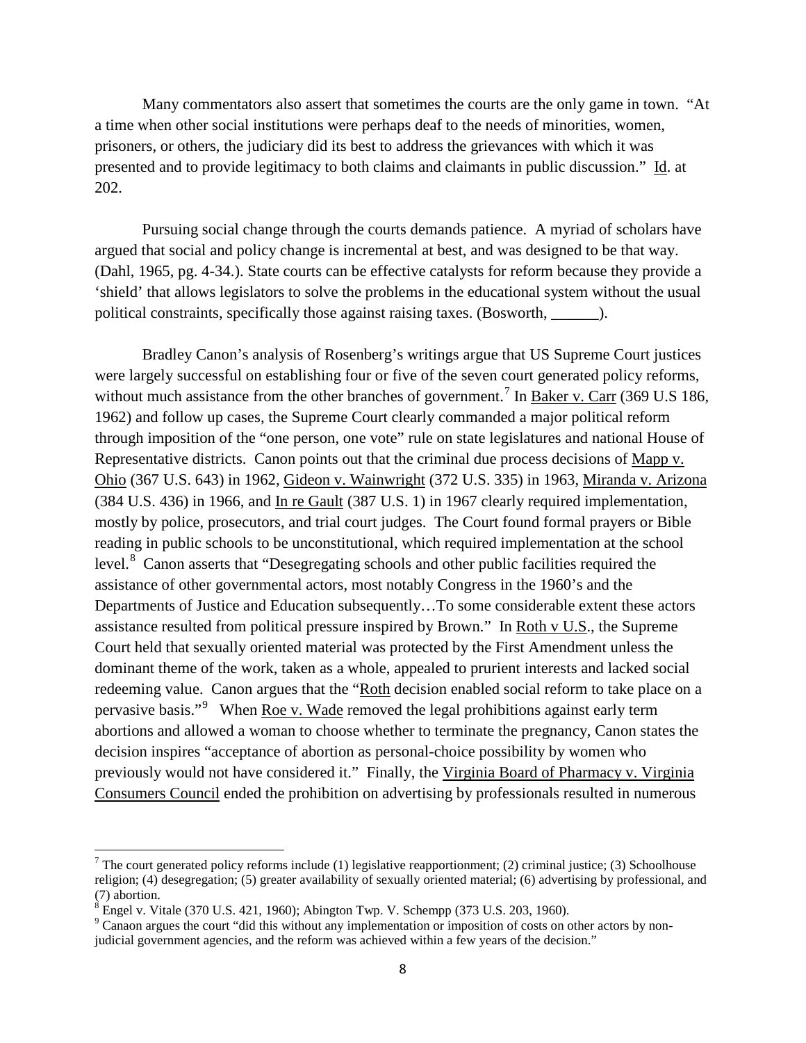Many commentators also assert that sometimes the courts are the only game in town. "At a time when other social institutions were perhaps deaf to the needs of minorities, women, prisoners, or others, the judiciary did its best to address the grievances with which it was presented and to provide legitimacy to both claims and claimants in public discussion." Id. at 202.

Pursuing social change through the courts demands patience. A myriad of scholars have argued that social and policy change is incremental at best, and was designed to be that way. (Dahl, 1965, pg. 4-34.). State courts can be effective catalysts for reform because they provide a 'shield' that allows legislators to solve the problems in the educational system without the usual political constraints, specifically those against raising taxes. (Bosworth, ______).

Bradley Canon's analysis of Rosenberg's writings argue that US Supreme Court justices were largely successful on establishing four or five of the seven court generated policy reforms, without much assistance from the other branches of government.[7] In Baker v. Carr (369 U.S 186, 1962) and follow up cases, the Supreme Court clearly commanded a major political reform through imposition of the "one person, one vote" rule on state legislatures and national House of Representative districts. Canon points out that the criminal due process decisions of Mapp v. Ohio (367 U.S. 643) in 1962, Gideon v. Wainwright (372 U.S. 335) in 1963, Miranda v. Arizona (384 U.S. 436) in 1966, and In re Gault (387 U.S. 1) in 1967 clearly required implementation, mostly by police, prosecutors, and trial court judges. The Court found formal prayers or Bible reading in public schools to be unconstitutional, which required implementation at the school level.[8] Canon asserts that "Desegregating schools and other public facilities required the assistance of other governmental actors, most notably Congress in the 1960's and the Departments of Justice and Education subsequently…To some considerable extent these actors assistance resulted from political pressure inspired by Brown." In Roth v U.S., the Supreme Court held that sexually oriented material was protected by the First Amendment unless the dominant theme of the work, taken as a whole, appealed to prurient interests and lacked social redeeming value. Canon argues that the "Roth decision enabled social reform to take place on a pervasive basis."[9] When Roe v. Wade removed the legal prohibitions against early term abortions and allowed a woman to choose whether to terminate the pregnancy, Canon states the decision inspires "acceptance of abortion as personal-choice possibility by women who previously would not have considered it." Finally, the Virginia Board of Pharmacy v. Virginia Consumers Council ended the prohibition on advertising by professionals resulted in numerous

---

[7] The court generated policy reforms include (1) legislative reapportionment; (2) criminal justice; (3) Schoolhouse religion; (4) desegregation; (5) greater availability of sexually oriented material; (6) advertising by professional, and (7) abortion.

[8] Engel v. Vitale (370 U.S. 421, 1960); Abington Twp. V. Schempp (373 U.S. 203, 1960).

[9] Canaon argues the court "did this without any implementation or imposition of costs on other actors by non-judicial government agencies, and the reform was achieved within a few years of the decision."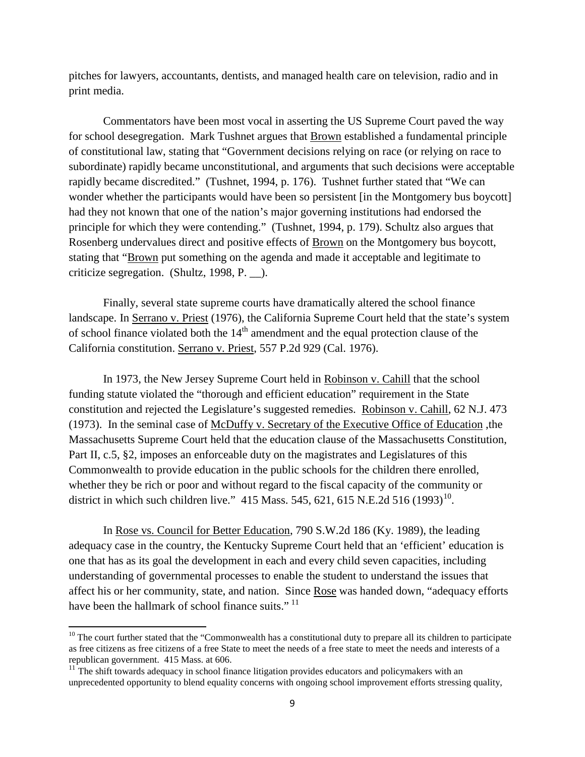pitches for lawyers, accountants, dentists, and managed health care on television, radio and in print media.

Commentators have been most vocal in asserting the US Supreme Court paved the way for school desegregation. Mark Tushnet argues that Brown established a fundamental principle of constitutional law, stating that "Government decisions relying on race (or relying on race to subordinate) rapidly became unconstitutional, and arguments that such decisions were acceptable rapidly became discredited." (Tushnet, 1994, p. 176). Tushnet further stated that "We can wonder whether the participants would have been so persistent [in the Montgomery bus boycott] had they not known that one of the nation's major governing institutions had endorsed the principle for which they were contending." (Tushnet, 1994, p. 179). Schultz also argues that Rosenberg undervalues direct and positive effects of Brown on the Montgomery bus boycott, stating that "Brown put something on the agenda and made it acceptable and legitimate to criticize segregation. (Shultz, 1998, P. __).

Finally, several state supreme courts have dramatically altered the school finance landscape. In Serrano v. Priest (1976), the California Supreme Court held that the state's system of school finance violated both the 14th amendment and the equal protection clause of the California constitution. Serrano v. Priest, 557 P.2d 929 (Cal. 1976).

In 1973, the New Jersey Supreme Court held in Robinson v. Cahill that the school funding statute violated the "thorough and efficient education" requirement in the State constitution and rejected the Legislature's suggested remedies. Robinson v. Cahill, 62 N.J. 473 (1973). In the seminal case of McDuffy v. Secretary of the Executive Office of Education ,the Massachusetts Supreme Court held that the education clause of the Massachusetts Constitution, Part II, c.5, §2, imposes an enforceable duty on the magistrates and Legislatures of this Commonwealth to provide education in the public schools for the children there enrolled, whether they be rich or poor and without regard to the fiscal capacity of the community or district in which such children live." 415 Mass. 545, 621, 615 N.E.2d 516 (1993)[10].

In Rose vs. Council for Better Education, 790 S.W.2d 186 (Ky. 1989), the leading adequacy case in the country, the Kentucky Supreme Court held that an 'efficient' education is one that has as its goal the development in each and every child seven capacities, including understanding of governmental processes to enable the student to understand the issues that affect his or her community, state, and nation. Since Rose was handed down, "adequacy efforts have been the hallmark of school finance suits." [11]

---

[10] The court further stated that the "Commonwealth has a constitutional duty to prepare all its children to participate as free citizens as free citizens of a free State to meet the needs of a free state to meet the needs and interests of a republican government. 415 Mass. at 606.

[11] The shift towards adequacy in school finance litigation provides educators and policymakers with an unprecedented opportunity to blend equality concerns with ongoing school improvement efforts stressing quality,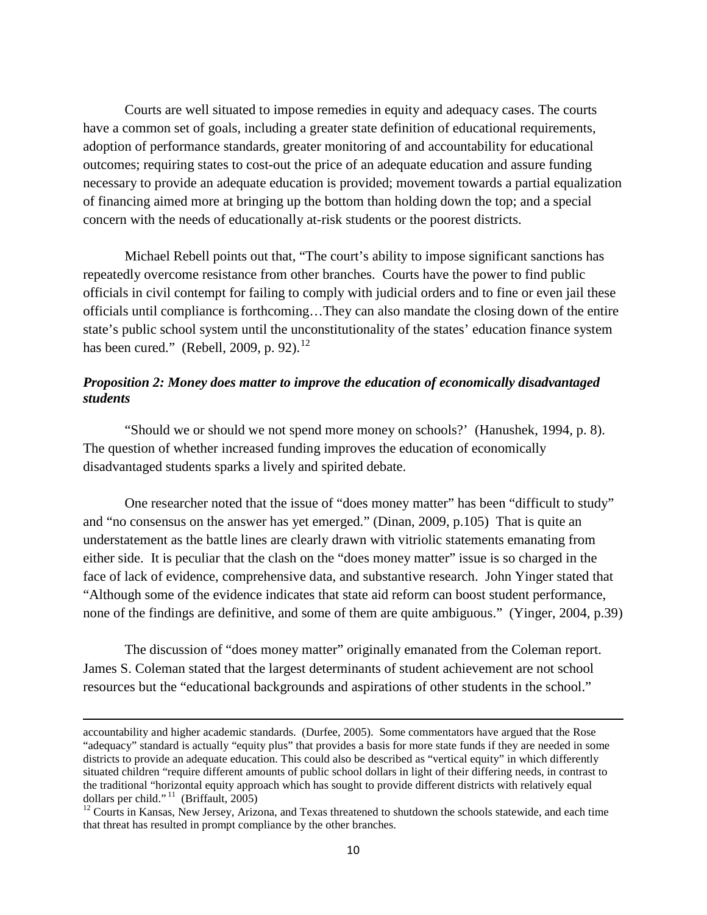Courts are well situated to impose remedies in equity and adequacy cases. The courts have a common set of goals, including a greater state definition of educational requirements, adoption of performance standards, greater monitoring of and accountability for educational outcomes; requiring states to cost-out the price of an adequate education and assure funding necessary to provide an adequate education is provided; movement towards a partial equalization of financing aimed more at bringing up the bottom than holding down the top; and a special concern with the needs of educationally at-risk students or the poorest districts.

Michael Rebell points out that, "The court's ability to impose significant sanctions has repeatedly overcome resistance from other branches. Courts have the power to find public officials in civil contempt for failing to comply with judicial orders and to fine or even jail these officials until compliance is forthcoming…They can also mandate the closing down of the entire state's public school system until the unconstitutionality of the states' education finance system has been cured." (Rebell, 2009, p. 92).[12]

### *Proposition 2: Money does matter to improve the education of economically disadvantaged students*

"Should we or should we not spend more money on schools?' (Hanushek, 1994, p. 8). The question of whether increased funding improves the education of economically disadvantaged students sparks a lively and spirited debate.

One researcher noted that the issue of "does money matter" has been "difficult to study" and "no consensus on the answer has yet emerged." (Dinan, 2009, p.105) That is quite an understatement as the battle lines are clearly drawn with vitriolic statements emanating from either side. It is peculiar that the clash on the "does money matter" issue is so charged in the face of lack of evidence, comprehensive data, and substantive research. John Yinger stated that "Although some of the evidence indicates that state aid reform can boost student performance, none of the findings are definitive, and some of them are quite ambiguous." (Yinger, 2004, p.39)

The discussion of "does money matter" originally emanated from the Coleman report. James S. Coleman stated that the largest determinants of student achievement are not school resources but the "educational backgrounds and aspirations of other students in the school."

---

accountability and higher academic standards. (Durfee, 2005). Some commentators have argued that the Rose "adequacy" standard is actually "equity plus" that provides a basis for more state funds if they are needed in some districts to provide an adequate education. This could also be described as "vertical equity" in which differently situated children "require different amounts of public school dollars in light of their differing needs, in contrast to the traditional "horizontal equity approach which has sought to provide different districts with relatively equal dollars per child."[11] (Briffault, 2005)

[12] Courts in Kansas, New Jersey, Arizona, and Texas threatened to shutdown the schools statewide, and each time that threat has resulted in prompt compliance by the other branches.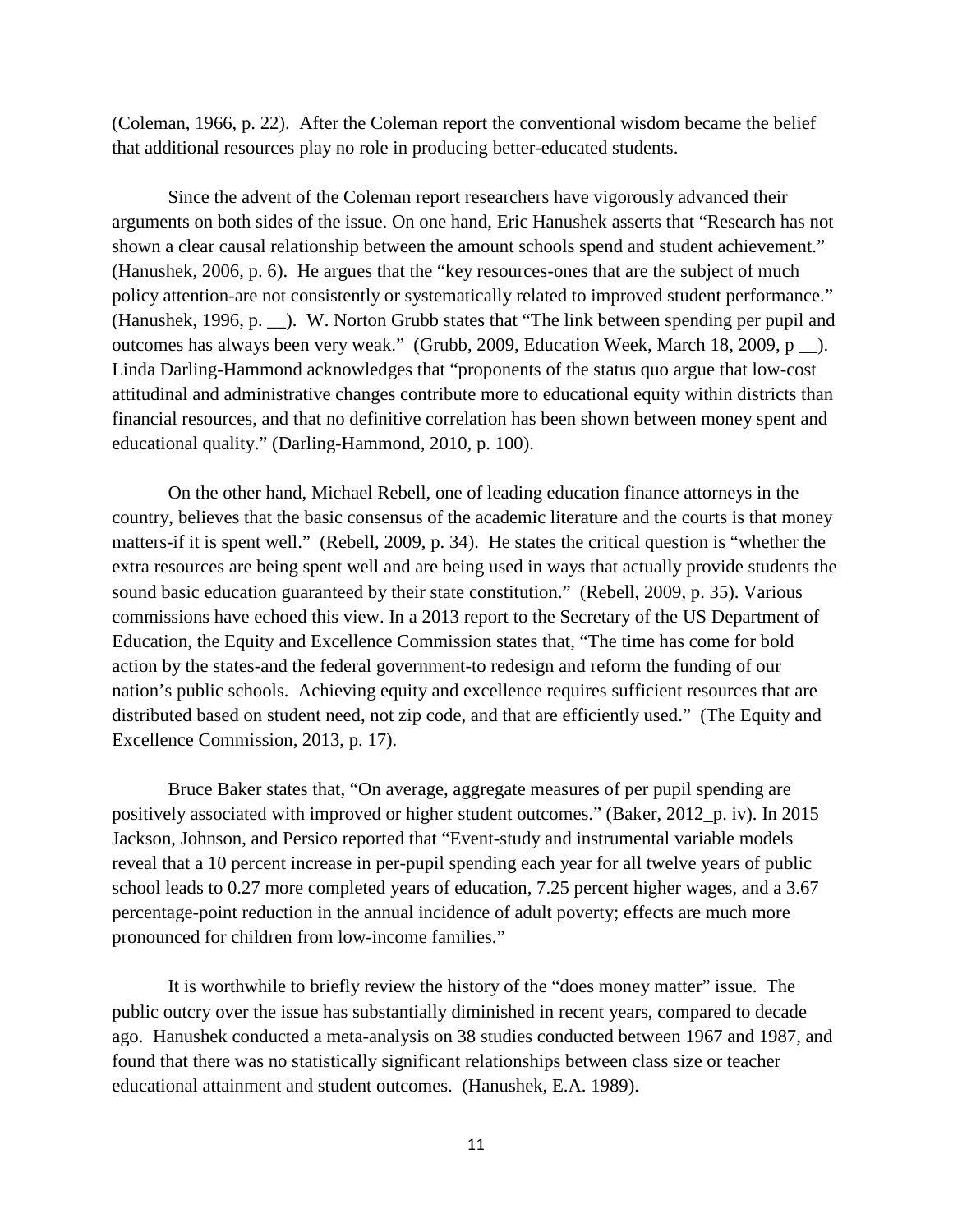(Coleman, 1966, p. 22). After the Coleman report the conventional wisdom became the belief that additional resources play no role in producing better-educated students.

Since the advent of the Coleman report researchers have vigorously advanced their arguments on both sides of the issue. On one hand, Eric Hanushek asserts that "Research has not shown a clear causal relationship between the amount schools spend and student achievement." (Hanushek, 2006, p. 6). He argues that the "key resources-ones that are the subject of much policy attention-are not consistently or systematically related to improved student performance." (Hanushek, 1996, p. __). W. Norton Grubb states that "The link between spending per pupil and outcomes has always been very weak." (Grubb, 2009, Education Week, March 18, 2009, p __). Linda Darling-Hammond acknowledges that "proponents of the status quo argue that low-cost attitudinal and administrative changes contribute more to educational equity within districts than financial resources, and that no definitive correlation has been shown between money spent and educational quality." (Darling-Hammond, 2010, p. 100).

On the other hand, Michael Rebell, one of leading education finance attorneys in the country, believes that the basic consensus of the academic literature and the courts is that money matters-if it is spent well." (Rebell, 2009, p. 34). He states the critical question is "whether the extra resources are being spent well and are being used in ways that actually provide students the sound basic education guaranteed by their state constitution." (Rebell, 2009, p. 35). Various commissions have echoed this view. In a 2013 report to the Secretary of the US Department of Education, the Equity and Excellence Commission states that, "The time has come for bold action by the states-and the federal government-to redesign and reform the funding of our nation's public schools. Achieving equity and excellence requires sufficient resources that are distributed based on student need, not zip code, and that are efficiently used." (The Equity and Excellence Commission, 2013, p. 17).

Bruce Baker states that, "On average, aggregate measures of per pupil spending are positively associated with improved or higher student outcomes." (Baker, 2012_p. iv). In 2015 Jackson, Johnson, and Persico reported that "Event-study and instrumental variable models reveal that a 10 percent increase in per-pupil spending each year for all twelve years of public school leads to 0.27 more completed years of education, 7.25 percent higher wages, and a 3.67 percentage-point reduction in the annual incidence of adult poverty; effects are much more pronounced for children from low-income families."

It is worthwhile to briefly review the history of the "does money matter" issue. The public outcry over the issue has substantially diminished in recent years, compared to decade ago. Hanushek conducted a meta-analysis on 38 studies conducted between 1967 and 1987, and found that there was no statistically significant relationships between class size or teacher educational attainment and student outcomes. (Hanushek, E.A. 1989).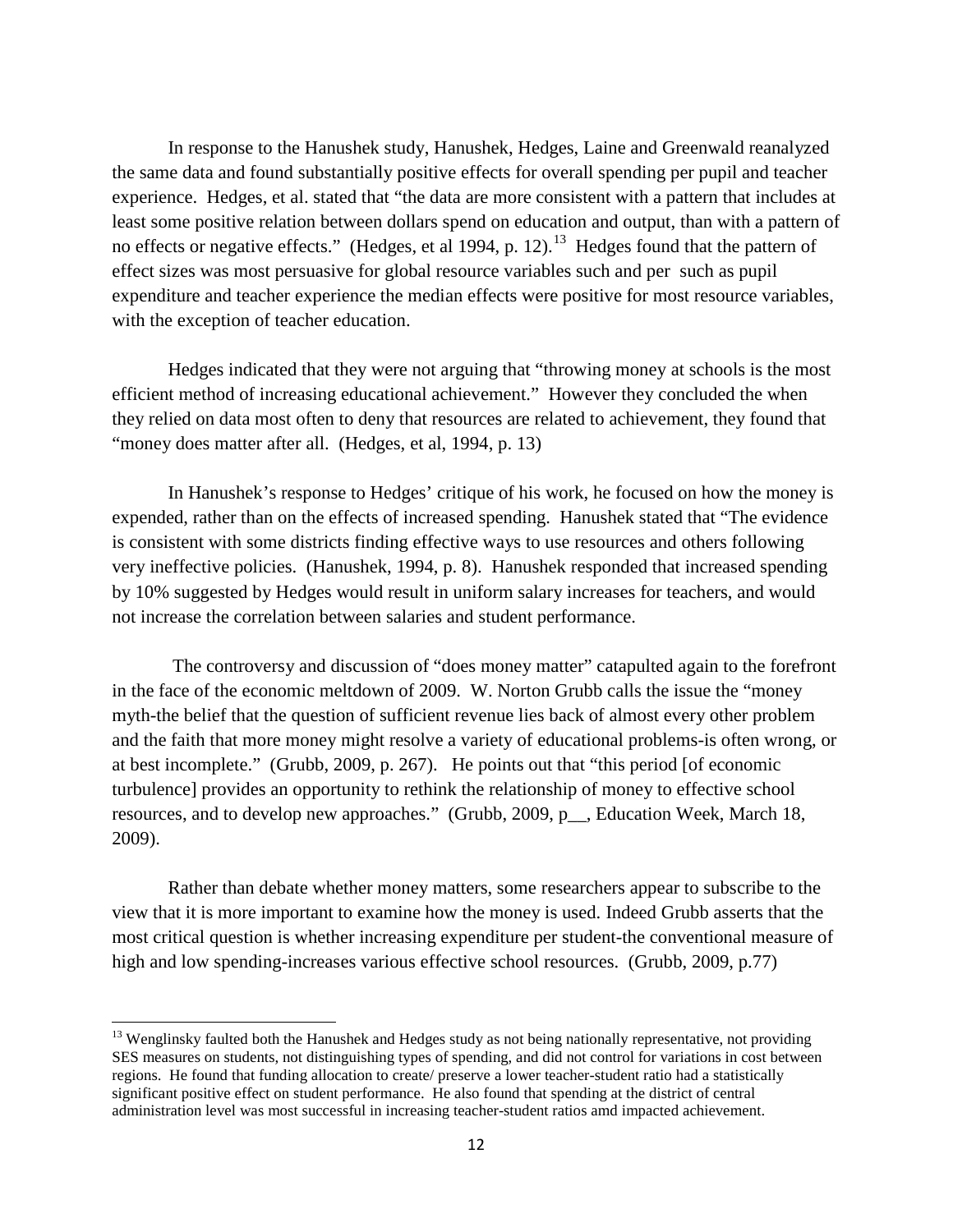In response to the Hanushek study, Hanushek, Hedges, Laine and Greenwald reanalyzed the same data and found substantially positive effects for overall spending per pupil and teacher experience. Hedges, et al. stated that "the data are more consistent with a pattern that includes at least some positive relation between dollars spend on education and output, than with a pattern of no effects or negative effects." (Hedges, et al 1994, p. 12).[13] Hedges found that the pattern of effect sizes was most persuasive for global resource variables such and per such as pupil expenditure and teacher experience the median effects were positive for most resource variables, with the exception of teacher education.

Hedges indicated that they were not arguing that "throwing money at schools is the most efficient method of increasing educational achievement." However they concluded the when they relied on data most often to deny that resources are related to achievement, they found that "money does matter after all. (Hedges, et al, 1994, p. 13)

In Hanushek's response to Hedges' critique of his work, he focused on how the money is expended, rather than on the effects of increased spending. Hanushek stated that "The evidence is consistent with some districts finding effective ways to use resources and others following very ineffective policies. (Hanushek, 1994, p. 8). Hanushek responded that increased spending by 10% suggested by Hedges would result in uniform salary increases for teachers, and would not increase the correlation between salaries and student performance.

The controversy and discussion of "does money matter" catapulted again to the forefront in the face of the economic meltdown of 2009. W. Norton Grubb calls the issue the "money myth-the belief that the question of sufficient revenue lies back of almost every other problem and the faith that more money might resolve a variety of educational problems-is often wrong, or at best incomplete." (Grubb, 2009, p. 267). He points out that "this period [of economic turbulence] provides an opportunity to rethink the relationship of money to effective school resources, and to develop new approaches." (Grubb, 2009, p__, Education Week, March 18, 2009).

Rather than debate whether money matters, some researchers appear to subscribe to the view that it is more important to examine how the money is used. Indeed Grubb asserts that the most critical question is whether increasing expenditure per student-the conventional measure of high and low spending-increases various effective school resources. (Grubb, 2009, p.77)

---

[13] Wenglinsky faulted both the Hanushek and Hedges study as not being nationally representative, not providing SES measures on students, not distinguishing types of spending, and did not control for variations in cost between regions. He found that funding allocation to create/ preserve a lower teacher-student ratio had a statistically significant positive effect on student performance. He also found that spending at the district of central administration level was most successful in increasing teacher-student ratios amd impacted achievement.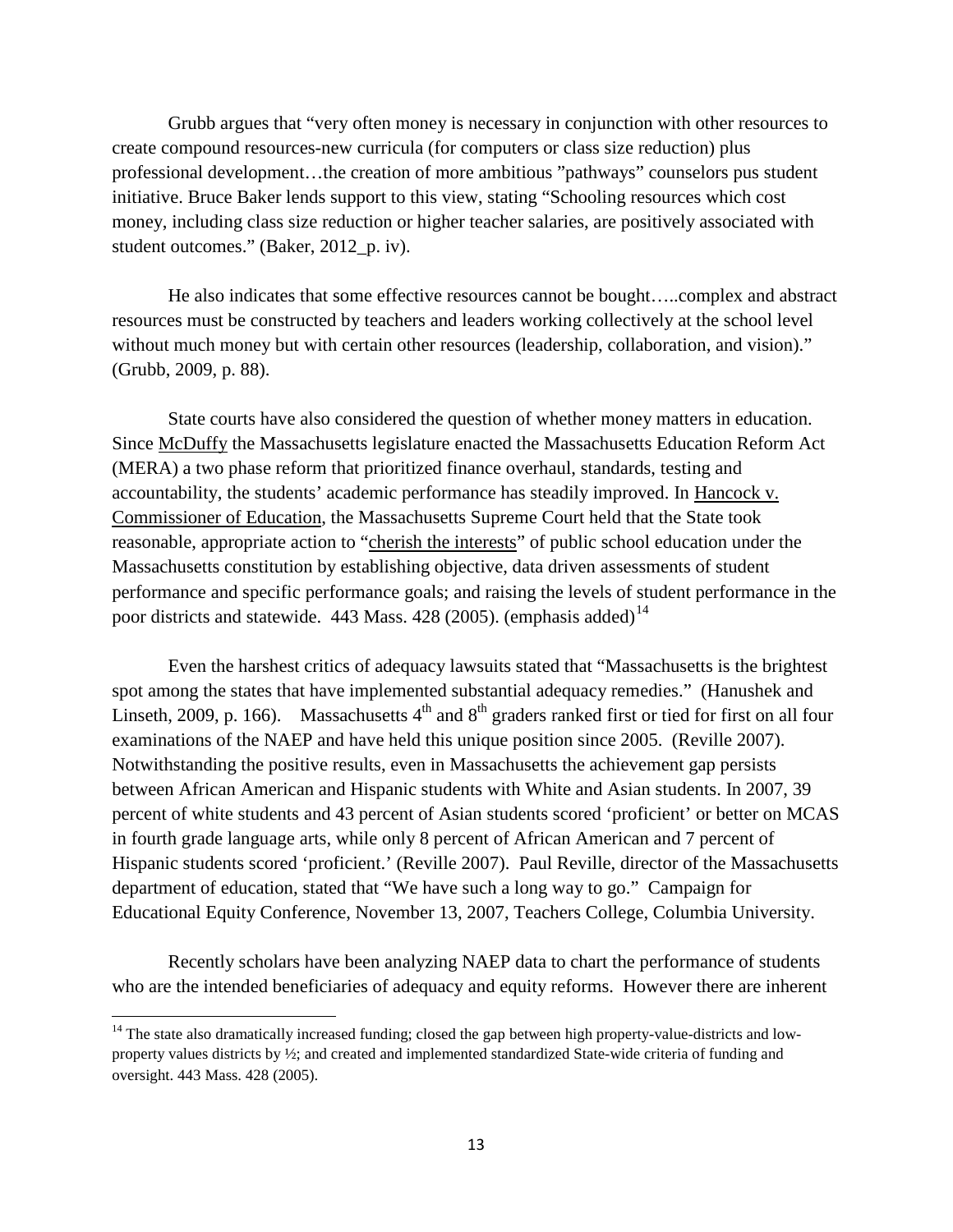Grubb argues that "very often money is necessary in conjunction with other resources to create compound resources-new curricula (for computers or class size reduction) plus professional development…the creation of more ambitious "pathways" counselors pus student initiative. Bruce Baker lends support to this view, stating "Schooling resources which cost money, including class size reduction or higher teacher salaries, are positively associated with student outcomes." (Baker, 2012_p. iv).

He also indicates that some effective resources cannot be bought…..complex and abstract resources must be constructed by teachers and leaders working collectively at the school level without much money but with certain other resources (leadership, collaboration, and vision)." (Grubb, 2009, p. 88).

State courts have also considered the question of whether money matters in education. Since McDuffy the Massachusetts legislature enacted the Massachusetts Education Reform Act (MERA) a two phase reform that prioritized finance overhaul, standards, testing and accountability, the students' academic performance has steadily improved. In Hancock v. Commissioner of Education, the Massachusetts Supreme Court held that the State took reasonable, appropriate action to "cherish the interests" of public school education under the Massachusetts constitution by establishing objective, data driven assessments of student performance and specific performance goals; and raising the levels of student performance in the poor districts and statewide. 443 Mass. 428 (2005). (emphasis added)[14]

Even the harshest critics of adequacy lawsuits stated that "Massachusetts is the brightest spot among the states that have implemented substantial adequacy remedies." (Hanushek and Linseth, 2009, p. 166). Massachusetts 4th and 8th graders ranked first or tied for first on all four examinations of the NAEP and have held this unique position since 2005. (Reville 2007). Notwithstanding the positive results, even in Massachusetts the achievement gap persists between African American and Hispanic students with White and Asian students. In 2007, 39 percent of white students and 43 percent of Asian students scored 'proficient' or better on MCAS in fourth grade language arts, while only 8 percent of African American and 7 percent of Hispanic students scored 'proficient.' (Reville 2007). Paul Reville, director of the Massachusetts department of education, stated that "We have such a long way to go." Campaign for Educational Equity Conference, November 13, 2007, Teachers College, Columbia University.

Recently scholars have been analyzing NAEP data to chart the performance of students who are the intended beneficiaries of adequacy and equity reforms. However there are inherent

[14] The state also dramatically increased funding; closed the gap between high property-value-districts and low-property values districts by ½; and created and implemented standardized State-wide criteria of funding and oversight. 443 Mass. 428 (2005).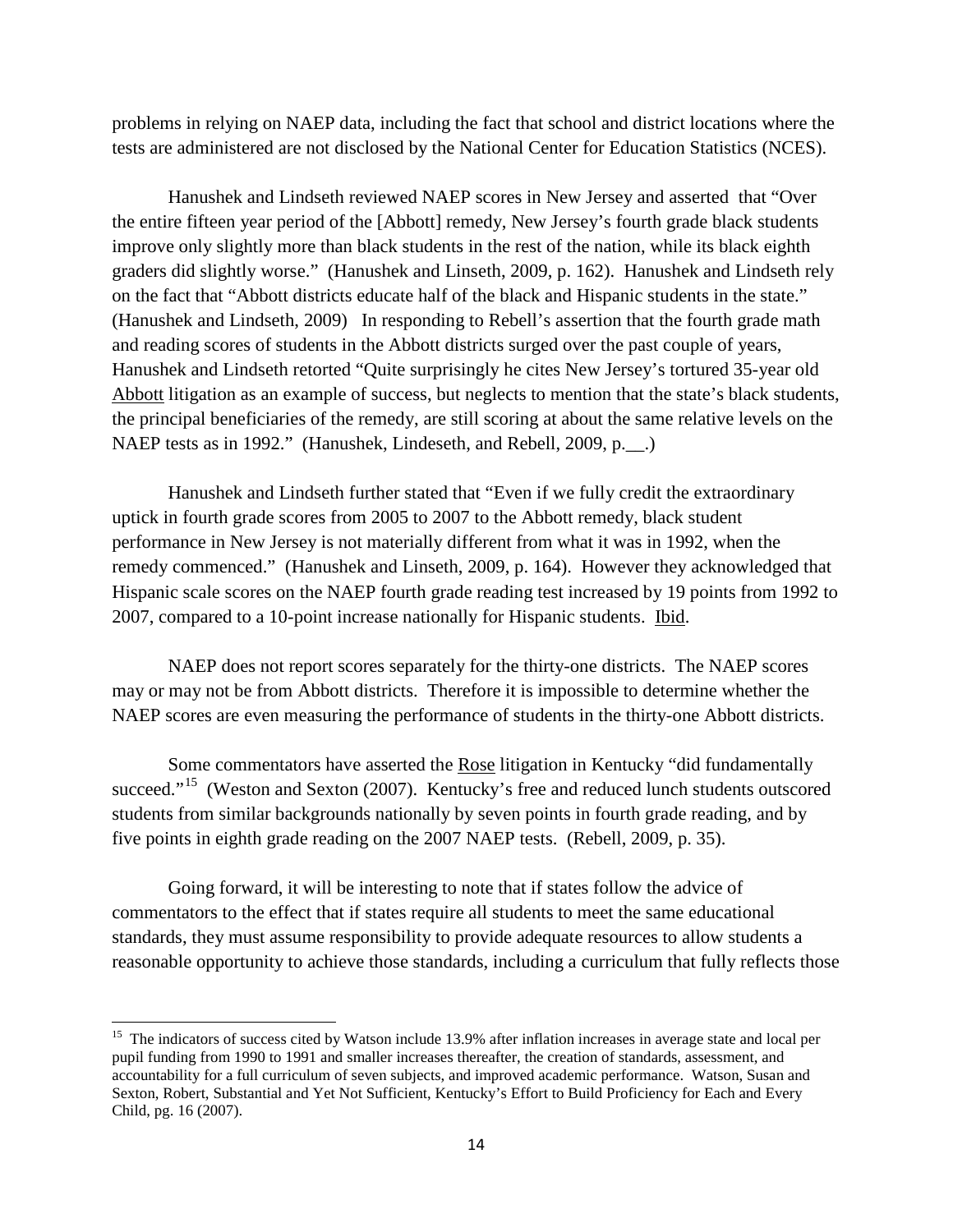problems in relying on NAEP data, including the fact that school and district locations where the tests are administered are not disclosed by the National Center for Education Statistics (NCES).

Hanushek and Lindseth reviewed NAEP scores in New Jersey and asserted that "Over the entire fifteen year period of the [Abbott] remedy, New Jersey's fourth grade black students improve only slightly more than black students in the rest of the nation, while its black eighth graders did slightly worse." (Hanushek and Linseth, 2009, p. 162). Hanushek and Lindseth rely on the fact that "Abbott districts educate half of the black and Hispanic students in the state." (Hanushek and Lindseth, 2009) In responding to Rebell's assertion that the fourth grade math and reading scores of students in the Abbott districts surged over the past couple of years, Hanushek and Lindseth retorted "Quite surprisingly he cites New Jersey's tortured 35-year old Abbott litigation as an example of success, but neglects to mention that the state's black students, the principal beneficiaries of the remedy, are still scoring at about the same relative levels on the NAEP tests as in 1992." (Hanushek, Lindeseth, and Rebell, 2009, p.__.)

Hanushek and Lindseth further stated that "Even if we fully credit the extraordinary uptick in fourth grade scores from 2005 to 2007 to the Abbott remedy, black student performance in New Jersey is not materially different from what it was in 1992, when the remedy commenced." (Hanushek and Linseth, 2009, p. 164). However they acknowledged that Hispanic scale scores on the NAEP fourth grade reading test increased by 19 points from 1992 to 2007, compared to a 10-point increase nationally for Hispanic students. Ibid.

NAEP does not report scores separately for the thirty-one districts. The NAEP scores may or may not be from Abbott districts. Therefore it is impossible to determine whether the NAEP scores are even measuring the performance of students in the thirty-one Abbott districts.

Some commentators have asserted the Rose litigation in Kentucky "did fundamentally succeed."[15] (Weston and Sexton (2007). Kentucky's free and reduced lunch students outscored students from similar backgrounds nationally by seven points in fourth grade reading, and by five points in eighth grade reading on the 2007 NAEP tests. (Rebell, 2009, p. 35).

Going forward, it will be interesting to note that if states follow the advice of commentators to the effect that if states require all students to meet the same educational standards, they must assume responsibility to provide adequate resources to allow students a reasonable opportunity to achieve those standards, including a curriculum that fully reflects those

---

[15] The indicators of success cited by Watson include 13.9% after inflation increases in average state and local per pupil funding from 1990 to 1991 and smaller increases thereafter, the creation of standards, assessment, and accountability for a full curriculum of seven subjects, and improved academic performance. Watson, Susan and Sexton, Robert, Substantial and Yet Not Sufficient, Kentucky's Effort to Build Proficiency for Each and Every Child, pg. 16 (2007).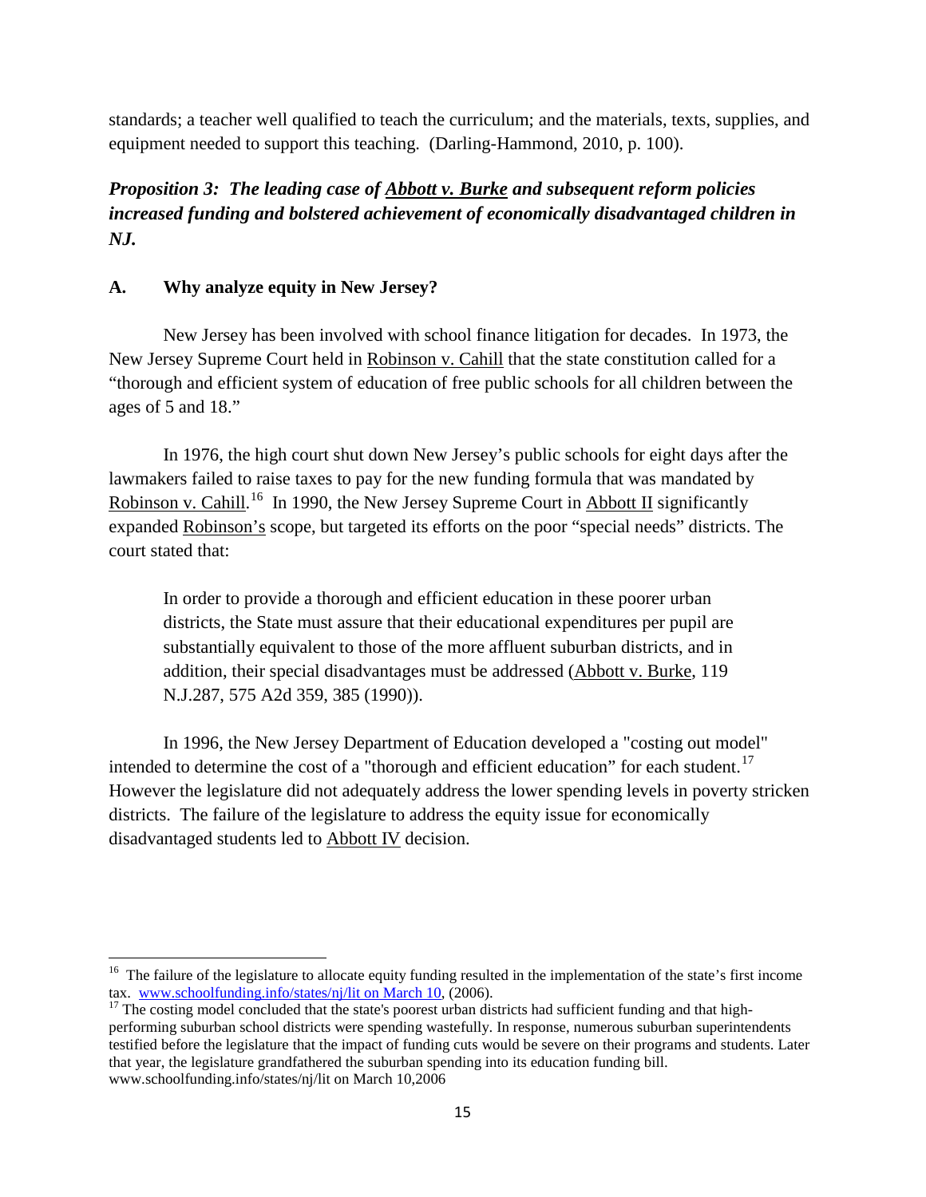standards; a teacher well qualified to teach the curriculum; and the materials, texts, supplies, and equipment needed to support this teaching. (Darling-Hammond, 2010, p. 100).

### *Proposition 3: The leading case of Abbott v. Burke and subsequent reform policies increased funding and bolstered achievement of economically disadvantaged children in NJ.*

#### A. Why analyze equity in New Jersey?

New Jersey has been involved with school finance litigation for decades. In 1973, the New Jersey Supreme Court held in Robinson v. Cahill that the state constitution called for a "thorough and efficient system of education of free public schools for all children between the ages of 5 and 18."

In 1976, the high court shut down New Jersey's public schools for eight days after the lawmakers failed to raise taxes to pay for the new funding formula that was mandated by Robinson v. Cahill.[16] In 1990, the New Jersey Supreme Court in Abbott II significantly expanded Robinson's scope, but targeted its efforts on the poor "special needs" districts. The court stated that:

> In order to provide a thorough and efficient education in these poorer urban districts, the State must assure that their educational expenditures per pupil are substantially equivalent to those of the more affluent suburban districts, and in addition, their special disadvantages must be addressed (Abbott v. Burke, 119 N.J.287, 575 A2d 359, 385 (1990)).

In 1996, the New Jersey Department of Education developed a "costing out model" intended to determine the cost of a "thorough and efficient education" for each student.[17] However the legislature did not adequately address the lower spending levels in poverty stricken districts. The failure of the legislature to address the equity issue for economically disadvantaged students led to Abbott IV decision.

---

[16] The failure of the legislature to allocate equity funding resulted in the implementation of the state's first income tax. www.schoolfunding.info/states/nj/lit on March 10, (2006).

[17] The costing model concluded that the state's poorest urban districts had sufficient funding and that high-performing suburban school districts were spending wastefully. In response, numerous suburban superintendents testified before the legislature that the impact of funding cuts would be severe on their programs and students. Later that year, the legislature grandfathered the suburban spending into its education funding bill. www.schoolfunding.info/states/nj/lit on March 10,2006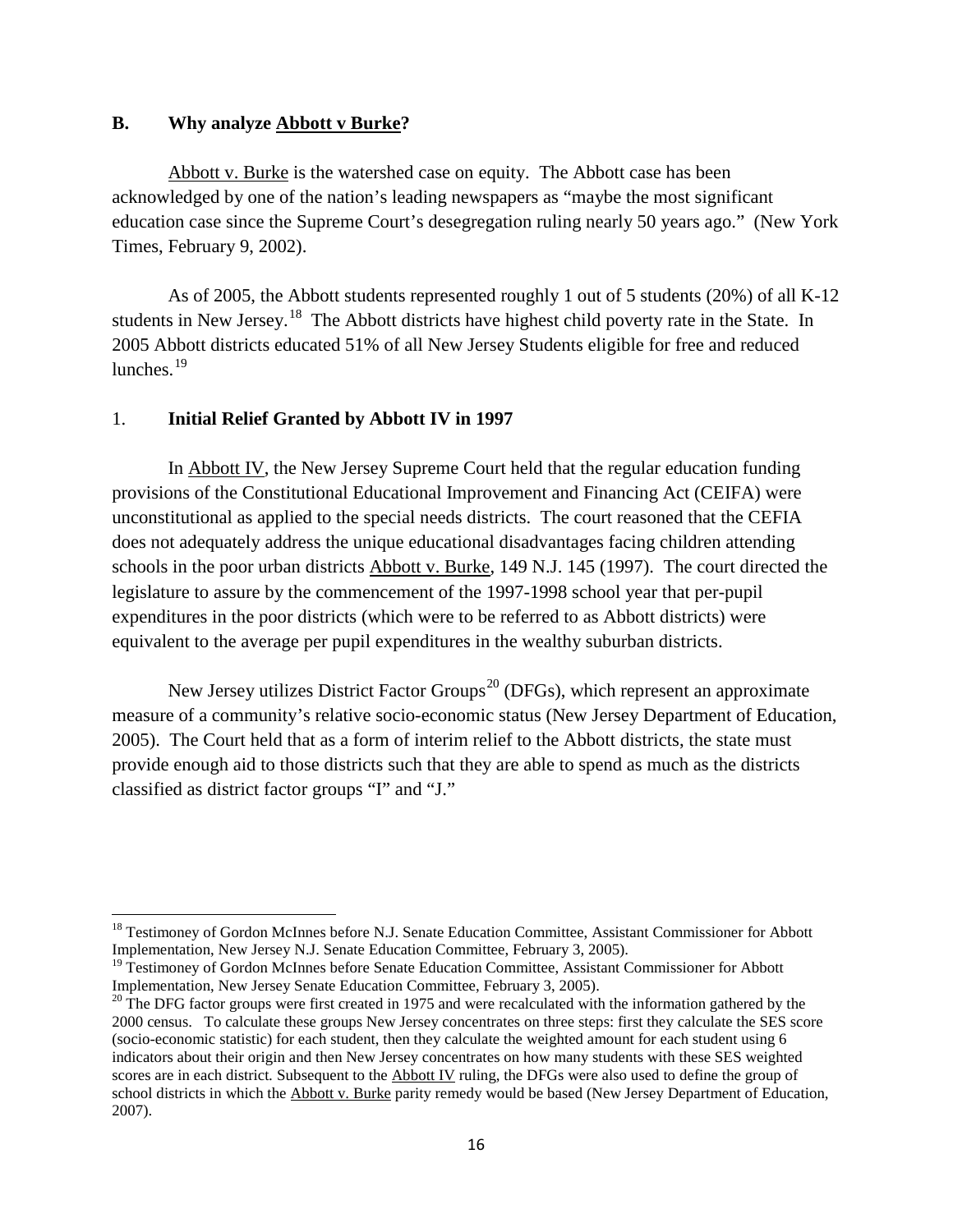## B. Why analyze Abbott v Burke?

Abbott v. Burke is the watershed case on equity. The Abbott case has been acknowledged by one of the nation's leading newspapers as "maybe the most significant education case since the Supreme Court's desegregation ruling nearly 50 years ago." (New York Times, February 9, 2002).

As of 2005, the Abbott students represented roughly 1 out of 5 students (20%) of all K-12 students in New Jersey.[18] The Abbott districts have highest child poverty rate in the State. In 2005 Abbott districts educated 51% of all New Jersey Students eligible for free and reduced lunches.[19]

### 1. Initial Relief Granted by Abbott IV in 1997

In Abbott IV, the New Jersey Supreme Court held that the regular education funding provisions of the Constitutional Educational Improvement and Financing Act (CEIFA) were unconstitutional as applied to the special needs districts. The court reasoned that the CEFIA does not adequately address the unique educational disadvantages facing children attending schools in the poor urban districts Abbott v. Burke, 149 N.J. 145 (1997). The court directed the legislature to assure by the commencement of the 1997-1998 school year that per-pupil expenditures in the poor districts (which were to be referred to as Abbott districts) were equivalent to the average per pupil expenditures in the wealthy suburban districts.

New Jersey utilizes District Factor Groups[20] (DFGs), which represent an approximate measure of a community's relative socio-economic status (New Jersey Department of Education, 2005). The Court held that as a form of interim relief to the Abbott districts, the state must provide enough aid to those districts such that they are able to spend as much as the districts classified as district factor groups "I" and "J."

---

[18] Testimoney of Gordon McInnes before N.J. Senate Education Committee, Assistant Commissioner for Abbott Implementation, New Jersey N.J. Senate Education Committee, February 3, 2005).

[19] Testimoney of Gordon McInnes before Senate Education Committee, Assistant Commissioner for Abbott Implementation, New Jersey Senate Education Committee, February 3, 2005).

[20] The DFG factor groups were first created in 1975 and were recalculated with the information gathered by the 2000 census. To calculate these groups New Jersey concentrates on three steps: first they calculate the SES score (socio-economic statistic) for each student, then they calculate the weighted amount for each student using 6 indicators about their origin and then New Jersey concentrates on how many students with these SES weighted scores are in each district. Subsequent to the Abbott IV ruling, the DFGs were also used to define the group of school districts in which the Abbott v. Burke parity remedy would be based (New Jersey Department of Education, 2007).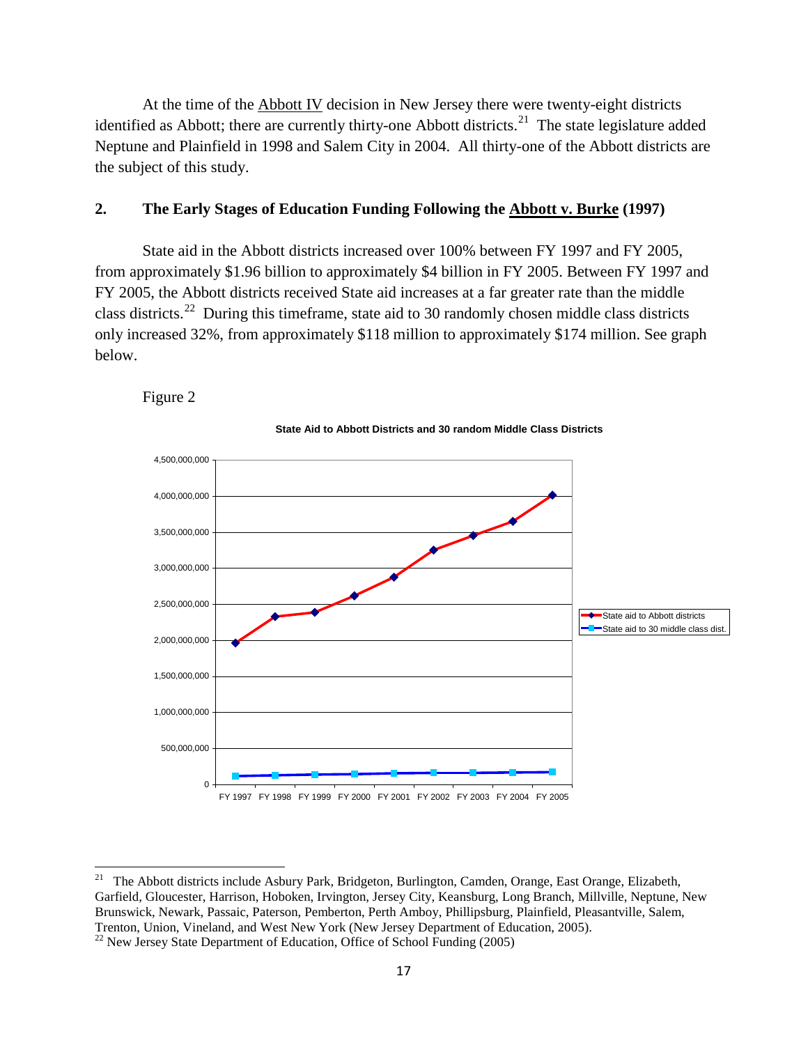At the time of the Abbott IV decision in New Jersey there were twenty-eight districts identified as Abbott; there are currently thirty-one Abbott districts.[21] The state legislature added Neptune and Plainfield in 1998 and Salem City in 2004. All thirty-one of the Abbott districts are the subject of this study.

## 2. The Early Stages of Education Funding Following the Abbott v. Burke (1997)

State aid in the Abbott districts increased over 100% between FY 1997 and FY 2005, from approximately \$1.96 billion to approximately \$4 billion in FY 2005. Between FY 1997 and FY 2005, the Abbott districts received State aid increases at a far greater rate than the middle class districts.[22] During this timeframe, state aid to 30 randomly chosen middle class districts only increased 32%, from approximately \$118 million to approximately \$174 million. See graph below.

Figure 2

**State Aid to Abbott Districts and 30 random Middle Class Districts**

[21] The Abbott districts include Asbury Park, Bridgeton, Burlington, Camden, Orange, East Orange, Elizabeth, Garfield, Gloucester, Harrison, Hoboken, Irvington, Jersey City, Keansburg, Long Branch, Millville, Neptune, New Brunswick, Newark, Passaic, Paterson, Pemberton, Perth Amboy, Phillipsburg, Plainfield, Pleasantville, Salem, Trenton, Union, Vineland, and West New York (New Jersey Department of Education, 2005).

[22] New Jersey State Department of Education, Office of School Funding (2005)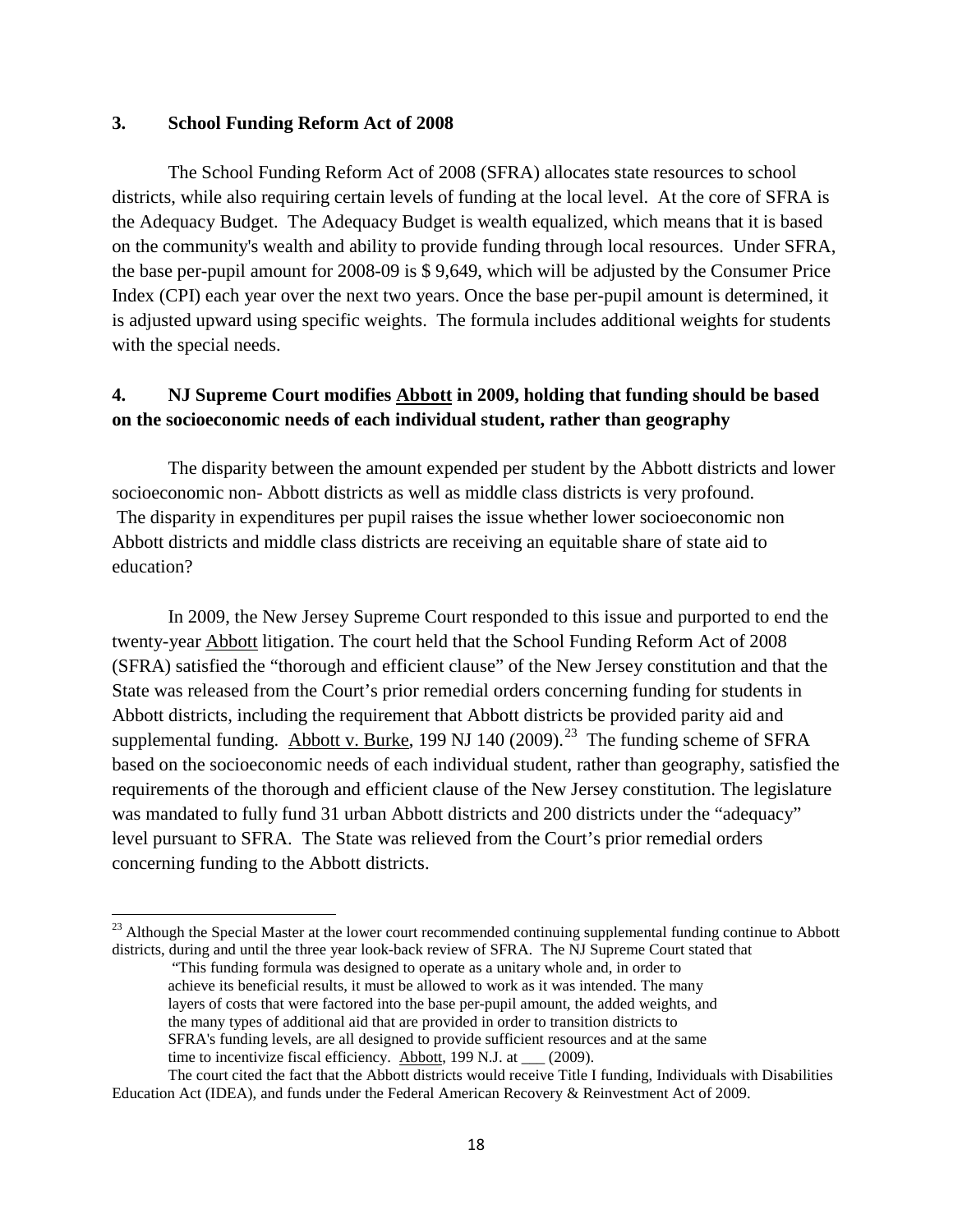### 3. School Funding Reform Act of 2008

The School Funding Reform Act of 2008 (SFRA) allocates state resources to school districts, while also requiring certain levels of funding at the local level. At the core of SFRA is the Adequacy Budget. The Adequacy Budget is wealth equalized, which means that it is based on the community's wealth and ability to provide funding through local resources. Under SFRA, the base per-pupil amount for 2008-09 is $ 9,649, which will be adjusted by the Consumer Price Index (CPI) each year over the next two years. Once the base per-pupil amount is determined, it is adjusted upward using specific weights. The formula includes additional weights for students with the special needs.

### 4. NJ Supreme Court modifies Abbott in 2009, holding that funding should be based on the socioeconomic needs of each individual student, rather than geography

The disparity between the amount expended per student by the Abbott districts and lower socioeconomic non- Abbott districts as well as middle class districts is very profound. The disparity in expenditures per pupil raises the issue whether lower socioeconomic non Abbott districts and middle class districts are receiving an equitable share of state aid to education?

In 2009, the New Jersey Supreme Court responded to this issue and purported to end the twenty-year Abbott litigation. The court held that the School Funding Reform Act of 2008 (SFRA) satisfied the "thorough and efficient clause" of the New Jersey constitution and that the State was released from the Court's prior remedial orders concerning funding for students in Abbott districts, including the requirement that Abbott districts be provided parity aid and supplemental funding. Abbott v. Burke, 199 NJ 140 (2009).[23] The funding scheme of SFRA based on the socioeconomic needs of each individual student, rather than geography, satisfied the requirements of the thorough and efficient clause of the New Jersey constitution. The legislature was mandated to fully fund 31 urban Abbott districts and 200 districts under the "adequacy" level pursuant to SFRA. The State was relieved from the Court's prior remedial orders concerning funding to the Abbott districts.

---

[23] Although the Special Master at the lower court recommended continuing supplemental funding continue to Abbott districts, during and until the three year look-back review of SFRA. The NJ Supreme Court stated that

> "This funding formula was designed to operate as a unitary whole and, in order to achieve its beneficial results, it must be allowed to work as it was intended. The many layers of costs that were factored into the base per-pupil amount, the added weights, and the many types of additional aid that are provided in order to transition districts to SFRA's funding levels, are all designed to provide sufficient resources and at the same time to incentivize fiscal efficiency. Abbott, 199 N.J. at ___ (2009).

The court cited the fact that the Abbott districts would receive Title I funding, Individuals with Disabilities Education Act (IDEA), and funds under the Federal American Recovery & Reinvestment Act of 2009.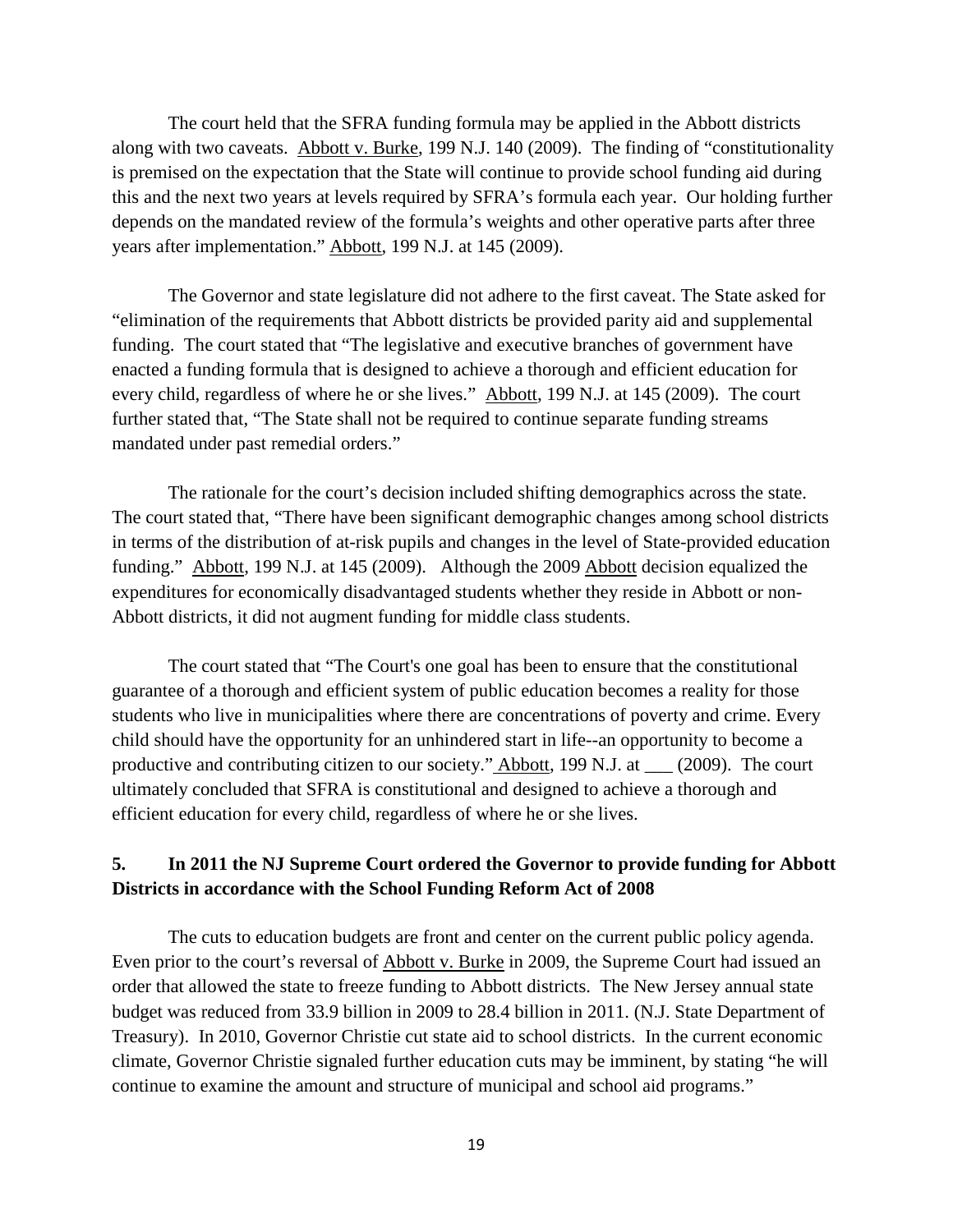The court held that the SFRA funding formula may be applied in the Abbott districts along with two caveats. Abbott v. Burke, 199 N.J. 140 (2009). The finding of "constitutionality is premised on the expectation that the State will continue to provide school funding aid during this and the next two years at levels required by SFRA's formula each year. Our holding further depends on the mandated review of the formula's weights and other operative parts after three years after implementation." Abbott, 199 N.J. at 145 (2009).

The Governor and state legislature did not adhere to the first caveat. The State asked for "elimination of the requirements that Abbott districts be provided parity aid and supplemental funding. The court stated that "The legislative and executive branches of government have enacted a funding formula that is designed to achieve a thorough and efficient education for every child, regardless of where he or she lives." Abbott, 199 N.J. at 145 (2009). The court further stated that, "The State shall not be required to continue separate funding streams mandated under past remedial orders."

The rationale for the court's decision included shifting demographics across the state. The court stated that, "There have been significant demographic changes among school districts in terms of the distribution of at-risk pupils and changes in the level of State-provided education funding." Abbott, 199 N.J. at 145 (2009). Although the 2009 Abbott decision equalized the expenditures for economically disadvantaged students whether they reside in Abbott or non-Abbott districts, it did not augment funding for middle class students.

The court stated that "The Court's one goal has been to ensure that the constitutional guarantee of a thorough and efficient system of public education becomes a reality for those students who live in municipalities where there are concentrations of poverty and crime. Every child should have the opportunity for an unhindered start in life--an opportunity to become a productive and contributing citizen to our society." Abbott, 199 N.J. at ___ (2009). The court ultimately concluded that SFRA is constitutional and designed to achieve a thorough and efficient education for every child, regardless of where he or she lives.

## 5. In 2011 the NJ Supreme Court ordered the Governor to provide funding for Abbott Districts in accordance with the School Funding Reform Act of 2008

The cuts to education budgets are front and center on the current public policy agenda. Even prior to the court's reversal of Abbott v. Burke in 2009, the Supreme Court had issued an order that allowed the state to freeze funding to Abbott districts. The New Jersey annual state budget was reduced from 33.9 billion in 2009 to 28.4 billion in 2011. (N.J. State Department of Treasury). In 2010, Governor Christie cut state aid to school districts. In the current economic climate, Governor Christie signaled further education cuts may be imminent, by stating "he will continue to examine the amount and structure of municipal and school aid programs."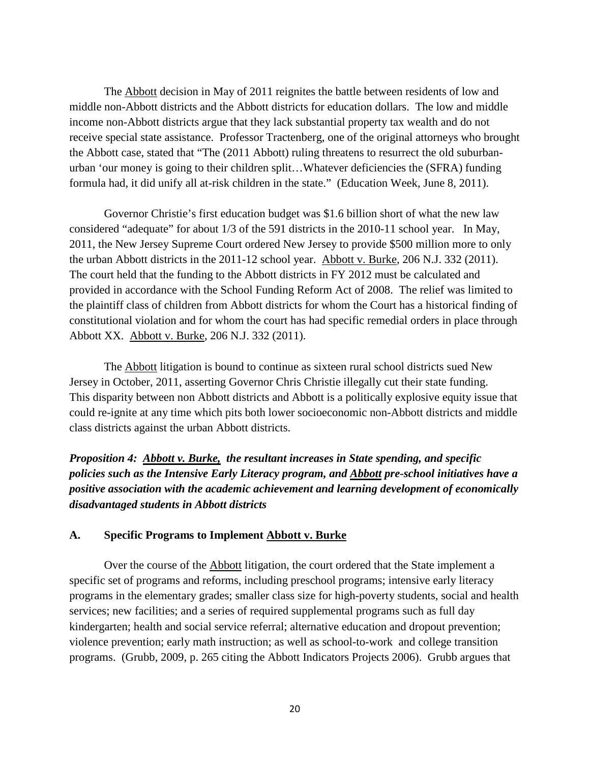The Abbott decision in May of 2011 reignites the battle between residents of low and middle non-Abbott districts and the Abbott districts for education dollars. The low and middle income non-Abbott districts argue that they lack substantial property tax wealth and do not receive special state assistance. Professor Tractenberg, one of the original attorneys who brought the Abbott case, stated that "The (2011 Abbott) ruling threatens to resurrect the old suburban-urban 'our money is going to their children split…Whatever deficiencies the (SFRA) funding formula had, it did unify all at-risk children in the state." (Education Week, June 8, 2011).

Governor Christie's first education budget was $1.6 billion short of what the new law considered "adequate" for about 1/3 of the 591 districts in the 2010-11 school year. In May, 2011, the New Jersey Supreme Court ordered New Jersey to provide $500 million more to only the urban Abbott districts in the 2011-12 school year. Abbott v. Burke, 206 N.J. 332 (2011). The court held that the funding to the Abbott districts in FY 2012 must be calculated and provided in accordance with the School Funding Reform Act of 2008. The relief was limited to the plaintiff class of children from Abbott districts for whom the Court has a historical finding of constitutional violation and for whom the court has had specific remedial orders in place through Abbott XX. Abbott v. Burke, 206 N.J. 332 (2011).

The Abbott litigation is bound to continue as sixteen rural school districts sued New Jersey in October, 2011, asserting Governor Chris Christie illegally cut their state funding. This disparity between non Abbott districts and Abbott is a politically explosive equity issue that could re-ignite at any time which pits both lower socioeconomic non-Abbott districts and middle class districts against the urban Abbott districts.

***Proposition 4: Abbott v. Burke, the resultant increases in State spending, and specific policies such as the Intensive Early Literacy program, and Abbott pre-school initiatives have a positive association with the academic achievement and learning development of economically disadvantaged students in Abbott districts***

## A. Specific Programs to Implement Abbott v. Burke

Over the course of the Abbott litigation, the court ordered that the State implement a specific set of programs and reforms, including preschool programs; intensive early literacy programs in the elementary grades; smaller class size for high-poverty students, social and health services; new facilities; and a series of required supplemental programs such as full day kindergarten; health and social service referral; alternative education and dropout prevention; violence prevention; early math instruction; as well as school-to-work and college transition programs. (Grubb, 2009, p. 265 citing the Abbott Indicators Projects 2006). Grubb argues that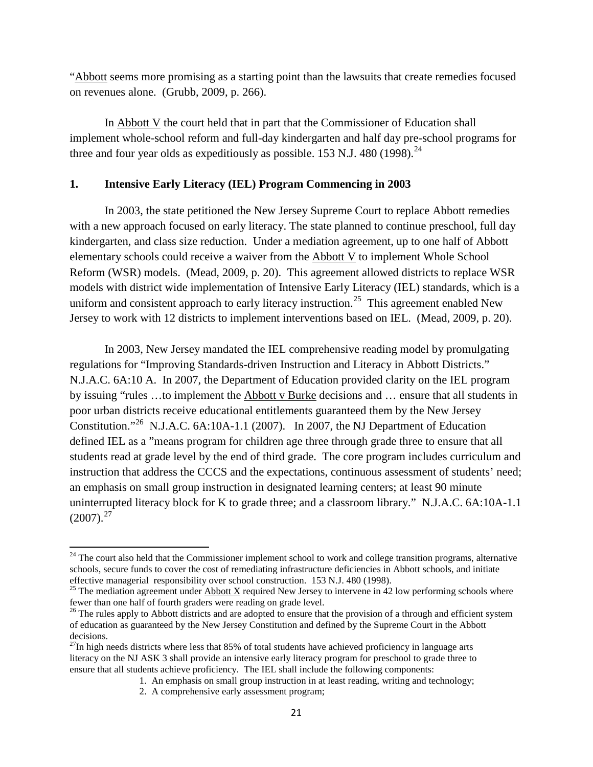"Abbott seems more promising as a starting point than the lawsuits that create remedies focused on revenues alone. (Grubb, 2009, p. 266).

In Abbott V the court held that in part that the Commissioner of Education shall implement whole-school reform and full-day kindergarten and half day pre-school programs for three and four year olds as expeditiously as possible. 153 N.J. 480 (1998).[24]

## 1. Intensive Early Literacy (IEL) Program Commencing in 2003

In 2003, the state petitioned the New Jersey Supreme Court to replace Abbott remedies with a new approach focused on early literacy. The state planned to continue preschool, full day kindergarten, and class size reduction. Under a mediation agreement, up to one half of Abbott elementary schools could receive a waiver from the Abbott V to implement Whole School Reform (WSR) models. (Mead, 2009, p. 20). This agreement allowed districts to replace WSR models with district wide implementation of Intensive Early Literacy (IEL) standards, which is a uniform and consistent approach to early literacy instruction.[25] This agreement enabled New Jersey to work with 12 districts to implement interventions based on IEL. (Mead, 2009, p. 20).

In 2003, New Jersey mandated the IEL comprehensive reading model by promulgating regulations for "Improving Standards-driven Instruction and Literacy in Abbott Districts." N.J.A.C. 6A:10 A. In 2007, the Department of Education provided clarity on the IEL program by issuing "rules …to implement the Abbott v Burke decisions and … ensure that all students in poor urban districts receive educational entitlements guaranteed them by the New Jersey Constitution."[26] N.J.A.C. 6A:10A-1.1 (2007). In 2007, the NJ Department of Education defined IEL as a "means program for children age three through grade three to ensure that all students read at grade level by the end of third grade. The core program includes curriculum and instruction that address the CCCS and the expectations, continuous assessment of students' need; an emphasis on small group instruction in designated learning centers; at least 90 minute uninterrupted literacy block for K to grade three; and a classroom library." N.J.A.C. 6A:10A-1.1 (2007).[27]

---

[24] The court also held that the Commissioner implement school to work and college transition programs, alternative schools, secure funds to cover the cost of remediating infrastructure deficiencies in Abbott schools, and initiate effective managerial responsibility over school construction. 153 N.J. 480 (1998).

[25] The mediation agreement under Abbott X required New Jersey to intervene in 42 low performing schools where fewer than one half of fourth graders were reading on grade level.

[26] The rules apply to Abbott districts and are adopted to ensure that the provision of a through and efficient system of education as guaranteed by the New Jersey Constitution and defined by the Supreme Court in the Abbott decisions.

[27] In high needs districts where less that 85% of total students have achieved proficiency in language arts literacy on the NJ ASK 3 shall provide an intensive early literacy program for preschool to grade three to ensure that all students achieve proficiency. The IEL shall include the following components:

1. An emphasis on small group instruction in at least reading, writing and technology;
2. A comprehensive early assessment program;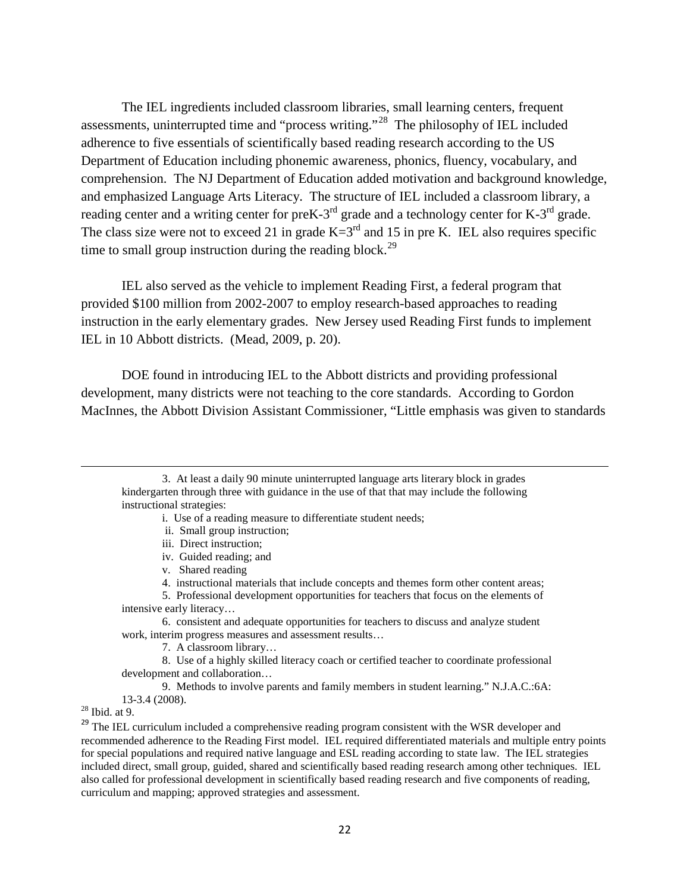The IEL ingredients included classroom libraries, small learning centers, frequent assessments, uninterrupted time and "process writing."[28] The philosophy of IEL included adherence to five essentials of scientifically based reading research according to the US Department of Education including phonemic awareness, phonics, fluency, vocabulary, and comprehension. The NJ Department of Education added motivation and background knowledge, and emphasized Language Arts Literacy. The structure of IEL included a classroom library, a reading center and a writing center for preK-3rd grade and a technology center for K-3rd grade. The class size were not to exceed 21 in grade K=3rd and 15 in pre K. IEL also requires specific time to small group instruction during the reading block.[29]

IEL also served as the vehicle to implement Reading First, a federal program that provided $100 million from 2002-2007 to employ research-based approaches to reading instruction in the early elementary grades. New Jersey used Reading First funds to implement IEL in 10 Abbott districts. (Mead, 2009, p. 20).

DOE found in introducing IEL to the Abbott districts and providing professional development, many districts were not teaching to the core standards. According to Gordon MacInnes, the Abbott Division Assistant Commissioner, "Little emphasis was given to standards

---

3. At least a daily 90 minute uninterrupted language arts literary block in grades kindergarten through three with guidance in the use of that that may include the following instructional strategies:
   - i. Use of a reading measure to differentiate student needs;
   - ii. Small group instruction;
   - iii. Direct instruction;
   - iv. Guided reading; and
   - v. Shared reading

4. instructional materials that include concepts and themes form other content areas;

5. Professional development opportunities for teachers that focus on the elements of intensive early literacy…

6. consistent and adequate opportunities for teachers to discuss and analyze student work, interim progress measures and assessment results…

7. A classroom library…

8. Use of a highly skilled literacy coach or certified teacher to coordinate professional development and collaboration…

9. Methods to involve parents and family members in student learning." N.J.A.C.:6A: 13-3.4 (2008).

[28] Ibid. at 9.

[29] The IEL curriculum included a comprehensive reading program consistent with the WSR developer and recommended adherence to the Reading First model. IEL required differentiated materials and multiple entry points for special populations and required native language and ESL reading according to state law. The IEL strategies included direct, small group, guided, shared and scientifically based reading research among other techniques. IEL also called for professional development in scientifically based reading research and five components of reading, curriculum and mapping; approved strategies and assessment.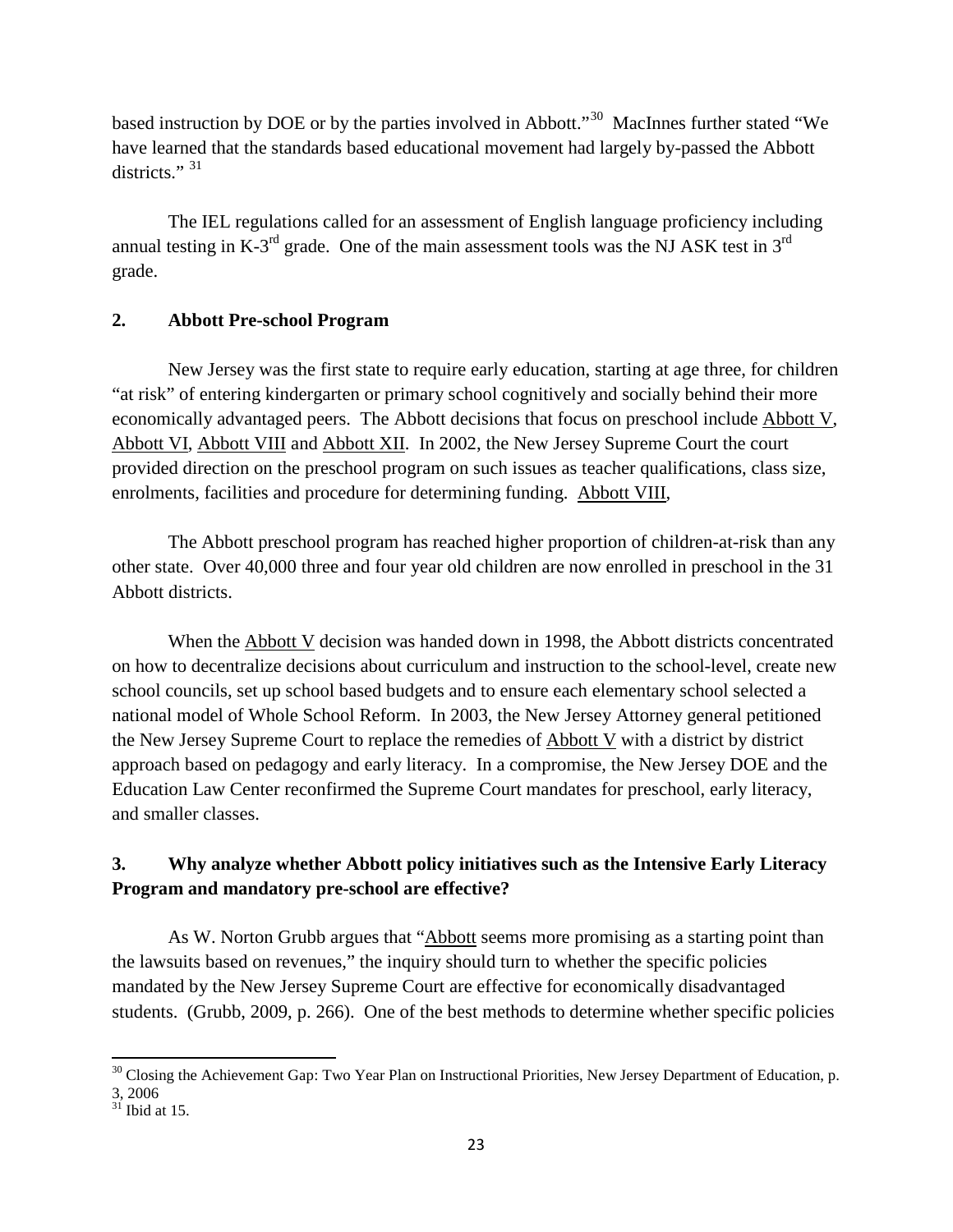based instruction by DOE or by the parties involved in Abbott."[30] MacInnes further stated "We have learned that the standards based educational movement had largely by-passed the Abbott districts." [31]

The IEL regulations called for an assessment of English language proficiency including annual testing in K-3rd grade. One of the main assessment tools was the NJ ASK test in 3rd grade.

## 2. Abbott Pre-school Program

New Jersey was the first state to require early education, starting at age three, for children "at risk" of entering kindergarten or primary school cognitively and socially behind their more economically advantaged peers. The Abbott decisions that focus on preschool include Abbott V, Abbott VI, Abbott VIII and Abbott XII. In 2002, the New Jersey Supreme Court the court provided direction on the preschool program on such issues as teacher qualifications, class size, enrolments, facilities and procedure for determining funding. Abbott VIII,

The Abbott preschool program has reached higher proportion of children-at-risk than any other state. Over 40,000 three and four year old children are now enrolled in preschool in the 31 Abbott districts.

When the Abbott V decision was handed down in 1998, the Abbott districts concentrated on how to decentralize decisions about curriculum and instruction to the school-level, create new school councils, set up school based budgets and to ensure each elementary school selected a national model of Whole School Reform. In 2003, the New Jersey Attorney general petitioned the New Jersey Supreme Court to replace the remedies of Abbott V with a district by district approach based on pedagogy and early literacy. In a compromise, the New Jersey DOE and the Education Law Center reconfirmed the Supreme Court mandates for preschool, early literacy, and smaller classes.

## 3. Why analyze whether Abbott policy initiatives such as the Intensive Early Literacy Program and mandatory pre-school are effective?

As W. Norton Grubb argues that "Abbott seems more promising as a starting point than the lawsuits based on revenues," the inquiry should turn to whether the specific policies mandated by the New Jersey Supreme Court are effective for economically disadvantaged students. (Grubb, 2009, p. 266). One of the best methods to determine whether specific policies

---

[30] Closing the Achievement Gap: Two Year Plan on Instructional Priorities, New Jersey Department of Education, p. 3, 2006

[31] Ibid at 15.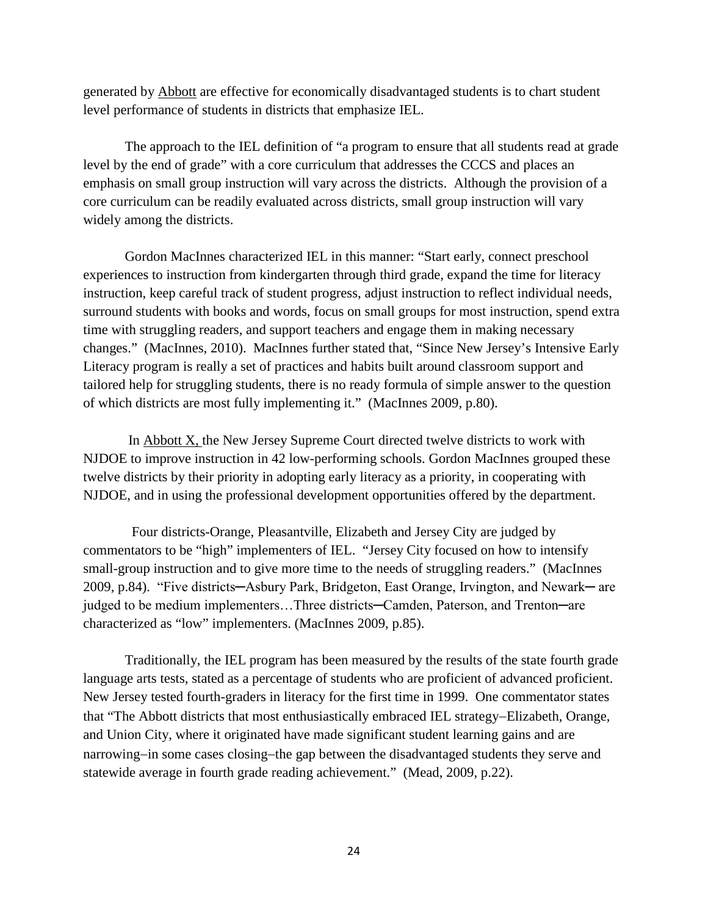generated by Abbott are effective for economically disadvantaged students is to chart student level performance of students in districts that emphasize IEL.

The approach to the IEL definition of "a program to ensure that all students read at grade level by the end of grade" with a core curriculum that addresses the CCCS and places an emphasis on small group instruction will vary across the districts. Although the provision of a core curriculum can be readily evaluated across districts, small group instruction will vary widely among the districts.

Gordon MacInnes characterized IEL in this manner: "Start early, connect preschool experiences to instruction from kindergarten through third grade, expand the time for literacy instruction, keep careful track of student progress, adjust instruction to reflect individual needs, surround students with books and words, focus on small groups for most instruction, spend extra time with struggling readers, and support teachers and engage them in making necessary changes." (MacInnes, 2010). MacInnes further stated that, "Since New Jersey's Intensive Early Literacy program is really a set of practices and habits built around classroom support and tailored help for struggling students, there is no ready formula of simple answer to the question of which districts are most fully implementing it." (MacInnes 2009, p.80).

In Abbott X, the New Jersey Supreme Court directed twelve districts to work with NJDOE to improve instruction in 42 low-performing schools. Gordon MacInnes grouped these twelve districts by their priority in adopting early literacy as a priority, in cooperating with NJDOE, and in using the professional development opportunities offered by the department.

Four districts-Orange, Pleasantville, Elizabeth and Jersey City are judged by commentators to be "high" implementers of IEL. "Jersey City focused on how to intensify small-group instruction and to give more time to the needs of struggling readers." (MacInnes 2009, p.84). "Five districts─Asbury Park, Bridgeton, East Orange, Irvington, and Newark─ are judged to be medium implementers…Three districts─Camden, Paterson, and Trenton─are characterized as "low" implementers. (MacInnes 2009, p.85).

Traditionally, the IEL program has been measured by the results of the state fourth grade language arts tests, stated as a percentage of students who are proficient of advanced proficient. New Jersey tested fourth-graders in literacy for the first time in 1999. One commentator states that "The Abbott districts that most enthusiastically embraced IEL strategy–Elizabeth, Orange, and Union City, where it originated have made significant student learning gains and are narrowing–in some cases closing–the gap between the disadvantaged students they serve and statewide average in fourth grade reading achievement." (Mead, 2009, p.22).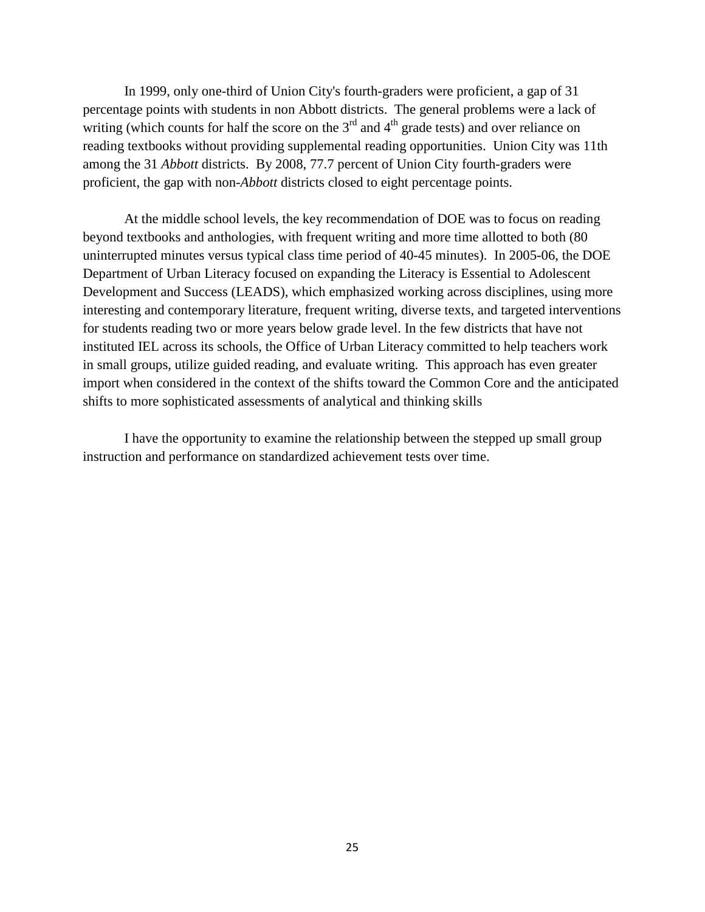In 1999, only one-third of Union City's fourth-graders were proficient, a gap of 31 percentage points with students in non Abbott districts. The general problems were a lack of writing (which counts for half the score on the 3rd and 4th grade tests) and over reliance on reading textbooks without providing supplemental reading opportunities. Union City was 11th among the 31 *Abbott* districts. By 2008, 77.7 percent of Union City fourth-graders were proficient, the gap with non-*Abbott* districts closed to eight percentage points.

At the middle school levels, the key recommendation of DOE was to focus on reading beyond textbooks and anthologies, with frequent writing and more time allotted to both (80 uninterrupted minutes versus typical class time period of 40-45 minutes). In 2005-06, the DOE Department of Urban Literacy focused on expanding the Literacy is Essential to Adolescent Development and Success (LEADS), which emphasized working across disciplines, using more interesting and contemporary literature, frequent writing, diverse texts, and targeted interventions for students reading two or more years below grade level. In the few districts that have not instituted IEL across its schools, the Office of Urban Literacy committed to help teachers work in small groups, utilize guided reading, and evaluate writing. This approach has even greater import when considered in the context of the shifts toward the Common Core and the anticipated shifts to more sophisticated assessments of analytical and thinking skills

I have the opportunity to examine the relationship between the stepped up small group instruction and performance on standardized achievement tests over time.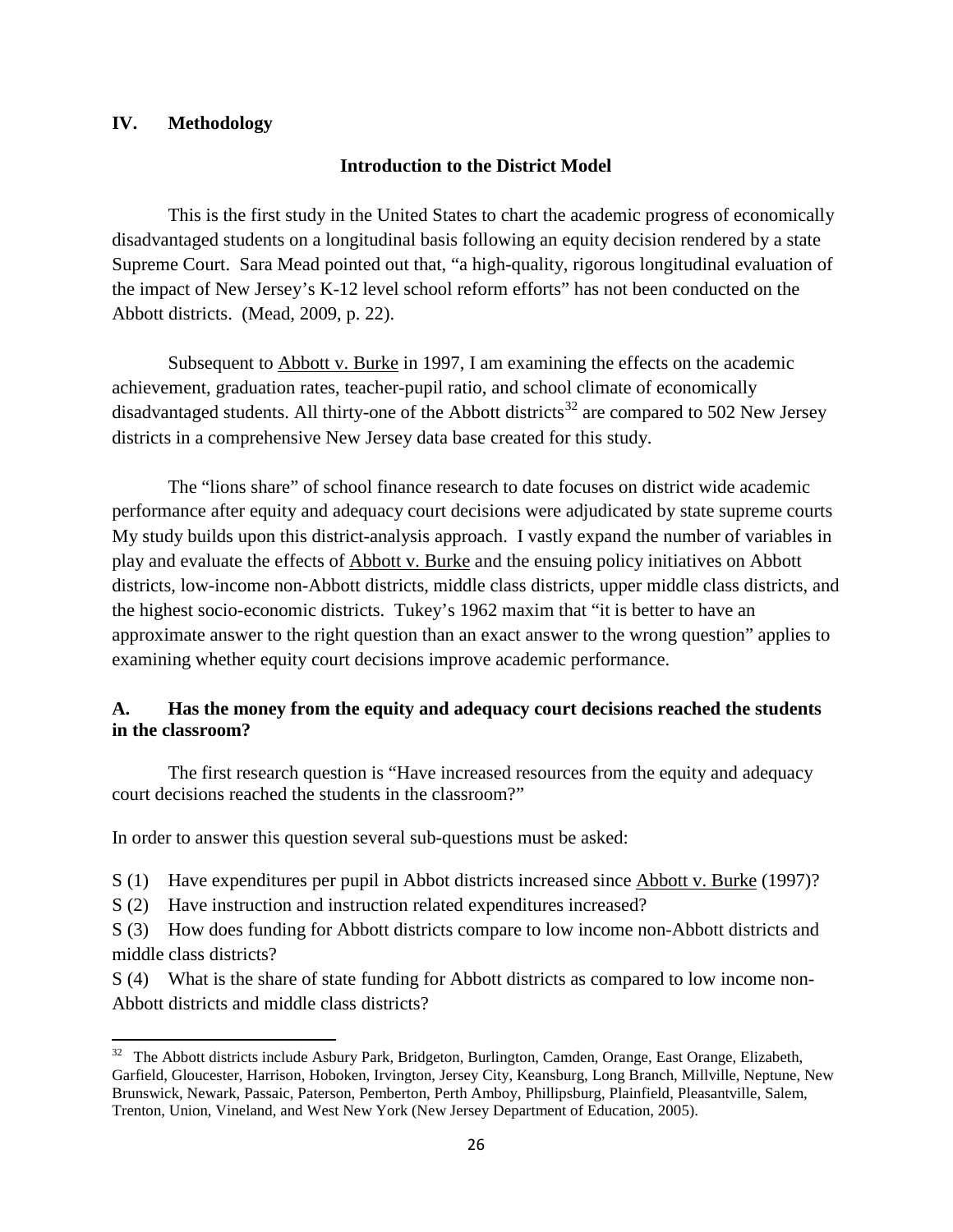## IV. Methodology

### Introduction to the District Model

This is the first study in the United States to chart the academic progress of economically disadvantaged students on a longitudinal basis following an equity decision rendered by a state Supreme Court. Sara Mead pointed out that, "a high-quality, rigorous longitudinal evaluation of the impact of New Jersey's K-12 level school reform efforts" has not been conducted on the Abbott districts. (Mead, 2009, p. 22).

Subsequent to Abbott v. Burke in 1997, I am examining the effects on the academic achievement, graduation rates, teacher-pupil ratio, and school climate of economically disadvantaged students. All thirty-one of the Abbott districts[32] are compared to 502 New Jersey districts in a comprehensive New Jersey data base created for this study.

The "lions share" of school finance research to date focuses on district wide academic performance after equity and adequacy court decisions were adjudicated by state supreme courts My study builds upon this district-analysis approach. I vastly expand the number of variables in play and evaluate the effects of Abbott v. Burke and the ensuing policy initiatives on Abbott districts, low-income non-Abbott districts, middle class districts, upper middle class districts, and the highest socio-economic districts. Tukey's 1962 maxim that "it is better to have an approximate answer to the right question than an exact answer to the wrong question" applies to examining whether equity court decisions improve academic performance.

### A. Has the money from the equity and adequacy court decisions reached the students in the classroom?

The first research question is "Have increased resources from the equity and adequacy court decisions reached the students in the classroom?"

In order to answer this question several sub-questions must be asked:

S (1) Have expenditures per pupil in Abbot districts increased since Abbott v. Burke (1997)?

S (2) Have instruction and instruction related expenditures increased?

S (3) How does funding for Abbott districts compare to low income non-Abbott districts and middle class districts?

S (4) What is the share of state funding for Abbott districts as compared to low income non-Abbott districts and middle class districts?

---

[32] The Abbott districts include Asbury Park, Bridgeton, Burlington, Camden, Orange, East Orange, Elizabeth, Garfield, Gloucester, Harrison, Hoboken, Irvington, Jersey City, Keansburg, Long Branch, Millville, Neptune, New Brunswick, Newark, Passaic, Paterson, Pemberton, Perth Amboy, Phillipsburg, Plainfield, Pleasantville, Salem, Trenton, Union, Vineland, and West New York (New Jersey Department of Education, 2005).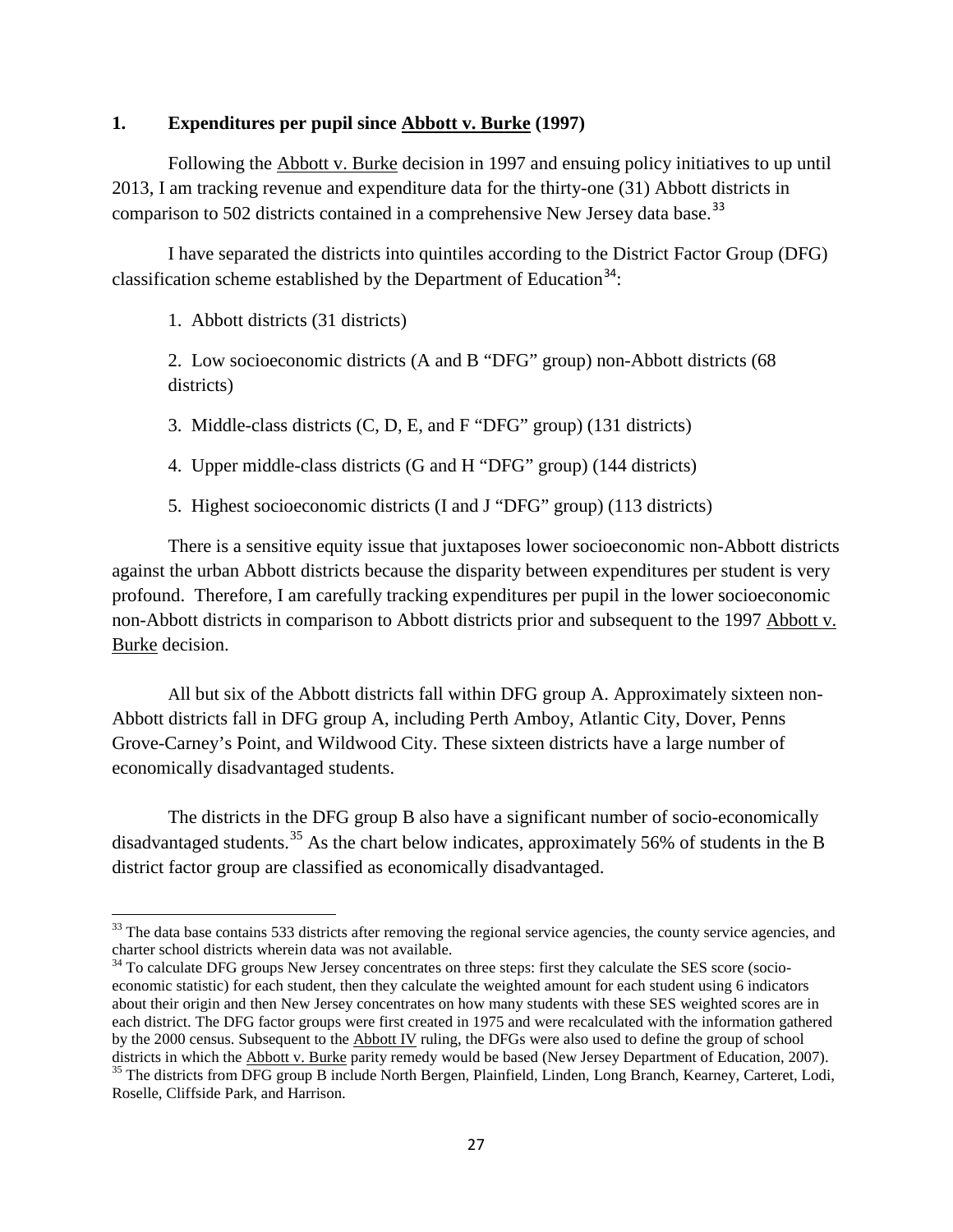### 1. Expenditures per pupil since Abbott v. Burke (1997)

Following the Abbott v. Burke decision in 1997 and ensuing policy initiatives to up until 2013, I am tracking revenue and expenditure data for the thirty-one (31) Abbott districts in comparison to 502 districts contained in a comprehensive New Jersey data base.[33]

I have separated the districts into quintiles according to the District Factor Group (DFG) classification scheme established by the Department of Education[34]:

1. Abbott districts (31 districts)

2. Low socioeconomic districts (A and B "DFG" group) non-Abbott districts (68 districts)

3. Middle-class districts (C, D, E, and F "DFG" group) (131 districts)

4. Upper middle-class districts (G and H "DFG" group) (144 districts)

5. Highest socioeconomic districts (I and J "DFG" group) (113 districts)

There is a sensitive equity issue that juxtaposes lower socioeconomic non-Abbott districts against the urban Abbott districts because the disparity between expenditures per student is very profound. Therefore, I am carefully tracking expenditures per pupil in the lower socioeconomic non-Abbott districts in comparison to Abbott districts prior and subsequent to the 1997 Abbott v. Burke decision.

All but six of the Abbott districts fall within DFG group A. Approximately sixteen non-Abbott districts fall in DFG group A, including Perth Amboy, Atlantic City, Dover, Penns Grove-Carney's Point, and Wildwood City. These sixteen districts have a large number of economically disadvantaged students.

The districts in the DFG group B also have a significant number of socio-economically disadvantaged students.[35] As the chart below indicates, approximately 56% of students in the B district factor group are classified as economically disadvantaged.

---

[33] The data base contains 533 districts after removing the regional service agencies, the county service agencies, and charter school districts wherein data was not available.

[34] To calculate DFG groups New Jersey concentrates on three steps: first they calculate the SES score (socio-economic statistic) for each student, then they calculate the weighted amount for each student using 6 indicators about their origin and then New Jersey concentrates on how many students with these SES weighted scores are in each district. The DFG factor groups were first created in 1975 and were recalculated with the information gathered by the 2000 census. Subsequent to the Abbott IV ruling, the DFGs were also used to define the group of school districts in which the Abbott v. Burke parity remedy would be based (New Jersey Department of Education, 2007).

[35] The districts from DFG group B include North Bergen, Plainfield, Linden, Long Branch, Kearney, Carteret, Lodi, Roselle, Cliffside Park, and Harrison.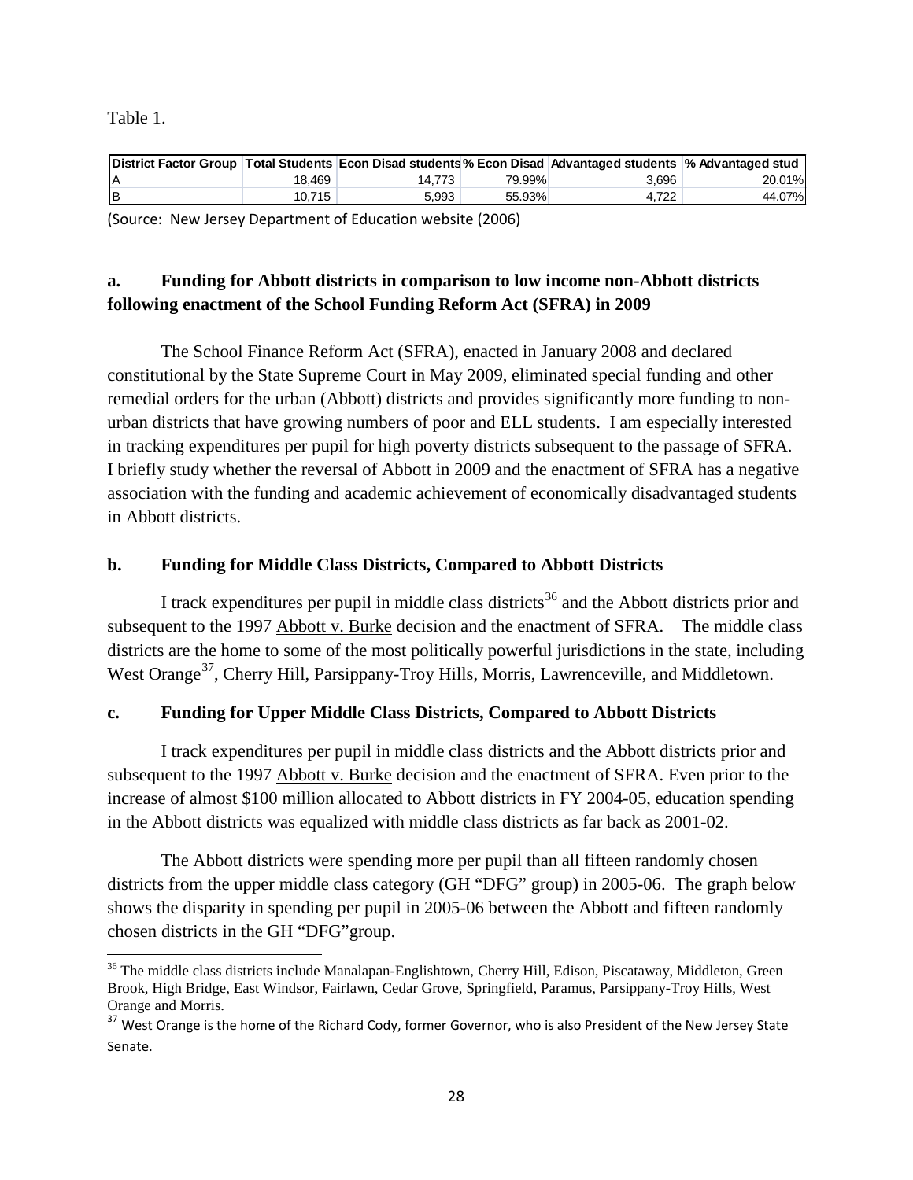Table 1.

| District Factor Group | Total Students | Econ Disad students | % Econ Disad | Advantaged students | % Advantaged stud |
|---|---|---|---|---|---|
| A | 18,469 | 14,773 | 79.99% | 3,696 | 20.01% |
| B | 10,715 | 5,993 | 55.93% | 4,722 | 44.07% |

(Source: New Jersey Department of Education website (2006)

### a. Funding for Abbott districts in comparison to low income non-Abbott districts following enactment of the School Funding Reform Act (SFRA) in 2009

The School Finance Reform Act (SFRA), enacted in January 2008 and declared constitutional by the State Supreme Court in May 2009, eliminated special funding and other remedial orders for the urban (Abbott) districts and provides significantly more funding to non-urban districts that have growing numbers of poor and ELL students. I am especially interested in tracking expenditures per pupil for high poverty districts subsequent to the passage of SFRA. I briefly study whether the reversal of Abbott in 2009 and the enactment of SFRA has a negative association with the funding and academic achievement of economically disadvantaged students in Abbott districts.

### b. Funding for Middle Class Districts, Compared to Abbott Districts

I track expenditures per pupil in middle class districts[36] and the Abbott districts prior and subsequent to the 1997 Abbott v. Burke decision and the enactment of SFRA. The middle class districts are the home to some of the most politically powerful jurisdictions in the state, including West Orange[37], Cherry Hill, Parsippany-Troy Hills, Morris, Lawrenceville, and Middletown.

### c. Funding for Upper Middle Class Districts, Compared to Abbott Districts

I track expenditures per pupil in middle class districts and the Abbott districts prior and subsequent to the 1997 Abbott v. Burke decision and the enactment of SFRA. Even prior to the increase of almost $100 million allocated to Abbott districts in FY 2004-05, education spending in the Abbott districts was equalized with middle class districts as far back as 2001-02.

The Abbott districts were spending more per pupil than all fifteen randomly chosen districts from the upper middle class category (GH "DFG" group) in 2005-06. The graph below shows the disparity in spending per pupil in 2005-06 between the Abbott and fifteen randomly chosen districts in the GH "DFG"group.

---

[36] The middle class districts include Manalapan-Englishtown, Cherry Hill, Edison, Piscataway, Middleton, Green Brook, High Bridge, East Windsor, Fairlawn, Cedar Grove, Springfield, Paramus, Parsippany-Troy Hills, West Orange and Morris.

[37] West Orange is the home of the Richard Cody, former Governor, who is also President of the New Jersey State Senate.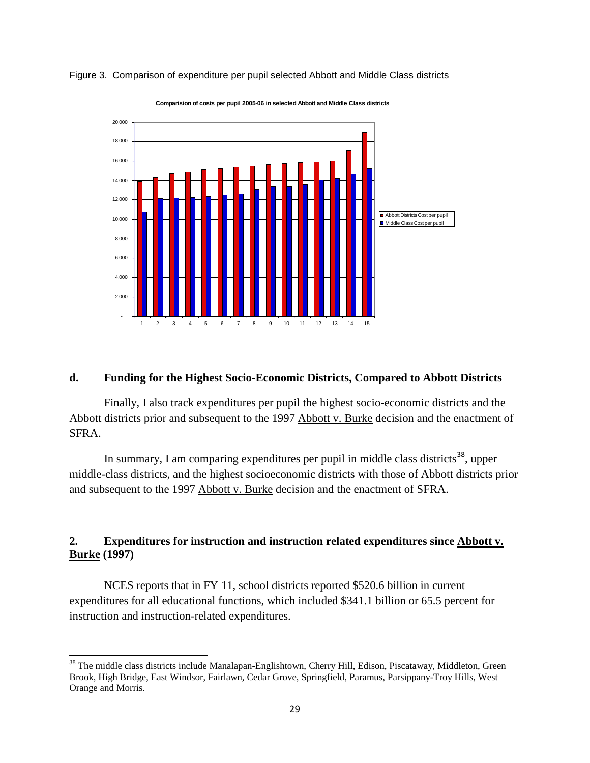Figure 3. Comparison of expenditure per pupil selected Abbott and Middle Class districts

### d. Funding for the Highest Socio-Economic Districts, Compared to Abbott Districts

Finally, I also track expenditures per pupil the highest socio-economic districts and the Abbott districts prior and subsequent to the 1997 Abbott v. Burke decision and the enactment of SFRA.

In summary, I am comparing expenditures per pupil in middle class districts[38], upper middle-class districts, and the highest socioeconomic districts with those of Abbott districts prior and subsequent to the 1997 Abbott v. Burke decision and the enactment of SFRA.

## 2. Expenditures for instruction and instruction related expenditures since Abbott v. Burke (1997)

NCES reports that in FY 11, school districts reported \$520.6 billion in current expenditures for all educational functions, which included \$341.1 billion or 65.5 percent for instruction and instruction-related expenditures.

---

[38] The middle class districts include Manalapan-Englishtown, Cherry Hill, Edison, Piscataway, Middleton, Green Brook, High Bridge, East Windsor, Fairlawn, Cedar Grove, Springfield, Paramus, Parsippany-Troy Hills, West Orange and Morris.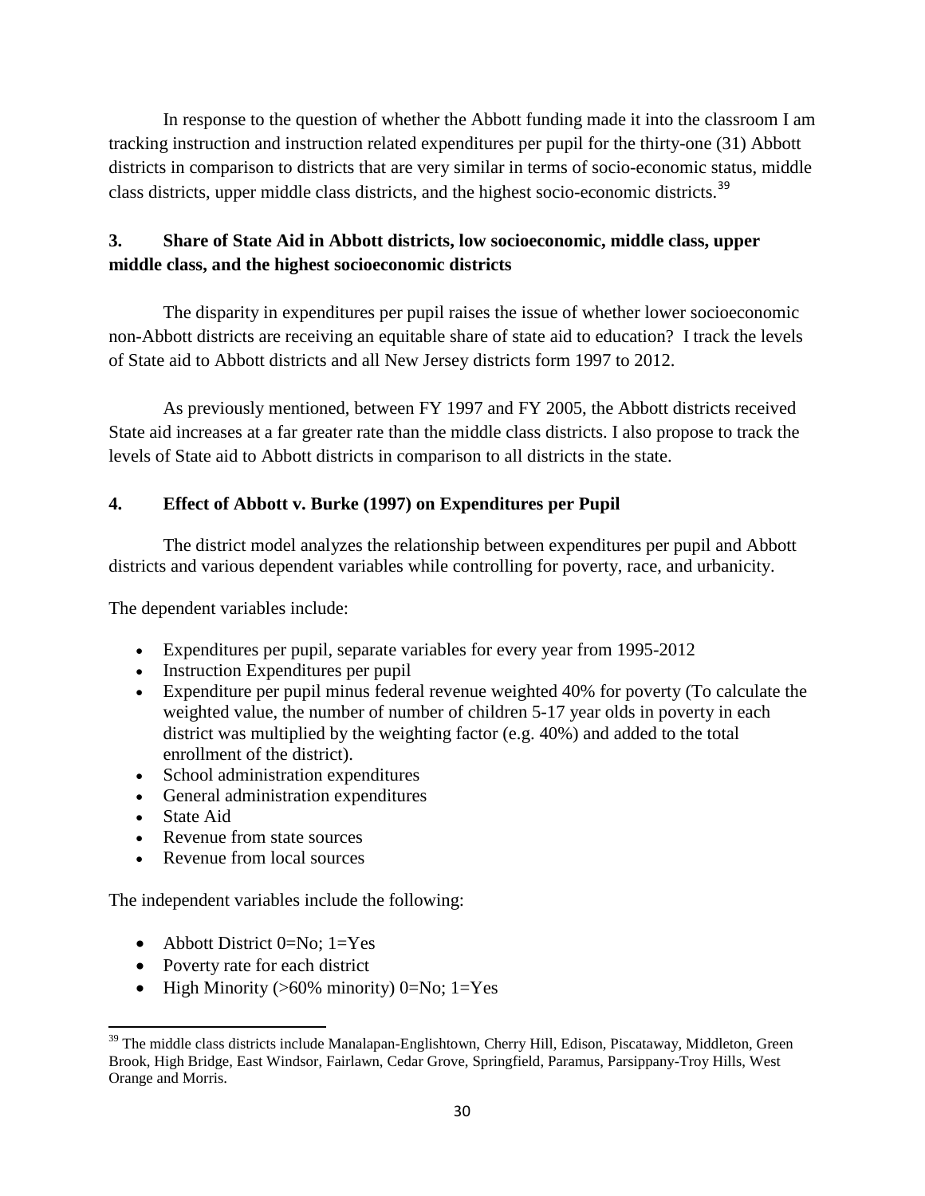In response to the question of whether the Abbott funding made it into the classroom I am tracking instruction and instruction related expenditures per pupil for the thirty-one (31) Abbott districts in comparison to districts that are very similar in terms of socio-economic status, middle class districts, upper middle class districts, and the highest socio-economic districts.[39]

## 3. Share of State Aid in Abbott districts, low socioeconomic, middle class, upper middle class, and the highest socioeconomic districts

The disparity in expenditures per pupil raises the issue of whether lower socioeconomic non-Abbott districts are receiving an equitable share of state aid to education? I track the levels of State aid to Abbott districts and all New Jersey districts form 1997 to 2012.

As previously mentioned, between FY 1997 and FY 2005, the Abbott districts received State aid increases at a far greater rate than the middle class districts. I also propose to track the levels of State aid to Abbott districts in comparison to all districts in the state.

## 4. Effect of Abbott v. Burke (1997) on Expenditures per Pupil

The district model analyzes the relationship between expenditures per pupil and Abbott districts and various dependent variables while controlling for poverty, race, and urbanicity.

The dependent variables include:

- Expenditures per pupil, separate variables for every year from 1995-2012
- Instruction Expenditures per pupil
- Expenditure per pupil minus federal revenue weighted 40% for poverty (To calculate the weighted value, the number of number of children 5-17 year olds in poverty in each district was multiplied by the weighting factor (e.g. 40%) and added to the total enrollment of the district).
- School administration expenditures
- General administration expenditures
- State Aid
- Revenue from state sources
- Revenue from local sources

The independent variables include the following:

- Abbott District 0=No; 1=Yes
- Poverty rate for each district
- High Minority (>60% minority) 0=No; 1=Yes

[39] The middle class districts include Manalapan-Englishtown, Cherry Hill, Edison, Piscataway, Middleton, Green Brook, High Bridge, East Windsor, Fairlawn, Cedar Grove, Springfield, Paramus, Parsippany-Troy Hills, West Orange and Morris.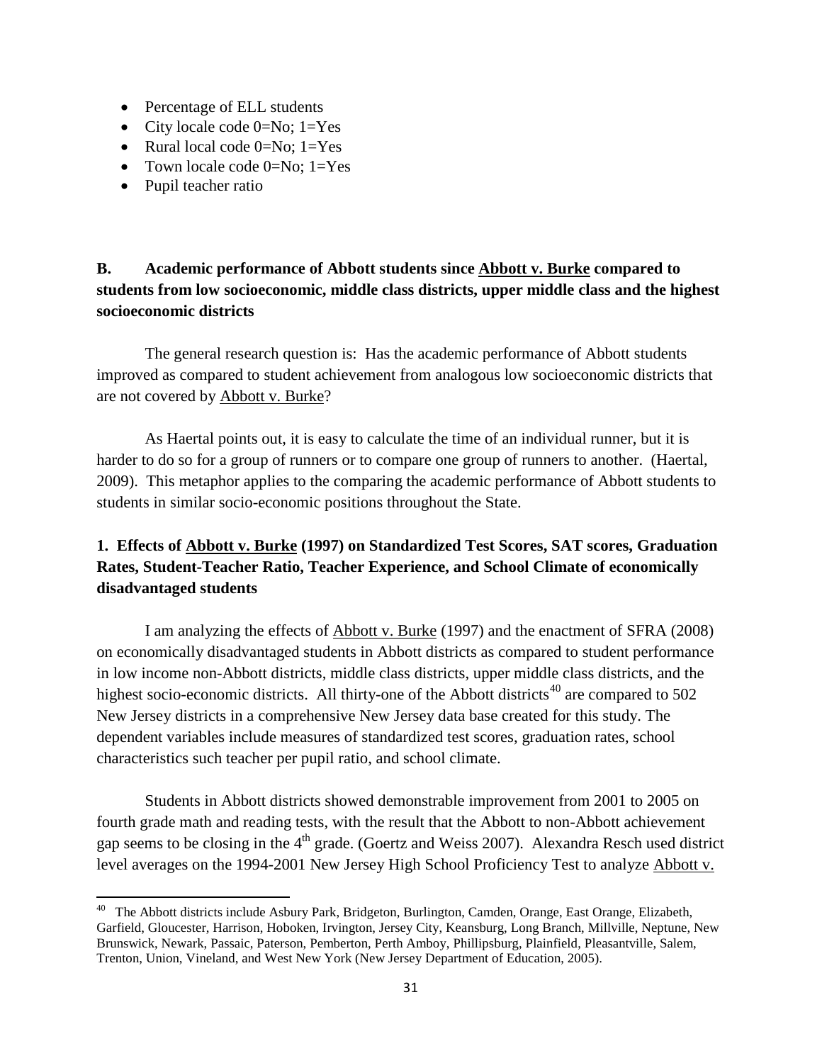- Percentage of ELL students
- City locale code 0=No; 1=Yes
- Rural local code 0=No; 1=Yes
- Town locale code 0=No; 1=Yes
- Pupil teacher ratio

### B. Academic performance of Abbott students since Abbott v. Burke compared to students from low socioeconomic, middle class districts, upper middle class and the highest socioeconomic districts

The general research question is: Has the academic performance of Abbott students improved as compared to student achievement from analogous low socioeconomic districts that are not covered by Abbott v. Burke?

As Haertal points out, it is easy to calculate the time of an individual runner, but it is harder to do so for a group of runners or to compare one group of runners to another. (Haertal, 2009). This metaphor applies to the comparing the academic performance of Abbott students to students in similar socio-economic positions throughout the State.

#### 1. Effects of Abbott v. Burke (1997) on Standardized Test Scores, SAT scores, Graduation Rates, Student-Teacher Ratio, Teacher Experience, and School Climate of economically disadvantaged students

I am analyzing the effects of Abbott v. Burke (1997) and the enactment of SFRA (2008) on economically disadvantaged students in Abbott districts as compared to student performance in low income non-Abbott districts, middle class districts, upper middle class districts, and the highest socio-economic districts. All thirty-one of the Abbott districts[40] are compared to 502 New Jersey districts in a comprehensive New Jersey data base created for this study. The dependent variables include measures of standardized test scores, graduation rates, school characteristics such teacher per pupil ratio, and school climate.

Students in Abbott districts showed demonstrable improvement from 2001 to 2005 on fourth grade math and reading tests, with the result that the Abbott to non-Abbott achievement gap seems to be closing in the 4th grade. (Goertz and Weiss 2007). Alexandra Resch used district level averages on the 1994-2001 New Jersey High School Proficiency Test to analyze Abbott v.

---

[40] The Abbott districts include Asbury Park, Bridgeton, Burlington, Camden, Orange, East Orange, Elizabeth, Garfield, Gloucester, Harrison, Hoboken, Irvington, Jersey City, Keansburg, Long Branch, Millville, Neptune, New Brunswick, Newark, Passaic, Paterson, Pemberton, Perth Amboy, Phillipsburg, Plainfield, Pleasantville, Salem, Trenton, Union, Vineland, and West New York (New Jersey Department of Education, 2005).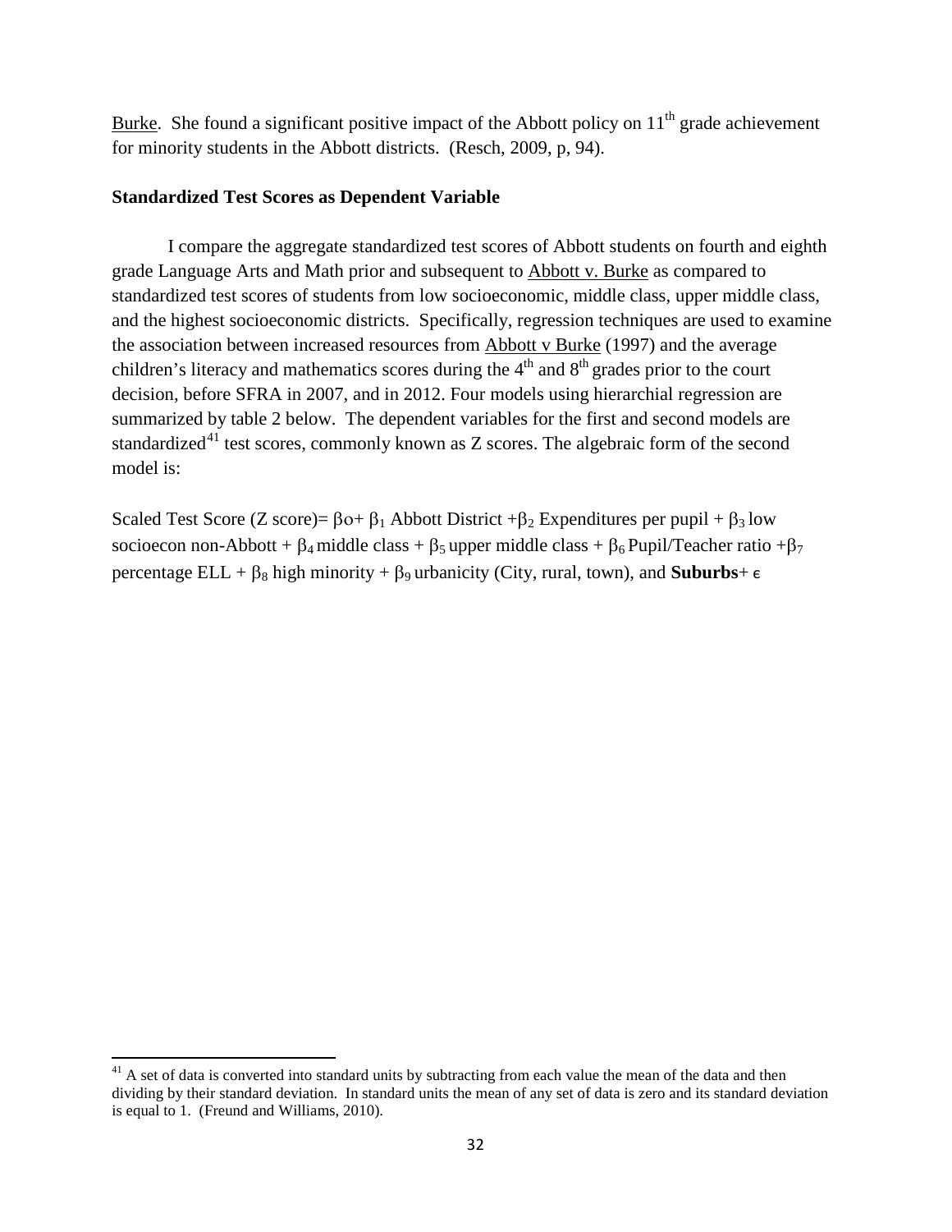Burke. She found a significant positive impact of the Abbott policy on 11th grade achievement for minority students in the Abbott districts. (Resch, 2009, p, 94).

**Standardized Test Scores as Dependent Variable**

I compare the aggregate standardized test scores of Abbott students on fourth and eighth grade Language Arts and Math prior and subsequent to Abbott v. Burke as compared to standardized test scores of students from low socioeconomic, middle class, upper middle class, and the highest socioeconomic districts. Specifically, regression techniques are used to examine the association between increased resources from Abbott v Burke (1997) and the average children's literacy and mathematics scores during the 4th and 8th grades prior to the court decision, before SFRA in 2007, and in 2012. Four models using hierarchial regression are summarized by table 2 below. The dependent variables for the first and second models are standardized[41] test scores, commonly known as Z scores. The algebraic form of the second model is:

Scaled Test Score (Z score)= $\beta_0 + \beta_1$ Abbott District $+ \beta_2$ Expenditures per pupil $+ \beta_3$ low socioecon non-Abbott $+ \beta_4$ middle class $+ \beta_5$ upper middle class $+ \beta_6$ Pupil/Teacher ratio $+ \beta_7$ percentage ELL $+ \beta_8$ high minority $+ \beta_9$ urbanicity (City, rural, town), and **Suburbs** $+ \epsilon$

[41] A set of data is converted into standard units by subtracting from each value the mean of the data and then dividing by their standard deviation. In standard units the mean of any set of data is zero and its standard deviation is equal to 1. (Freund and Williams, 2010).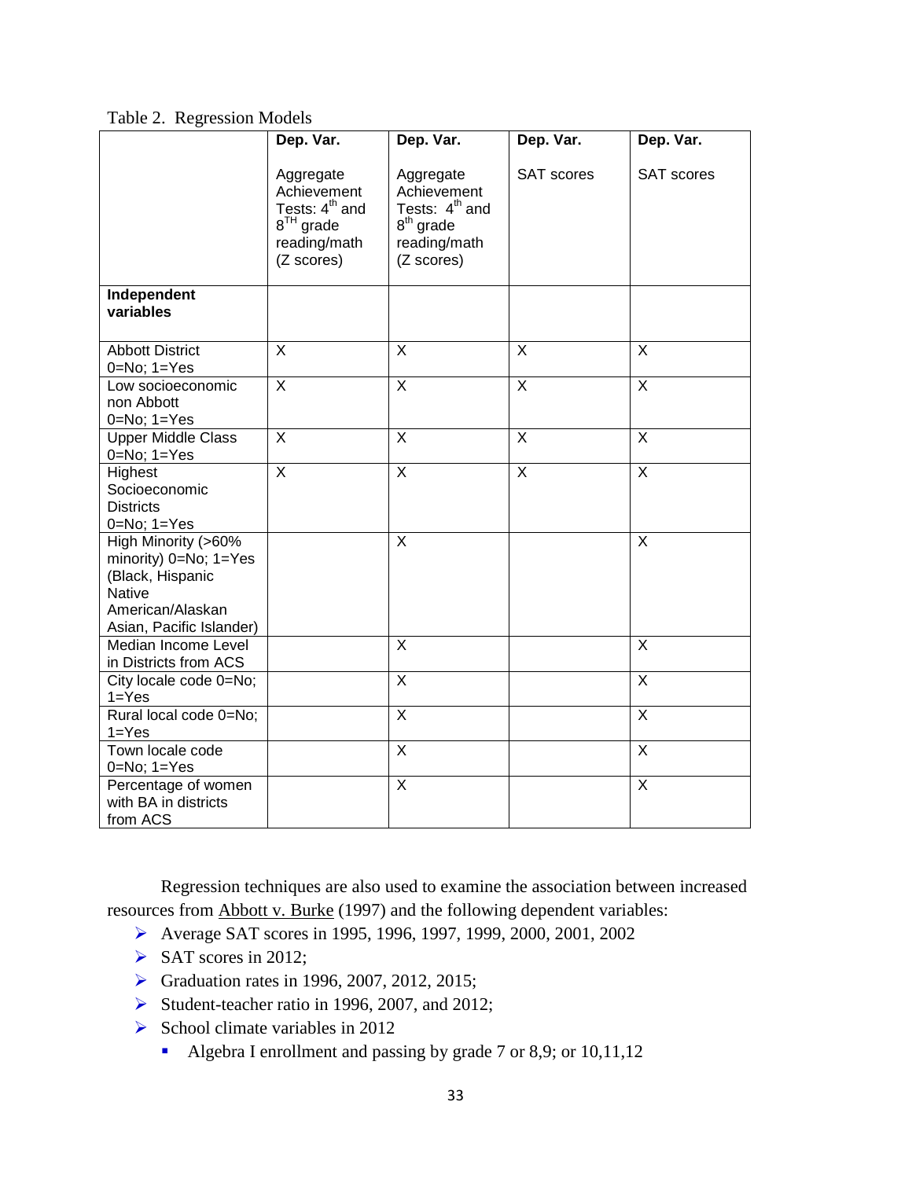Table 2. Regression Models

| | Dep. Var.<br><br>Aggregate Achievement Tests: 4th and 8TH grade reading/math (Z scores) | Dep. Var.<br><br>Aggregate Achievement Tests: 4th and 8th grade reading/math (Z scores) | Dep. Var.<br><br>SAT scores | Dep. Var.<br><br>SAT scores |
|---|---|---|---|---|
| **Independent variables** | | | | |
| Abbott District 0=No; 1=Yes | X | X | X | X |
| Low socioeconomic non Abbott 0=No; 1=Yes | X | X | X | X |
| Upper Middle Class 0=No; 1=Yes | X | X | X | X |
| Highest Socioeconomic Districts 0=No; 1=Yes | X | X | X | X |
| High Minority (>60% minority) 0=No; 1=Yes (Black, Hispanic Native American/Alaskan Asian, Pacific Islander) | | X | | X |
| Median Income Level in Districts from ACS | | X | | X |
| City locale code 0=No; 1=Yes | | X | | X |
| Rural local code 0=No; 1=Yes | | X | | X |
| Town locale code 0=No; 1=Yes | | X | | X |
| Percentage of women with BA in districts from ACS | | X | | X |

Regression techniques are also used to examine the association between increased resources from Abbott v. Burke (1997) and the following dependent variables:

- Average SAT scores in 1995, 1996, 1997, 1999, 2000, 2001, 2002
- SAT scores in 2012;
- Graduation rates in 1996, 2007, 2012, 2015;
- Student-teacher ratio in 1996, 2007, and 2012;
- School climate variables in 2012
  - Algebra I enrollment and passing by grade 7 or 8,9; or 10,11,12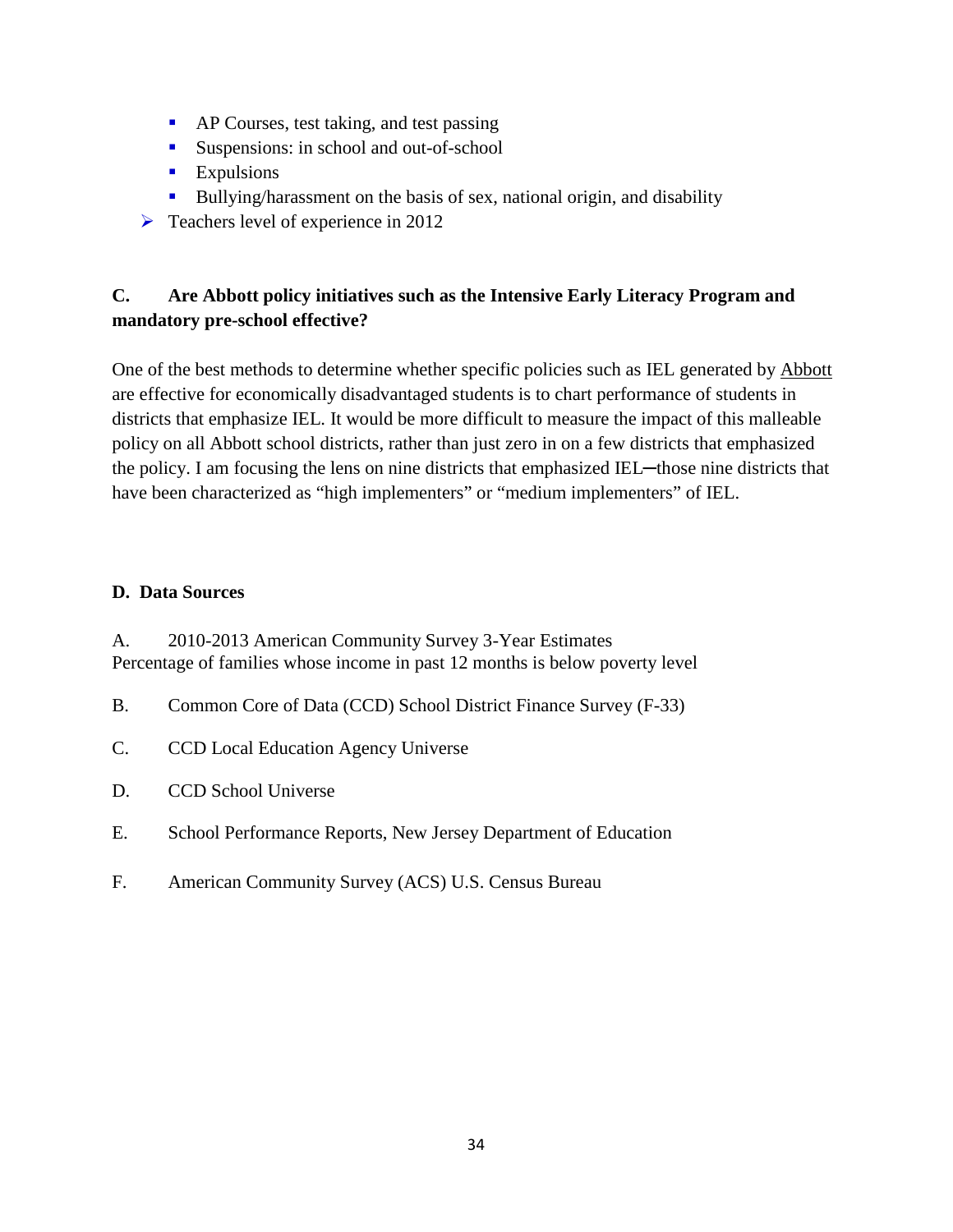- AP Courses, test taking, and test passing
- Suspensions: in school and out-of-school
- Expulsions
- Bullying/harassment on the basis of sex, national origin, and disability

➢ Teachers level of experience in 2012

### C. Are Abbott policy initiatives such as the Intensive Early Literacy Program and mandatory pre-school effective?

One of the best methods to determine whether specific policies such as IEL generated by <u>Abbott</u> are effective for economically disadvantaged students is to chart performance of students in districts that emphasize IEL. It would be more difficult to measure the impact of this malleable policy on all Abbott school districts, rather than just zero in on a few districts that emphasized the policy. I am focusing the lens on nine districts that emphasized IEL─those nine districts that have been characterized as "high implementers" or "medium implementers" of IEL.

### D. Data Sources

A. 2010-2013 American Community Survey 3-Year Estimates
Percentage of families whose income in past 12 months is below poverty level

B. Common Core of Data (CCD) School District Finance Survey (F-33)

C. CCD Local Education Agency Universe

D. CCD School Universe

E. School Performance Reports, New Jersey Department of Education

F. American Community Survey (ACS) U.S. Census Bureau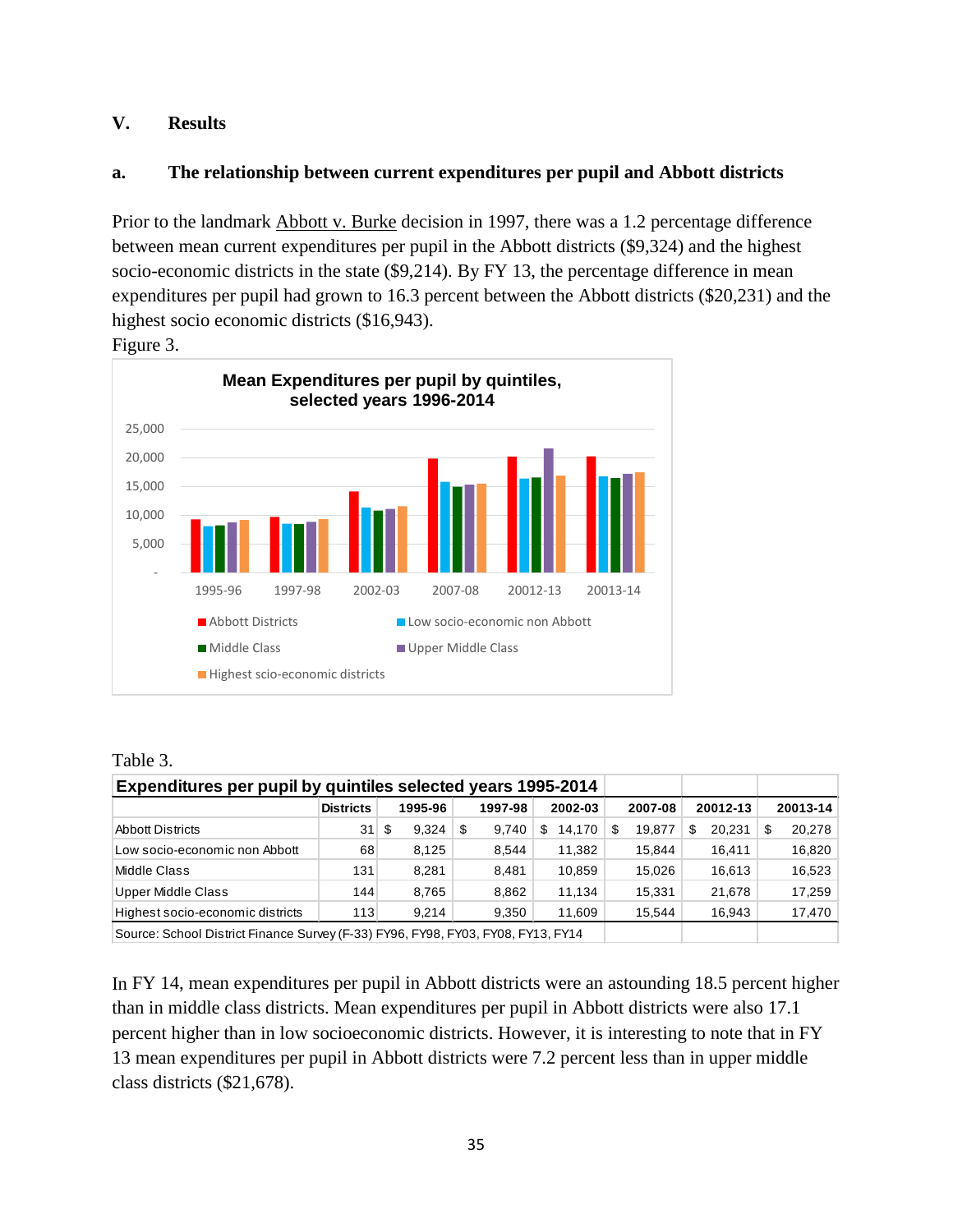## V. Results

### a. The relationship between current expenditures per pupil and Abbott districts

Prior to the landmark Abbott v. Burke decision in 1997, there was a 1.2 percentage difference between mean current expenditures per pupil in the Abbott districts ($9,324) and the highest socio-economic districts in the state ($9,214). By FY 13, the percentage difference in mean expenditures per pupil had grown to 16.3 percent between the Abbott districts ($20,231) and the highest socio economic districts ($16,943).

Figure 3.

Table 3.

| Expenditures per pupil by quintiles selected years 1995-2014 | | | | | | | |
|---|---|---|---|---|---|---|---|
| | Districts | 1995-96 | 1997-98 | 2002-03 | 2007-08 | 20012-13 | 20013-14 |
| Abbott Districts | 31 | $ 9,324 | $ 9,740 | $ 14,170 | $ 19,877 | $ 20,231 | $ 20,278 |
| Low socio-economic non Abbott | 68 | 8,125 | 8,544 | 11,382 | 15,844 | 16,411 | 16,820 |
| Middle Class | 131 | 8,281 | 8,481 | 10,859 | 15,026 | 16,613 | 16,523 |
| Upper Middle Class | 144 | 8,765 | 8,862 | 11,134 | 15,331 | 21,678 | 17,259 |
| Highest socio-economic districts | 113 | 9,214 | 9,350 | 11,609 | 15,544 | 16,943 | 17,470 |

Source: School District Finance Survey (F-33) FY96, FY98, FY03, FY08, FY13, FY14

In FY 14, mean expenditures per pupil in Abbott districts were an astounding 18.5 percent higher than in middle class districts. Mean expenditures per pupil in Abbott districts were also 17.1 percent higher than in low socioeconomic districts. However, it is interesting to note that in FY 13 mean expenditures per pupil in Abbott districts were 7.2 percent less than in upper middle class districts ($21,678).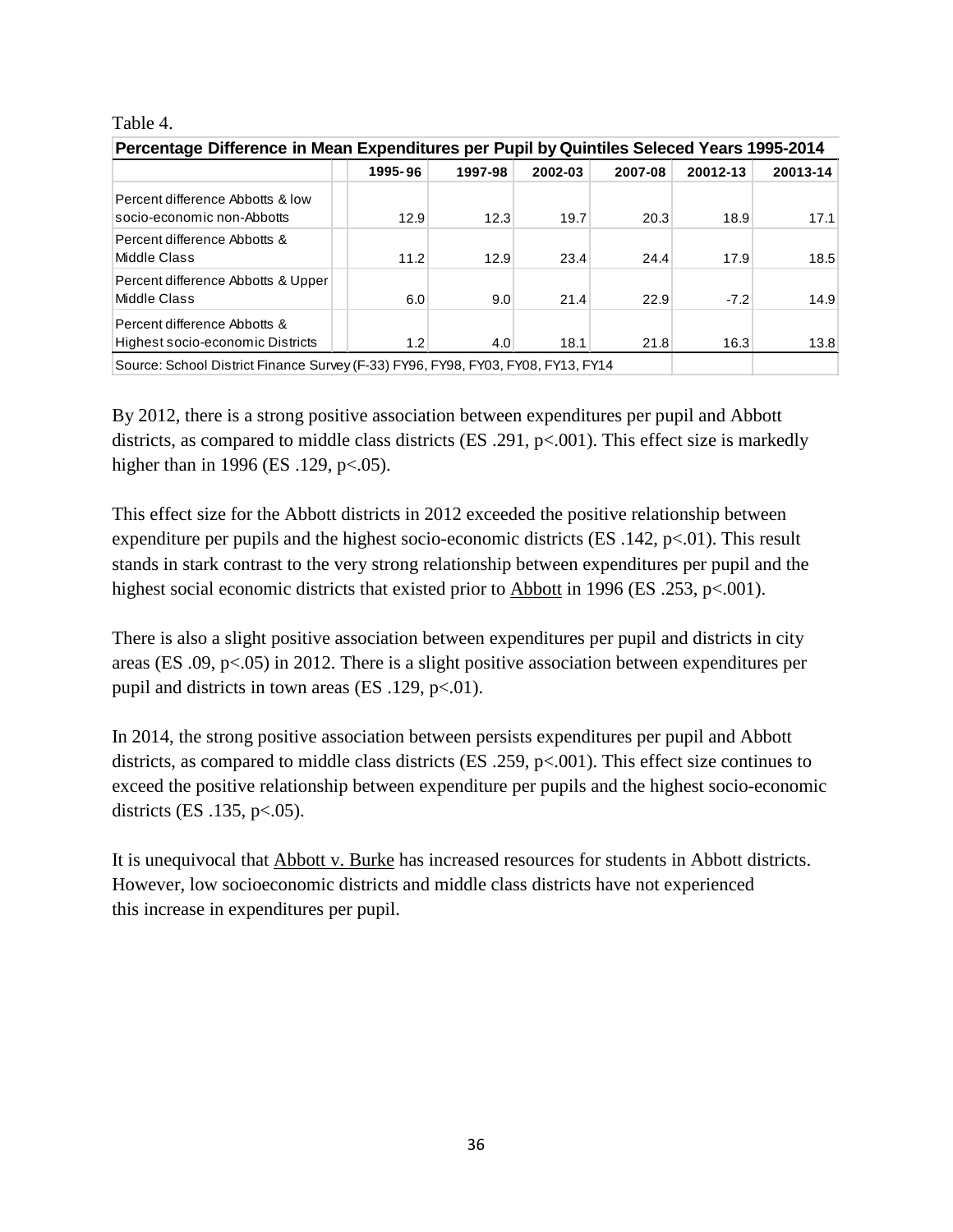Table 4.

| Percentage Difference in Mean Expenditures per Pupil by Quintiles Seleced Years 1995-2014 | 1995-96 | 1997-98 | 2002-03 | 2007-08 | 20012-13 | 20013-14 |
|---|---|---|---|---|---|---|
| Percent difference Abbotts & low socio-economic non-Abbotts | 12.9 | 12.3 | 19.7 | 20.3 | 18.9 | 17.1 |
| Percent difference Abbotts & Middle Class | 11.2 | 12.9 | 23.4 | 24.4 | 17.9 | 18.5 |
| Percent difference Abbotts & Upper Middle Class | 6.0 | 9.0 | 21.4 | 22.9 | -7.2 | 14.9 |
| Percent difference Abbotts & Highest socio-economic Districts | 1.2 | 4.0 | 18.1 | 21.8 | 16.3 | 13.8 |
| Source: School District Finance Survey (F-33) FY96, FY98, FY03, FY08, FY13, FY14 | | | | | | |

By 2012, there is a strong positive association between expenditures per pupil and Abbott districts, as compared to middle class districts (ES .291, p<.001). This effect size is markedly higher than in 1996 (ES .129, p<.05).

This effect size for the Abbott districts in 2012 exceeded the positive relationship between expenditure per pupils and the highest socio-economic districts (ES .142, p<.01). This result stands in stark contrast to the very strong relationship between expenditures per pupil and the highest social economic districts that existed prior to Abbott in 1996 (ES .253, p<.001).

There is also a slight positive association between expenditures per pupil and districts in city areas (ES .09, p<.05) in 2012. There is a slight positive association between expenditures per pupil and districts in town areas (ES .129, p<.01).

In 2014, the strong positive association between persists expenditures per pupil and Abbott districts, as compared to middle class districts (ES .259, p<.001). This effect size continues to exceed the positive relationship between expenditure per pupils and the highest socio-economic districts (ES .135, p<.05).

It is unequivocal that Abbott v. Burke has increased resources for students in Abbott districts. However, low socioeconomic districts and middle class districts have not experienced this increase in expenditures per pupil.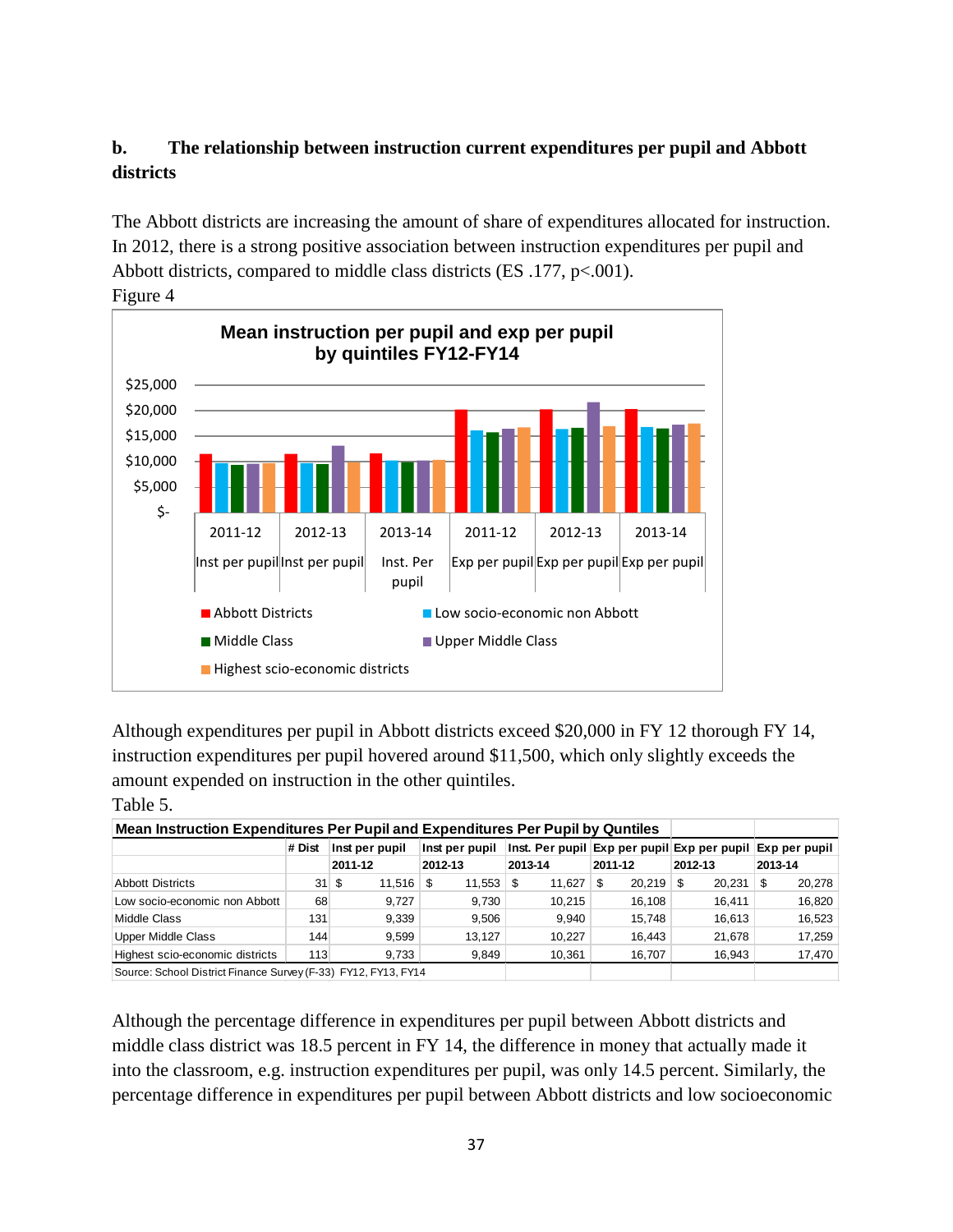**b. The relationship between instruction current expenditures per pupil and Abbott districts**

The Abbott districts are increasing the amount of share of expenditures allocated for instruction. In 2012, there is a strong positive association between instruction expenditures per pupil and Abbott districts, compared to middle class districts (ES .177, p<.001).

Figure 4

Although expenditures per pupil in Abbott districts exceed $20,000 in FY 12 thorough FY 14, instruction expenditures per pupil hovered around $11,500, which only slightly exceeds the amount expended on instruction in the other quintiles.

Table 5.

| Mean Instruction Expenditures Per Pupil and Expenditures Per Pupil by Quntiles | # Dist | Inst per pupil 2011-12 | Inst per pupil 2012-13 | Inst. Per pupil 2013-14 | Exp per pupil 2011-12 | Exp per pupil 2012-13 | Exp per pupil 2013-14 |
|---|---|---|---|---|---|---|---|
| Abbott Districts | 31 | $ 11,516 | $ 11,553 | $ 11,627 | $ 20,219 | $ 20,231 | $ 20,278 |
| Low socio-economic non Abbott | 68 | 9,727 | 9,730 | 10,215 | 16,108 | 16,411 | 16,820 |
| Middle Class | 131 | 9,339 | 9,506 | 9,940 | 15,748 | 16,613 | 16,523 |
| Upper Middle Class | 144 | 9,599 | 13,127 | 10,227 | 16,443 | 21,678 | 17,259 |
| Highest socio-economic districts | 113 | 9,733 | 9,849 | 10,361 | 16,707 | 16,943 | 17,470 |

Source: School District Finance Survey (F-33) FY12, FY13, FY14

Although the percentage difference in expenditures per pupil between Abbott districts and middle class district was 18.5 percent in FY 14, the difference in money that actually made it into the classroom, e.g. instruction expenditures per pupil, was only 14.5 percent. Similarly, the percentage difference in expenditures per pupil between Abbott districts and low socioeconomic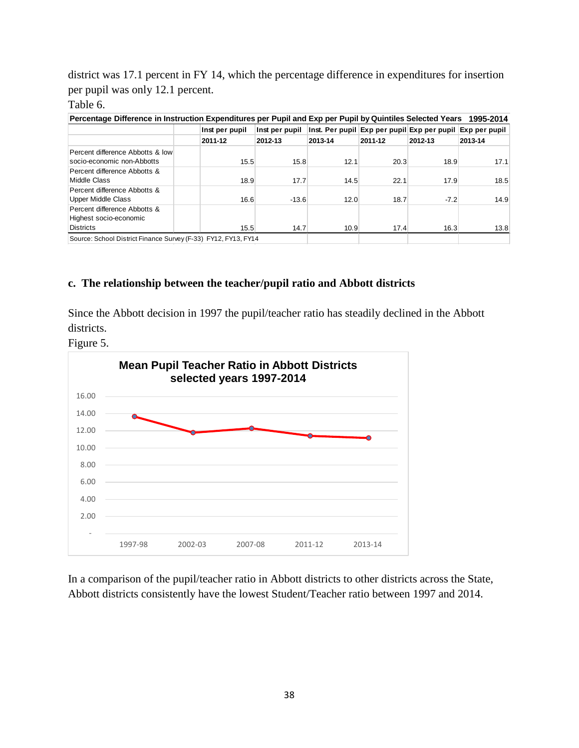district was 17.1 percent in FY 14, which the percentage difference in expenditures for insertion per pupil was only 12.1 percent.

Table 6.

**Percentage Difference in Instruction Expenditures per Pupil and Exp per Pupil by Quintiles Selected Years 1995-2014**

| | Inst per pupil | Inst per pupil | Inst. Per pupil | Exp per pupil | Exp per pupil | Exp per pupil |
|---|---|---|---|---|---|---|
| | 2011-12 | 2012-13 | 2013-14 | 2011-12 | 2012-13 | 2013-14 |
| Percent difference Abbotts & low socio-economic non-Abbotts | 15.5 | 15.8 | 12.1 | 20.3 | 18.9 | 17.1 |
| Percent difference Abbotts & Middle Class | 18.9 | 17.7 | 14.5 | 22.1 | 17.9 | 18.5 |
| Percent difference Abbotts & Upper Middle Class | 16.6 | -13.6 | 12.0 | 18.7 | -7.2 | 14.9 |
| Percent difference Abbotts & Highest socio-economic Districts | 15.5 | 14.7 | 10.9 | 17.4 | 16.3 | 13.8 |

Source: School District Finance Survey (F-33) FY12, FY13, FY14

### c. The relationship between the teacher/pupil ratio and Abbott districts

Since the Abbott decision in 1997 the pupil/teacher ratio has steadily declined in the Abbott districts.

Figure 5.

**Mean Pupil Teacher Ratio in Abbott Districts selected years 1997-2014**

In a comparison of the pupil/teacher ratio in Abbott districts to other districts across the State, Abbott districts consistently have the lowest Student/Teacher ratio between 1997 and 2014.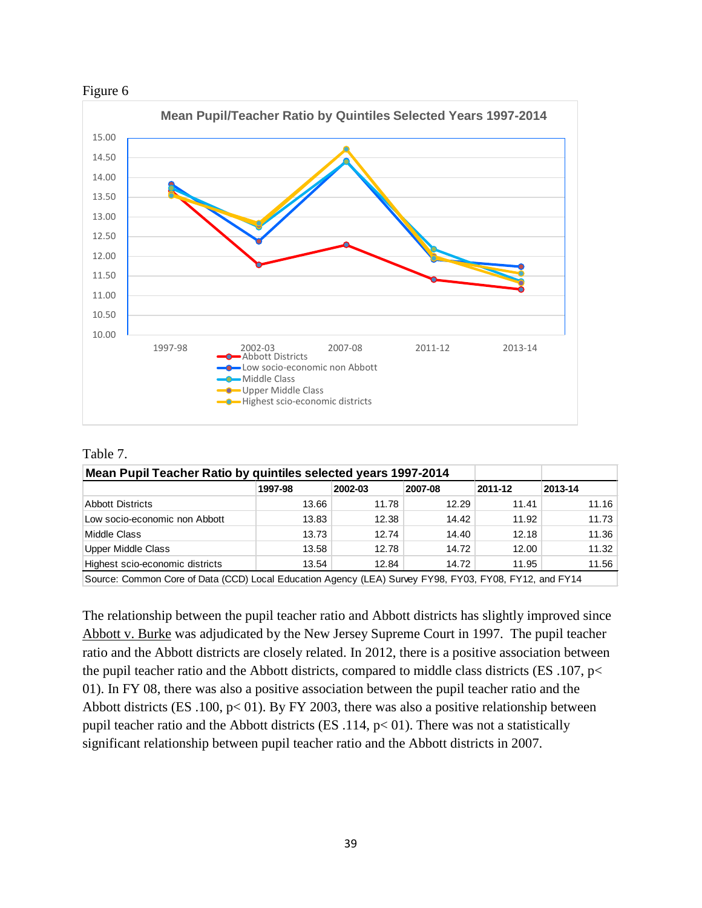Figure 6

Table 7.

| Mean Pupil Teacher Ratio by quintiles selected years 1997-2014 | | | | | |
|---|---|---|---|---|---|
| | 1997-98 | 2002-03 | 2007-08 | 2011-12 | 2013-14 |
| Abbott Districts | 13.66 | 11.78 | 12.29 | 11.41 | 11.16 |
| Low socio-economic non Abbott | 13.83 | 12.38 | 14.42 | 11.92 | 11.73 |
| Middle Class | 13.73 | 12.74 | 14.40 | 12.18 | 11.36 |
| Upper Middle Class | 13.58 | 12.78 | 14.72 | 12.00 | 11.32 |
| Highest scio-economic districts | 13.54 | 12.84 | 14.72 | 11.95 | 11.56 |

Source: Common Core of Data (CCD) Local Education Agency (LEA) Survey FY98, FY03, FY08, FY12, and FY14

The relationship between the pupil teacher ratio and Abbott districts has slightly improved since Abbott v. Burke was adjudicated by the New Jersey Supreme Court in 1997. The pupil teacher ratio and the Abbott districts are closely related. In 2012, there is a positive association between the pupil teacher ratio and the Abbott districts, compared to middle class districts (ES .107, p< 01). In FY 08, there was also a positive association between the pupil teacher ratio and the Abbott districts (ES .100, p< 01). By FY 2003, there was also a positive relationship between pupil teacher ratio and the Abbott districts (ES .114, p< 01). There was not a statistically significant relationship between pupil teacher ratio and the Abbott districts in 2007.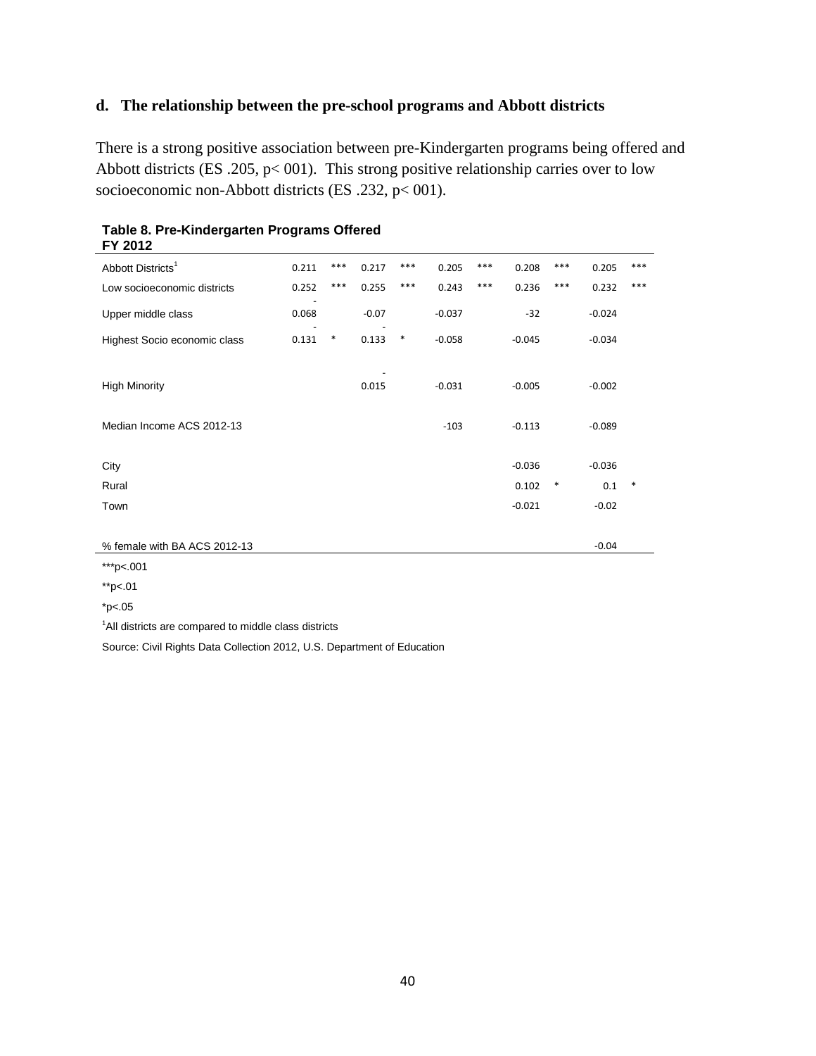### d. The relationship between the pre-school programs and Abbott districts

There is a strong positive association between pre-Kindergarten programs being offered and Abbott districts (ES .205, p< 001). This strong positive relationship carries over to low socioeconomic non-Abbott districts (ES .232, p< 001).

**Table 8. Pre-Kindergarten Programs Offered FY 2012**

| | | | | | | | | | | |
|---|---|---|---|---|---|---|---|---|---|---|
| Abbott Districts[1] | 0.211 | *** | 0.217 | *** | 0.205 | *** | 0.208 | *** | 0.205 | *** |
| Low socioeconomic districts | 0.252 | *** | 0.255 | *** | 0.243 | *** | 0.236 | *** | 0.232 | *** |
| Upper middle class | -0.068 | | -0.07 | | -0.037 | | -32 | | -0.024 | |
| Highest Socio economic class | -0.131 | * | -0.133 | * | -0.058 | | -0.045 | | -0.034 | |
| High Minority | | | -0.015 | | -0.031 | | -0.005 | | -0.002 | |
| Median Income ACS 2012-13 | | | | | -103 | | -0.113 | | -0.089 | |
| City | | | | | | | -0.036 | | -0.036 | |
| Rural | | | | | | | 0.102 | * | 0.1 | * |
| Town | | | | | | | -0.021 | | -0.02 | |
| % female with BA ACS 2012-13 | | | | | | | | | -0.04 | |

***p<.001

**p<.01

*p<.05

[1]All districts are compared to middle class districts

Source: Civil Rights Data Collection 2012, U.S. Department of Education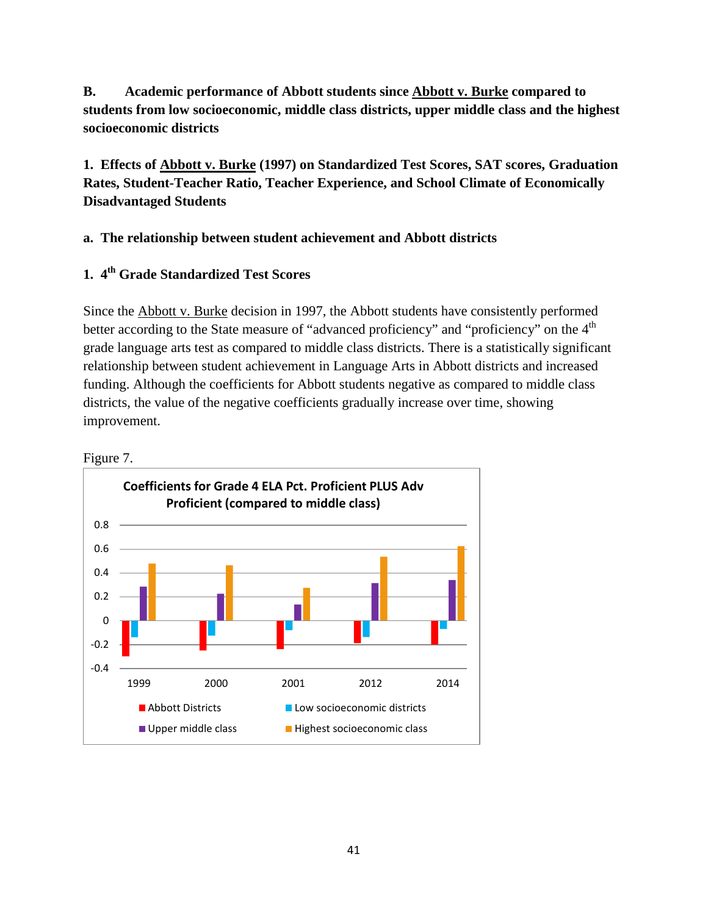**B. Academic performance of Abbott students since Abbott v. Burke compared to students from low socioeconomic, middle class districts, upper middle class and the highest socioeconomic districts**

**1. Effects of Abbott v. Burke (1997) on Standardized Test Scores, SAT scores, Graduation Rates, Student-Teacher Ratio, Teacher Experience, and School Climate of Economically Disadvantaged Students**

**a. The relationship between student achievement and Abbott districts**

**1. 4th Grade Standardized Test Scores**

Since the Abbott v. Burke decision in 1997, the Abbott students have consistently performed better according to the State measure of "advanced proficiency" and "proficiency" on the 4th grade language arts test as compared to middle class districts. There is a statistically significant relationship between student achievement in Language Arts in Abbott districts and increased funding. Although the coefficients for Abbott students negative as compared to middle class districts, the value of the negative coefficients gradually increase over time, showing improvement.

Figure 7.

**Coefficients for Grade 4 ELA Pct. Proficient PLUS Adv Proficient (compared to middle class)**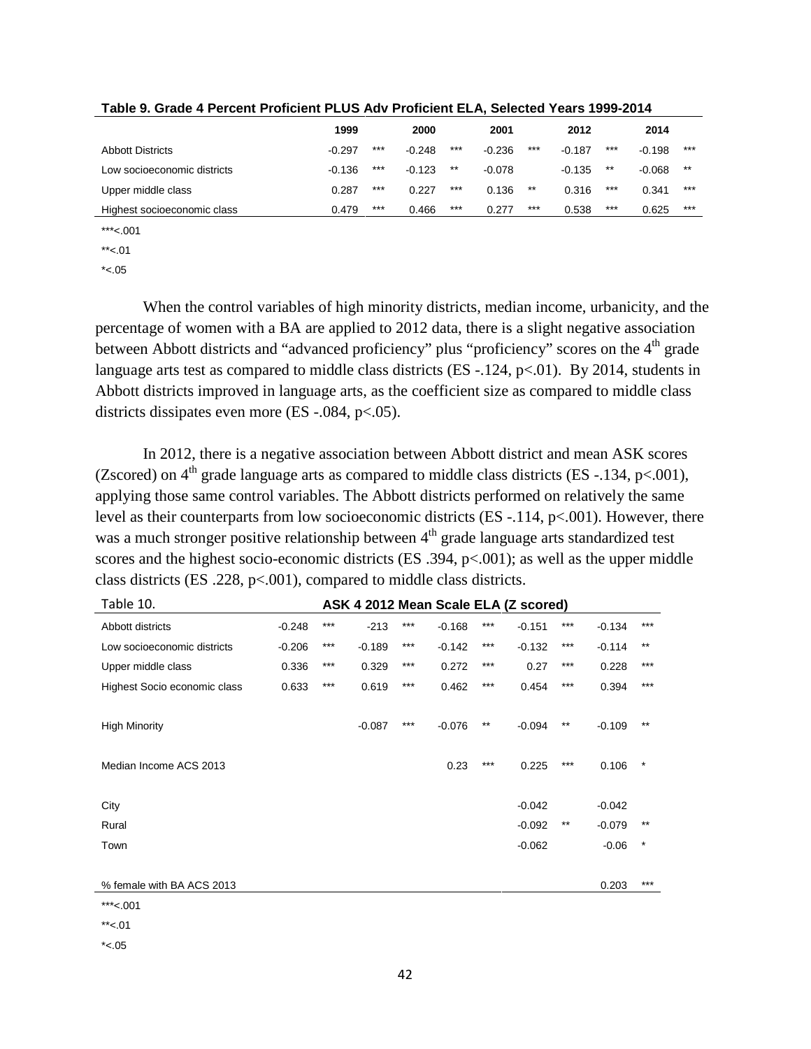**Table 9. Grade 4 Percent Proficient PLUS Adv Proficient ELA, Selected Years 1999-2014**

| | 1999 | | 2000 | | 2001 | | 2012 | | 2014 | |
|---|---|---|---|---|---|---|---|---|---|---|
| Abbott Districts | -0.297 | *** | -0.248 | *** | -0.236 | *** | -0.187 | *** | -0.198 | *** |
| Low socioeconomic districts | -0.136 | *** | -0.123 | ** | -0.078 | | -0.135 | ** | -0.068 | ** |
| Upper middle class | 0.287 | *** | 0.227 | *** | 0.136 | ** | 0.316 | *** | 0.341 | *** |
| Highest socioeconomic class | 0.479 | *** | 0.466 | *** | 0.277 | *** | 0.538 | *** | 0.625 | *** |

***<.001

**<.01

*<.05

When the control variables of high minority districts, median income, urbanicity, and the percentage of women with a BA are applied to 2012 data, there is a slight negative association between Abbott districts and "advanced proficiency" plus "proficiency" scores on the 4th grade language arts test as compared to middle class districts (ES -.124, p<.01). By 2014, students in Abbott districts improved in language arts, as the coefficient size as compared to middle class districts dissipates even more (ES -.084, p<.05).

In 2012, there is a negative association between Abbott district and mean ASK scores (Zscored) on 4th grade language arts as compared to middle class districts (ES -.134, p<.001), applying those same control variables. The Abbott districts performed on relatively the same level as their counterparts from low socioeconomic districts (ES -.114, p<.001). However, there was a much stronger positive relationship between 4th grade language arts standardized test scores and the highest socio-economic districts (ES .394, p<.001); as well as the upper middle class districts (ES .228, p<.001), compared to middle class districts.

Table 10. **ASK 4 2012 Mean Scale ELA (Z scored)**

| | | | | | | | | | | |
|---|---|---|---|---|---|---|---|---|---|---|
| Abbott districts | -0.248 | *** | -213 | *** | -0.168 | *** | -0.151 | *** | -0.134 | *** |
| Low socioeconomic districts | -0.206 | *** | -0.189 | *** | -0.142 | *** | -0.132 | *** | -0.114 | ** |
| Upper middle class | 0.336 | *** | 0.329 | *** | 0.272 | *** | 0.27 | *** | 0.228 | *** |
| Highest Socio economic class | 0.633 | *** | 0.619 | *** | 0.462 | *** | 0.454 | *** | 0.394 | *** |
| High Minority | | | -0.087 | *** | -0.076 | ** | -0.094 | ** | -0.109 | ** |
| Median Income ACS 2013 | | | | | 0.23 | *** | 0.225 | *** | 0.106 | * |
| City | | | | | | | -0.042 | | -0.042 | |
| Rural | | | | | | | -0.092 | ** | -0.079 | ** |
| Town | | | | | | | -0.062 | | -0.06 | * |
| % female with BA ACS 2013 | | | | | | | | | 0.203 | *** |

***<.001

**<.01

*<.05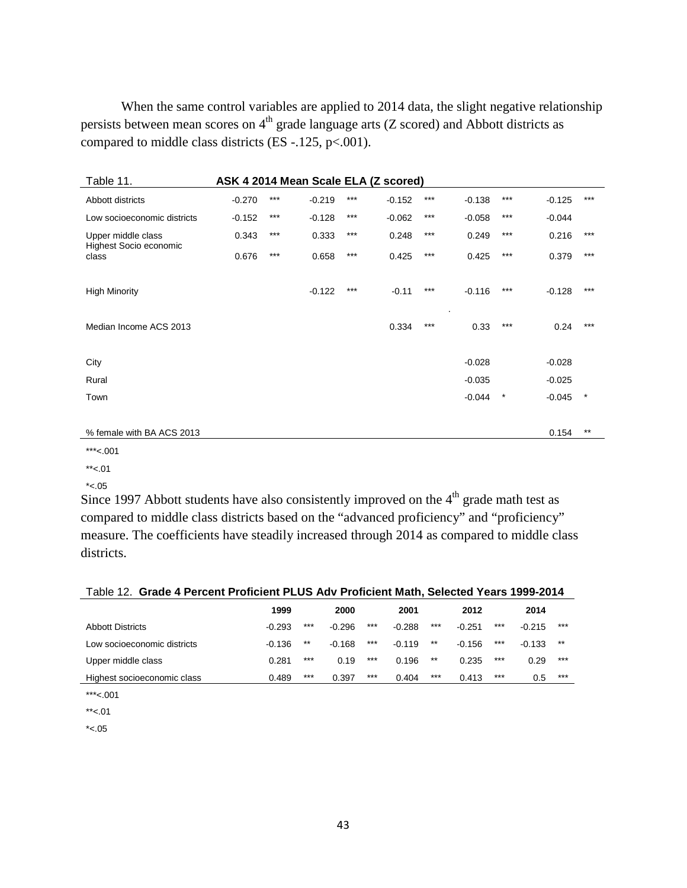When the same control variables are applied to 2014 data, the slight negative relationship persists between mean scores on 4th grade language arts (Z scored) and Abbott districts as compared to middle class districts (ES -.125, p<.001).

| Table 11. | ASK 4 2014 Mean Scale ELA (Z scored) | | | | | | | | | |
|---|---|---|---|---|---|---|---|---|---|---|
| Abbott districts | -0.270 | *** | -0.219 | *** | -0.152 | *** | -0.138 | *** | -0.125 | *** |
| Low socioeconomic districts | -0.152 | *** | -0.128 | *** | -0.062 | *** | -0.058 | *** | -0.044 | |
| Upper middle class | 0.343 | *** | 0.333 | *** | 0.248 | *** | 0.249 | *** | 0.216 | *** |
| Highest Socio economic class | 0.676 | *** | 0.658 | *** | 0.425 | *** | 0.425 | *** | 0.379 | *** |
| High Minority | | | -0.122 | *** | -0.11 | *** | -0.116 | *** | -0.128 | *** |
| Median Income ACS 2013 | | | | | 0.334 | *** | 0.33 | *** | 0.24 | *** |
| City | | | | | | | -0.028 | | -0.028 | |
| Rural | | | | | | | -0.035 | | -0.025 | |
| Town | | | | | | | -0.044 | * | -0.045 | * |
| % female with BA ACS 2013 | | | | | | | | | 0.154 | ** |

***<.001

**<.01

*<.05

Since 1997 Abbott students have also consistently improved on the 4th grade math test as compared to middle class districts based on the "advanced proficiency" and "proficiency" measure. The coefficients have steadily increased through 2014 as compared to middle class districts.

Table 12. **Grade 4 Percent Proficient PLUS Adv Proficient Math, Selected Years 1999-2014**

| | 1999 | | 2000 | | 2001 | | 2012 | | 2014 | |
|---|---|---|---|---|---|---|---|---|---|---|
| Abbott Districts | -0.293 | *** | -0.296 | *** | -0.288 | *** | -0.251 | *** | -0.215 | *** |
| Low socioeconomic districts | -0.136 | ** | -0.168 | *** | -0.119 | ** | -0.156 | *** | -0.133 | ** |
| Upper middle class | 0.281 | *** | 0.19 | *** | 0.196 | ** | 0.235 | *** | 0.29 | *** |
| Highest socioeconomic class | 0.489 | *** | 0.397 | *** | 0.404 | *** | 0.413 | *** | 0.5 | *** |

***<.001

**<.01

*<.05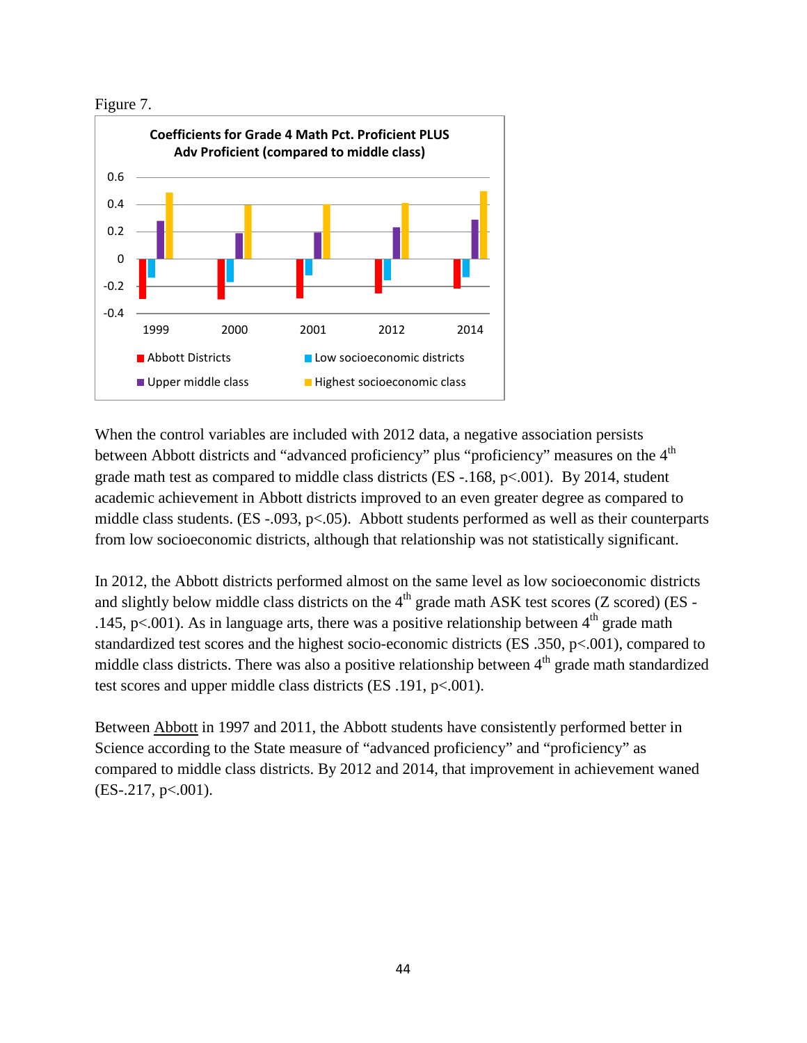Figure 7.

When the control variables are included with 2012 data, a negative association persists between Abbott districts and "advanced proficiency" plus "proficiency" measures on the 4th grade math test as compared to middle class districts (ES -.168, p<.001). By 2014, student academic achievement in Abbott districts improved to an even greater degree as compared to middle class students. (ES -.093, p<.05). Abbott students performed as well as their counterparts from low socioeconomic districts, although that relationship was not statistically significant.

In 2012, the Abbott districts performed almost on the same level as low socioeconomic districts and slightly below middle class districts on the 4th grade math ASK test scores (Z scored) (ES -.145, p<.001). As in language arts, there was a positive relationship between 4th grade math standardized test scores and the highest socio-economic districts (ES .350, p<.001), compared to middle class districts. There was also a positive relationship between 4th grade math standardized test scores and upper middle class districts (ES .191, p<.001).

Between Abbott in 1997 and 2011, the Abbott students have consistently performed better in Science according to the State measure of "advanced proficiency" and "proficiency" as compared to middle class districts. By 2012 and 2014, that improvement in achievement waned (ES-.217, p<.001).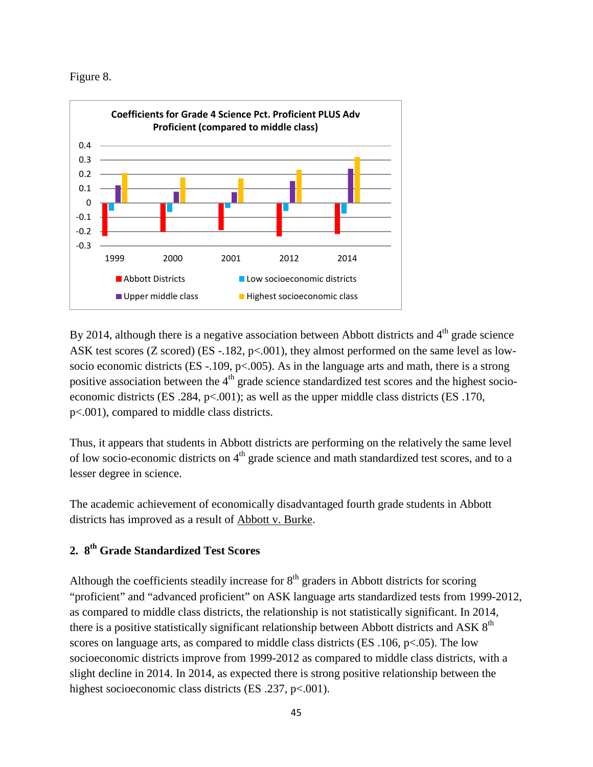Figure 8.

By 2014, although there is a negative association between Abbott districts and 4th grade science ASK test scores (Z scored) (ES -.182, $p<.001$), they almost performed on the same level as low-socio economic districts (ES -.109, $p<.005$). As in the language arts and math, there is a strong positive association between the 4th grade science standardized test scores and the highest socio-economic districts (ES .284, $p<.001$); as well as the upper middle class districts (ES .170, $p<.001$), compared to middle class districts.

Thus, it appears that students in Abbott districts are performing on the relatively the same level of low socio-economic districts on 4th grade science and math standardized test scores, and to a lesser degree in science.

The academic achievement of economically disadvantaged fourth grade students in Abbott districts has improved as a result of Abbott v. Burke.

## 2. 8th Grade Standardized Test Scores

Although the coefficients steadily increase for 8th graders in Abbott districts for scoring "proficient" and "advanced proficient" on ASK language arts standardized tests from 1999-2012, as compared to middle class districts, the relationship is not statistically significant. In 2014, there is a positive statistically significant relationship between Abbott districts and ASK 8th scores on language arts, as compared to middle class districts (ES .106, $p<.05$). The low socioeconomic districts improve from 1999-2012 as compared to middle class districts, with a slight decline in 2014. In 2014, as expected there is strong positive relationship between the highest socioeconomic class districts (ES .237, $p<.001$).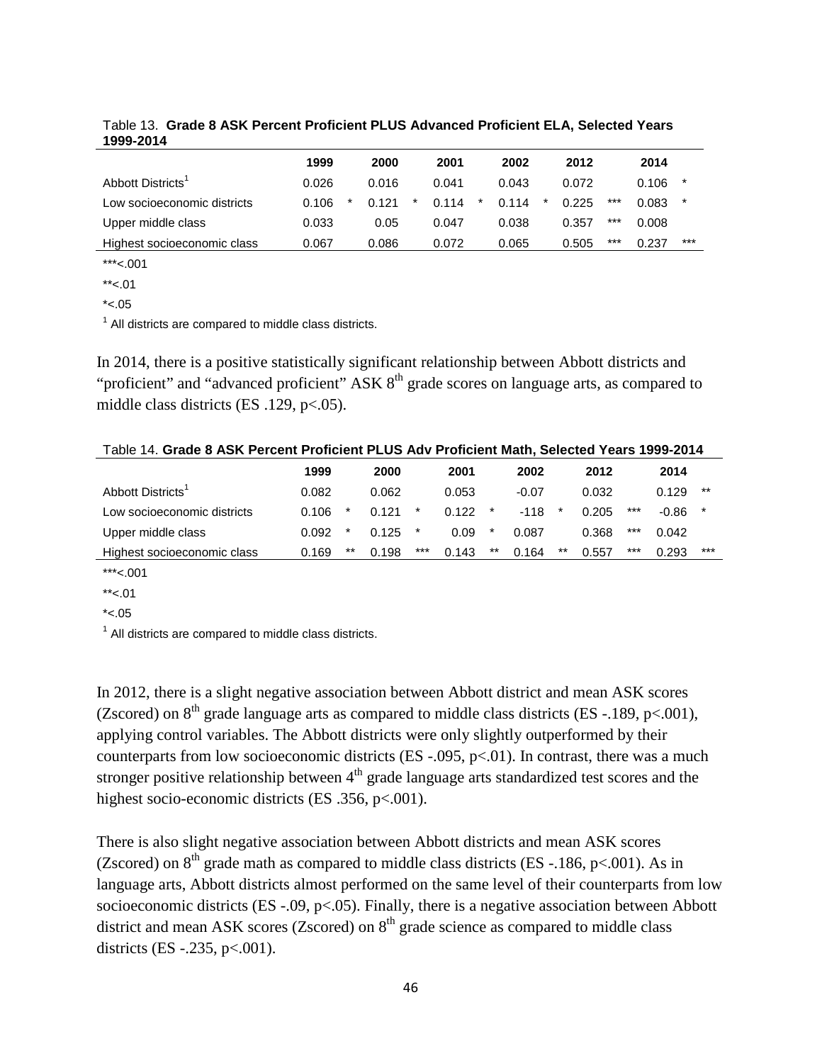Table 13. **Grade 8 ASK Percent Proficient PLUS Advanced Proficient ELA, Selected Years 1999-2014**

| | 1999 | | 2000 | | 2001 | | 2002 | | 2012 | | 2014 | |
|---|---|---|---|---|---|---|---|---|---|---|---|---|
| Abbott Districts[1] | 0.026 | | 0.016 | | 0.041 | | 0.043 | | 0.072 | | 0.106 | * |
| Low socioeconomic districts | 0.106 | * | 0.121 | * | 0.114 | * | 0.114 | * | 0.225 | *** | 0.083 | * |
| Upper middle class | 0.033 | | 0.05 | | 0.047 | | 0.038 | | 0.357 | *** | 0.008 | |
| Highest socioeconomic class | 0.067 | | 0.086 | | 0.072 | | 0.065 | | 0.505 | *** | 0.237 | *** |

***<.001

**<.01

*<.05

[1] All districts are compared to middle class districts.

In 2014, there is a positive statistically significant relationship between Abbott districts and "proficient" and "advanced proficient" ASK 8th grade scores on language arts, as compared to middle class districts (ES .129, p<.05).

Table 14. **Grade 8 ASK Percent Proficient PLUS Adv Proficient Math, Selected Years 1999-2014**

| | 1999 | | 2000 | | 2001 | | 2002 | | 2012 | | 2014 | |
|---|---|---|---|---|---|---|---|---|---|---|---|---|
| Abbott Districts[1] | 0.082 | | 0.062 | | 0.053 | | -0.07 | | 0.032 | | 0.129 | ** |
| Low socioeconomic districts | 0.106 | * | 0.121 | * | 0.122 | * | -118 | * | 0.205 | *** | -0.86 | * |
| Upper middle class | 0.092 | * | 0.125 | * | 0.09 | * | 0.087 | | 0.368 | *** | 0.042 | |
| Highest socioeconomic class | 0.169 | ** | 0.198 | *** | 0.143 | ** | 0.164 | ** | 0.557 | *** | 0.293 | *** |

***<.001

**<.01

*<.05

[1] All districts are compared to middle class districts.

In 2012, there is a slight negative association between Abbott district and mean ASK scores (Zscored) on 8th grade language arts as compared to middle class districts (ES -.189, p<.001), applying control variables. The Abbott districts were only slightly outperformed by their counterparts from low socioeconomic districts (ES -.095, p<.01). In contrast, there was a much stronger positive relationship between 4th grade language arts standardized test scores and the highest socio-economic districts (ES .356, p<.001).

There is also slight negative association between Abbott districts and mean ASK scores (Zscored) on 8th grade math as compared to middle class districts (ES -.186, p<.001). As in language arts, Abbott districts almost performed on the same level of their counterparts from low socioeconomic districts (ES -.09, p<.05). Finally, there is a negative association between Abbott district and mean ASK scores (Zscored) on 8th grade science as compared to middle class districts (ES -.235, p<.001).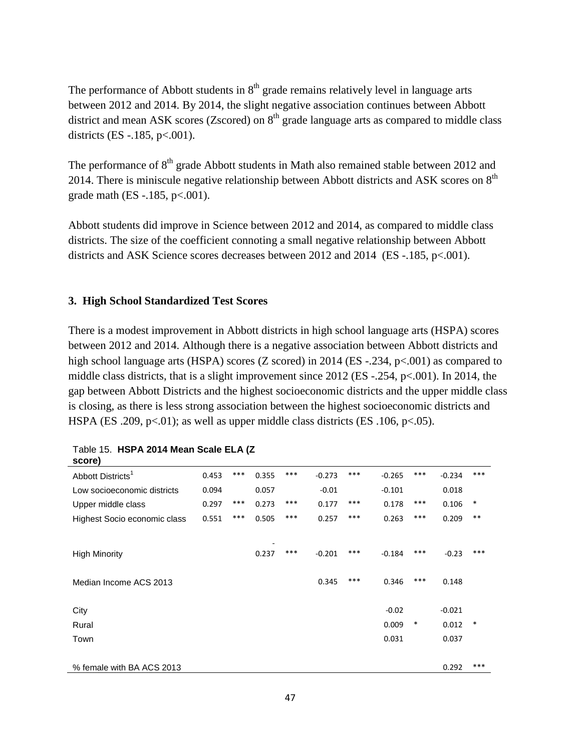The performance of Abbott students in 8th grade remains relatively level in language arts between 2012 and 2014. By 2014, the slight negative association continues between Abbott district and mean ASK scores (Zscored) on 8th grade language arts as compared to middle class districts (ES -.185, p<.001).

The performance of 8th grade Abbott students in Math also remained stable between 2012 and 2014. There is miniscule negative relationship between Abbott districts and ASK scores on 8th grade math (ES -.185, p<.001).

Abbott students did improve in Science between 2012 and 2014, as compared to middle class districts. The size of the coefficient connoting a small negative relationship between Abbott districts and ASK Science scores decreases between 2012 and 2014 (ES -.185, p<.001).

### 3. High School Standardized Test Scores

There is a modest improvement in Abbott districts in high school language arts (HSPA) scores between 2012 and 2014. Although there is a negative association between Abbott districts and high school language arts (HSPA) scores (Z scored) in 2014 (ES -.234, p<.001) as compared to middle class districts, that is a slight improvement since 2012 (ES -.254, p<.001). In 2014, the gap between Abbott Districts and the highest socioeconomic districts and the upper middle class is closing, as there is less strong association between the highest socioeconomic districts and HSPA (ES .209, p<.01); as well as upper middle class districts (ES .106, p<.05).

Table 15. **HSPA 2014 Mean Scale ELA (Z score)**

| | | | | | | | | | | |
|---|---|---|---|---|---|---|---|---|---|---|
| Abbott Districts[1] | 0.453 | *** | 0.355 | *** | -0.273 | *** | -0.265 | *** | -0.234 | *** |
| Low socioeconomic districts | 0.094 | | 0.057 | | -0.01 | | -0.101 | | 0.018 | |
| Upper middle class | 0.297 | *** | 0.273 | *** | 0.177 | *** | 0.178 | *** | 0.106 | * |
| Highest Socio economic class | 0.551 | *** | 0.505 | *** | 0.257 | *** | 0.263 | *** | 0.209 | ** |
| High Minority | | | -0.237 | *** | -0.201 | *** | -0.184 | *** | -0.23 | *** |
| Median Income ACS 2013 | | | | | 0.345 | *** | 0.346 | *** | 0.148 | |
| City | | | | | | | -0.02 | | -0.021 | |
| Rural | | | | | | | 0.009 | * | 0.012 | * |
| Town | | | | | | | 0.031 | | 0.037 | |
| % female with BA ACS 2013 | | | | | | | | | 0.292 | *** |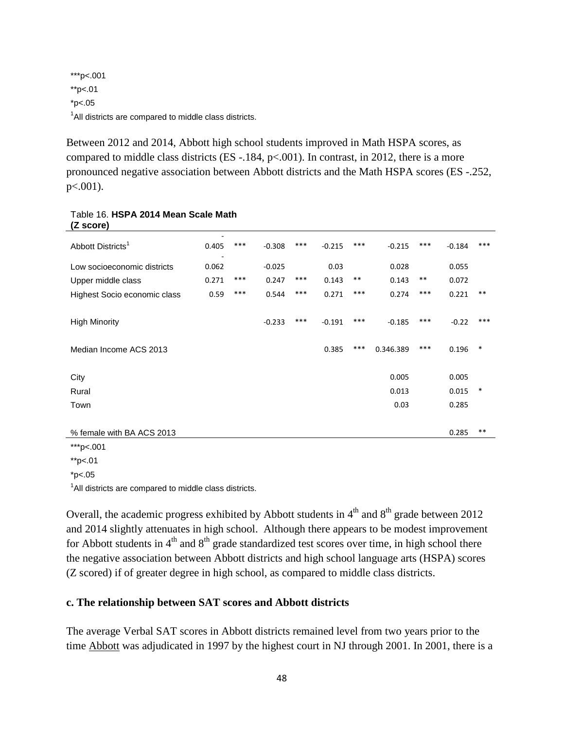***p<.001

**p<.01

*p<.05

[1]All districts are compared to middle class districts.

Between 2012 and 2014, Abbott high school students improved in Math HSPA scores, as compared to middle class districts (ES -.184, p<.001). In contrast, in 2012, there is a more pronounced negative association between Abbott districts and the Math HSPA scores (ES -.252, p<.001).

Table 16. **HSPA 2014 Mean Scale Math (Z score)**

| | | | | | | | | | | |
|---|---|---|---|---|---|---|---|---|---|---|
| Abbott Districts[1] | -0.405 | *** | -0.308 | *** | -0.215 | *** | -0.215 | *** | -0.184 | *** |
| Low socioeconomic districts | -0.062 | | -0.025 | | 0.03 | | 0.028 | | 0.055 | |
| Upper middle class | 0.271 | *** | 0.247 | *** | 0.143 | ** | 0.143 | ** | 0.072 | |
| Highest Socio economic class | 0.59 | *** | 0.544 | *** | 0.271 | *** | 0.274 | *** | 0.221 | ** |
| High Minority | | | -0.233 | *** | -0.191 | *** | -0.185 | *** | -0.22 | *** |
| Median Income ACS 2013 | | | | | 0.385 | *** | 0.346.389 | *** | 0.196 | * |
| City | | | | | | | 0.005 | | 0.005 | |
| Rural | | | | | | | 0.013 | | 0.015 | * |
| Town | | | | | | | 0.03 | | 0.285 | |
| % female with BA ACS 2013 | | | | | | | | | 0.285 | ** |

***p<.001

**p<.01

*p<.05

[1]All districts are compared to middle class districts.

Overall, the academic progress exhibited by Abbott students in 4th and 8th grade between 2012 and 2014 slightly attenuates in high school. Although there appears to be modest improvement for Abbott students in 4th and 8th grade standardized test scores over time, in high school there the negative association between Abbott districts and high school language arts (HSPA) scores (Z scored) if of greater degree in high school, as compared to middle class districts.

**c. The relationship between SAT scores and Abbott districts**

The average Verbal SAT scores in Abbott districts remained level from two years prior to the time Abbott was adjudicated in 1997 by the highest court in NJ through 2001. In 2001, there is a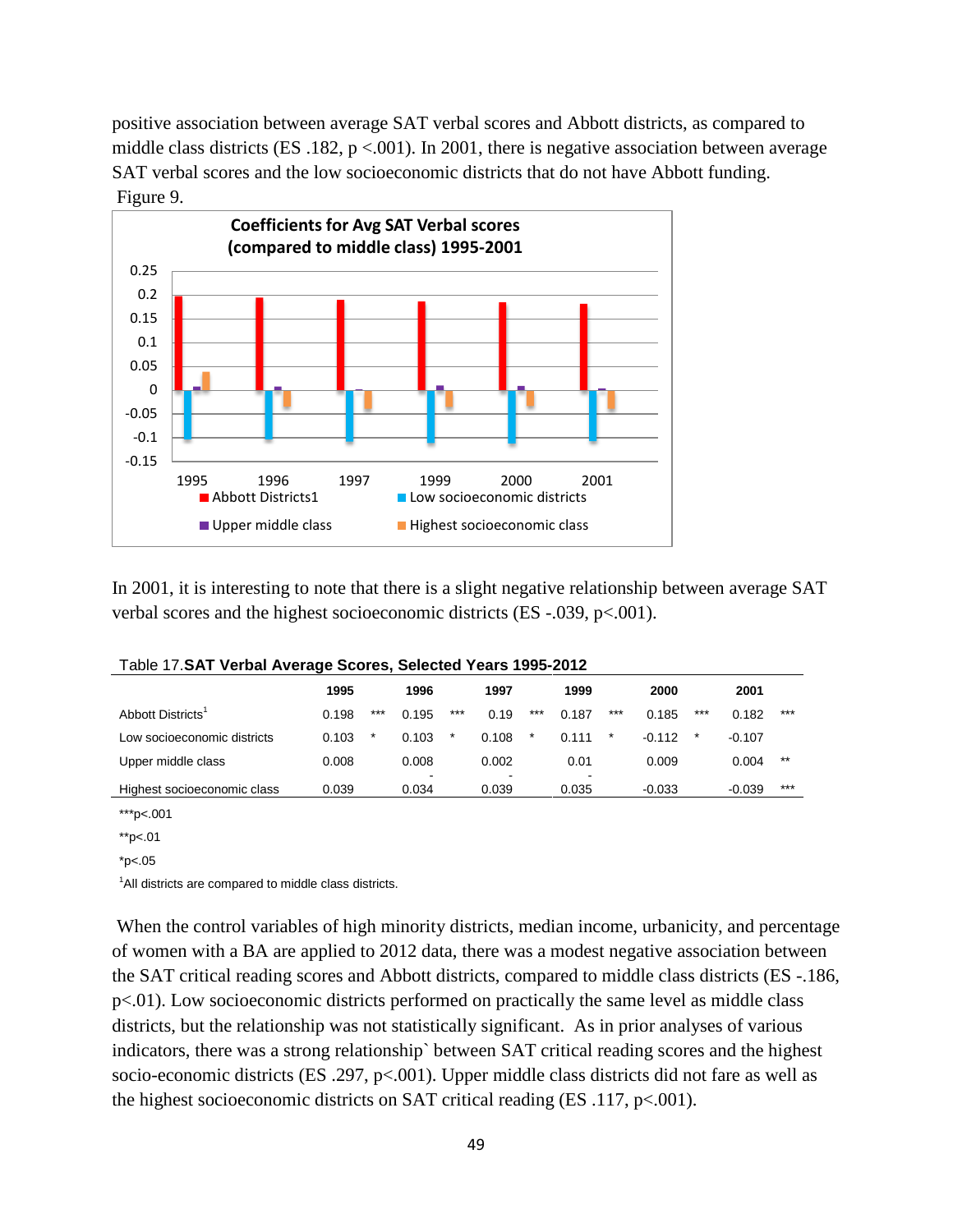positive association between average SAT verbal scores and Abbott districts, as compared to middle class districts (ES .182, $p < .001$). In 2001, there is negative association between average SAT verbal scores and the low socioeconomic districts that do not have Abbott funding.

Figure 9.

In 2001, it is interesting to note that there is a slight negative relationship between average SAT verbal scores and the highest socioeconomic districts (ES -.039, $p < .001$).

Table 17. **SAT Verbal Average Scores, Selected Years 1995-2012**

| | 1995 | | 1996 | | 1997 | | 1999 | | 2000 | | 2001 | |
|---|---|---|---|---|---|---|---|---|---|---|---|---|
| Abbott Districts[1] | 0.198 | *** | 0.195 | *** | 0.19 | *** | 0.187 | *** | 0.185 | *** | 0.182 | *** |
| Low socioeconomic districts | 0.103 | * | 0.103 | * | 0.108 | * | 0.111 | * | -0.112 | * | -0.107 | |
| Upper middle class | 0.008 | | 0.008 | | 0.002 | | 0.01 | | 0.009 | | 0.004 | ** |
| Highest socioeconomic class | 0.039 | | -0.034 | | -0.039 | | -0.035 | | -0.033 | | -0.039 | *** |

***p<.001

**p<.01

*p<.05

[1]All districts are compared to middle class districts.

When the control variables of high minority districts, median income, urbanicity, and percentage of women with a BA are applied to 2012 data, there was a modest negative association between the SAT critical reading scores and Abbott districts, compared to middle class districts (ES -.186, $p < .01$). Low socioeconomic districts performed on practically the same level as middle class districts, but the relationship was not statistically significant. As in prior analyses of various indicators, there was a strong relationship` between SAT critical reading scores and the highest socio-economic districts (ES .297, $p < .001$). Upper middle class districts did not fare as well as the highest socioeconomic districts on SAT critical reading (ES .117, $p < .001$).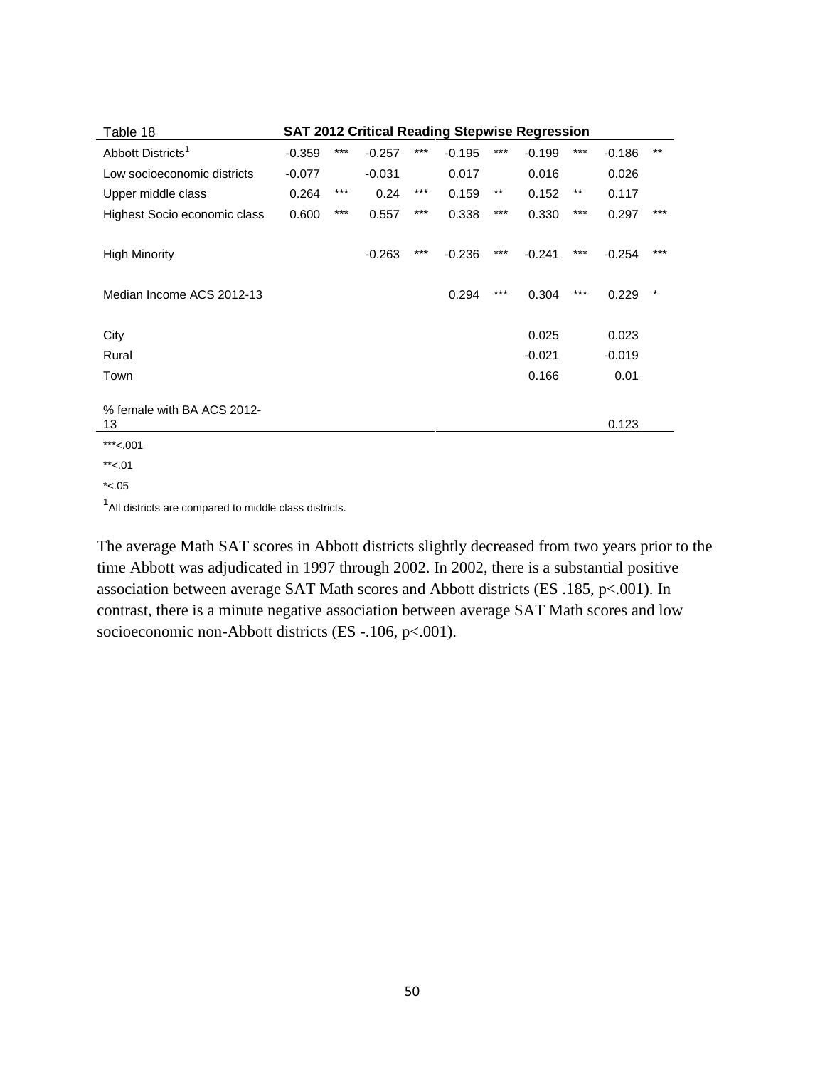| Table 18 | SAT 2012 Critical Reading Stepwise Regression | | | | | | | | | |
|---|---|---|---|---|---|---|---|---|---|---|
| Abbott Districts[1] | -0.359 | *** | -0.257 | *** | -0.195 | *** | -0.199 | *** | -0.186 | ** |
| Low socioeconomic districts | -0.077 | | -0.031 | | 0.017 | | 0.016 | | 0.026 | |
| Upper middle class | 0.264 | *** | 0.24 | *** | 0.159 | ** | 0.152 | ** | 0.117 | |
| Highest Socio economic class | 0.600 | *** | 0.557 | *** | 0.338 | *** | 0.330 | *** | 0.297 | *** |
| High Minority | | | -0.263 | *** | -0.236 | *** | -0.241 | *** | -0.254 | *** |
| Median Income ACS 2012-13 | | | | | 0.294 | *** | 0.304 | *** | 0.229 | * |
| City | | | | | | | 0.025 | | 0.023 | |
| Rural | | | | | | | -0.021 | | -0.019 | |
| Town | | | | | | | 0.166 | | 0.01 | |
| % female with BA ACS 2012-13 | | | | | | | | | 0.123 | |

***<.001

**<.01

*<.05

[1]All districts are compared to middle class districts.

The average Math SAT scores in Abbott districts slightly decreased from two years prior to the time Abbott was adjudicated in 1997 through 2002. In 2002, there is a substantial positive association between average SAT Math scores and Abbott districts (ES .185, p<.001). In contrast, there is a minute negative association between average SAT Math scores and low socioeconomic non-Abbott districts (ES -.106, p<.001).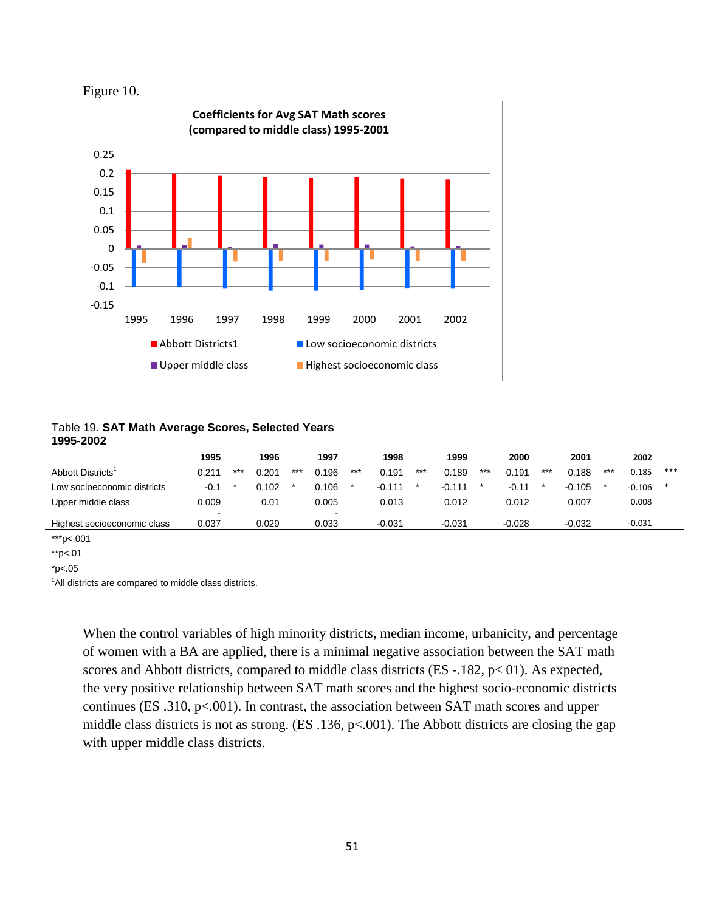Figure 10.

**Coefficients for Avg SAT Math scores (compared to middle class) 1995-2001**

Table 19. **SAT Math Average Scores, Selected Years 1995-2002**

| | 1995 | | 1996 | | 1997 | | 1998 | | 1999 | | 2000 | | 2001 | | 2002 | |
|---|---|---|---|---|---|---|---|---|---|---|---|---|---|---|---|---|
| Abbott Districts[1] | 0.211 | *** | 0.201 | *** | 0.196 | *** | 0.191 | *** | 0.189 | *** | 0.191 | *** | 0.188 | *** | 0.185 | *** |
| Low socioeconomic districts | -0.1 | * | 0.102 | * | 0.106 | * | -0.111 | * | -0.111 | * | -0.11 | * | -0.105 | * | -0.106 | * |
| Upper middle class | 0.009 | | 0.01 | | 0.005 | | 0.013 | | 0.012 | | 0.012 | | 0.007 | | 0.008 | |
| Highest socioeconomic class | -0.037 | | 0.029 | | -0.033 | | -0.031 | | -0.031 | | -0.028 | | -0.032 | | -0.031 | |

***p<.001

**p<.01

*p<.05

[1]All districts are compared to middle class districts.

When the control variables of high minority districts, median income, urbanicity, and percentage of women with a BA are applied, there is a minimal negative association between the SAT math scores and Abbott districts, compared to middle class districts (ES -.182, p< 01). As expected, the very positive relationship between SAT math scores and the highest socio-economic districts continues (ES .310, p<.001). In contrast, the association between SAT math scores and upper middle class districts is not as strong. (ES .136, p<.001). The Abbott districts are closing the gap with upper middle class districts.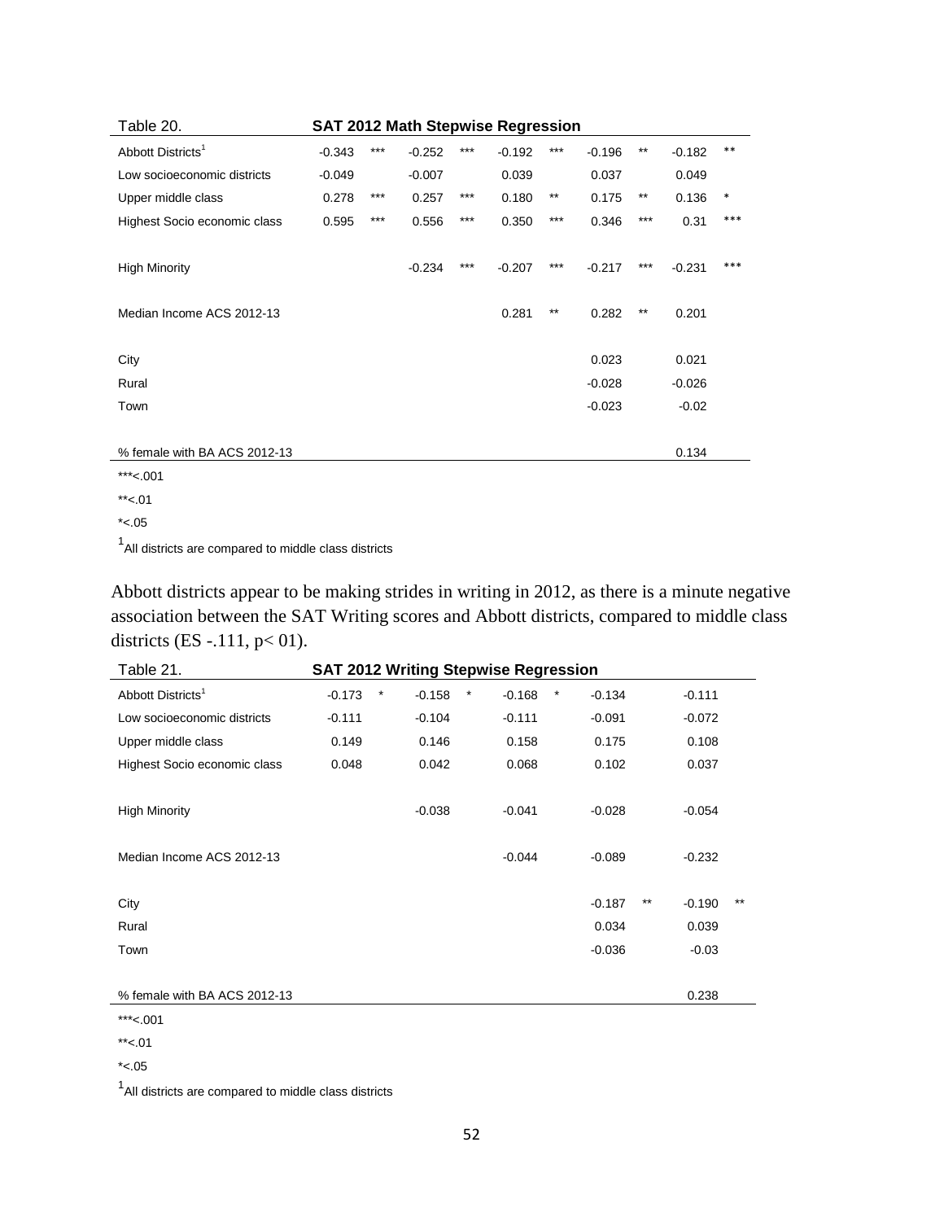| Table 20. | SAT 2012 Math Stepwise Regression | | | | | | | | | |
|---|---|---|---|---|---|---|---|---|---|---|
| Abbott Districts[1] | -0.343 | *** | -0.252 | *** | -0.192 | *** | -0.196 | ** | -0.182 | ** |
| Low socioeconomic districts | -0.049 | | -0.007 | | 0.039 | | 0.037 | | 0.049 | |
| Upper middle class | 0.278 | *** | 0.257 | *** | 0.180 | ** | 0.175 | ** | 0.136 | * |
| Highest Socio economic class | 0.595 | *** | 0.556 | *** | 0.350 | *** | 0.346 | *** | 0.31 | *** |
| High Minority | | | -0.234 | *** | -0.207 | *** | -0.217 | *** | -0.231 | *** |
| Median Income ACS 2012-13 | | | | | 0.281 | ** | 0.282 | ** | 0.201 | |
| City | | | | | | | 0.023 | | 0.021 | |
| Rural | | | | | | | -0.028 | | -0.026 | |
| Town | | | | | | | -0.023 | | -0.02 | |
| % female with BA ACS 2012-13 | | | | | | | | | 0.134 | |

***<.001

**<.01

*<.05

[1]All districts are compared to middle class districts

Abbott districts appear to be making strides in writing in 2012, as there is a minute negative association between the SAT Writing scores and Abbott districts, compared to middle class districts (ES -.111, p< 01).

| Table 21. | SAT 2012 Writing Stepwise Regression | | | | | | | | | |
|---|---|---|---|---|---|---|---|---|---|---|
| Abbott Districts[1] | -0.173 | * | -0.158 | * | -0.168 | * | -0.134 | | -0.111 | |
| Low socioeconomic districts | -0.111 | | -0.104 | | -0.111 | | -0.091 | | -0.072 | |
| Upper middle class | 0.149 | | 0.146 | | 0.158 | | 0.175 | | 0.108 | |
| Highest Socio economic class | 0.048 | | 0.042 | | 0.068 | | 0.102 | | 0.037 | |
| High Minority | | | -0.038 | | -0.041 | | -0.028 | | -0.054 | |
| Median Income ACS 2012-13 | | | | | -0.044 | | -0.089 | | -0.232 | |
| City | | | | | | | -0.187 | ** | -0.190 | ** |
| Rural | | | | | | | 0.034 | | 0.039 | |
| Town | | | | | | | -0.036 | | -0.03 | |
| % female with BA ACS 2012-13 | | | | | | | | | 0.238 | |

***<.001

**<.01

*<.05

[1]All districts are compared to middle class districts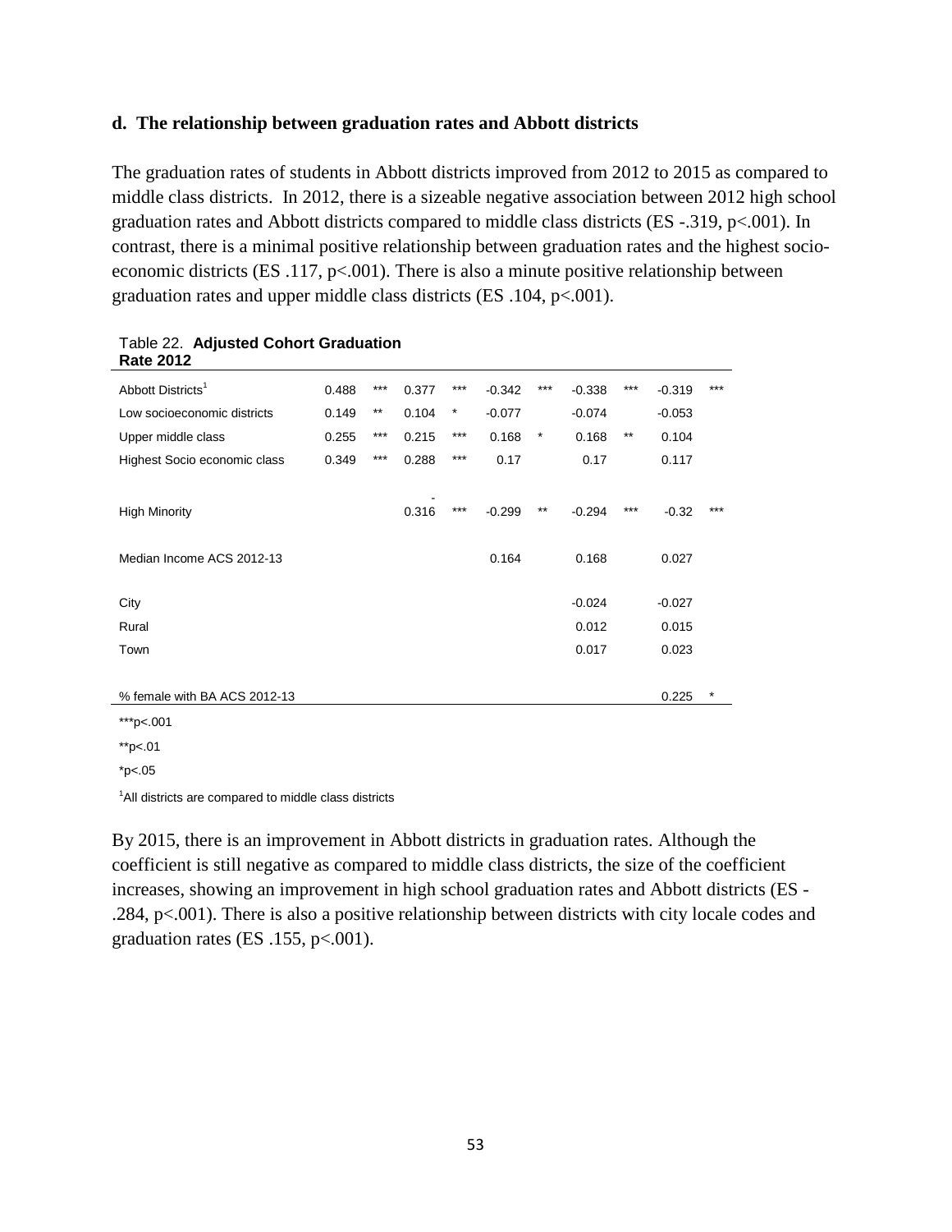**d. The relationship between graduation rates and Abbott districts**

The graduation rates of students in Abbott districts improved from 2012 to 2015 as compared to middle class districts. In 2012, there is a sizeable negative association between 2012 high school graduation rates and Abbott districts compared to middle class districts (ES -.319, p<.001). In contrast, there is a minimal positive relationship between graduation rates and the highest socio-economic districts (ES .117, p<.001). There is also a minute positive relationship between graduation rates and upper middle class districts (ES .104, p<.001).

Table 22. **Adjusted Cohort Graduation Rate 2012**

| | | | | | | | | | | |
|---|---|---|---|---|---|---|---|---|---|---|
| Abbott Districts[1] | 0.488 | *** | 0.377 | *** | -0.342 | *** | -0.338 | *** | -0.319 | *** |
| Low socioeconomic districts | 0.149 | ** | 0.104 | * | -0.077 | | -0.074 | | -0.053 | |
| Upper middle class | 0.255 | *** | 0.215 | *** | 0.168 | * | 0.168 | ** | 0.104 | |
| Highest Socio economic class | 0.349 | *** | 0.288 | *** | 0.17 | | 0.17 | | 0.117 | |
| High Minority | | | -0.316 | *** | -0.299 | ** | -0.294 | *** | -0.32 | *** |
| Median Income ACS 2012-13 | | | | | 0.164 | | 0.168 | | 0.027 | |
| City | | | | | | | -0.024 | | -0.027 | |
| Rural | | | | | | | 0.012 | | 0.015 | |
| Town | | | | | | | 0.017 | | 0.023 | |
| % female with BA ACS 2012-13 | | | | | | | | | 0.225 | * |

***p<.001

**p<.01

*p<.05

[1]All districts are compared to middle class districts

By 2015, there is an improvement in Abbott districts in graduation rates. Although the coefficient is still negative as compared to middle class districts, the size of the coefficient increases, showing an improvement in high school graduation rates and Abbott districts (ES -.284, p<.001). There is also a positive relationship between districts with city locale codes and graduation rates (ES .155, p<.001).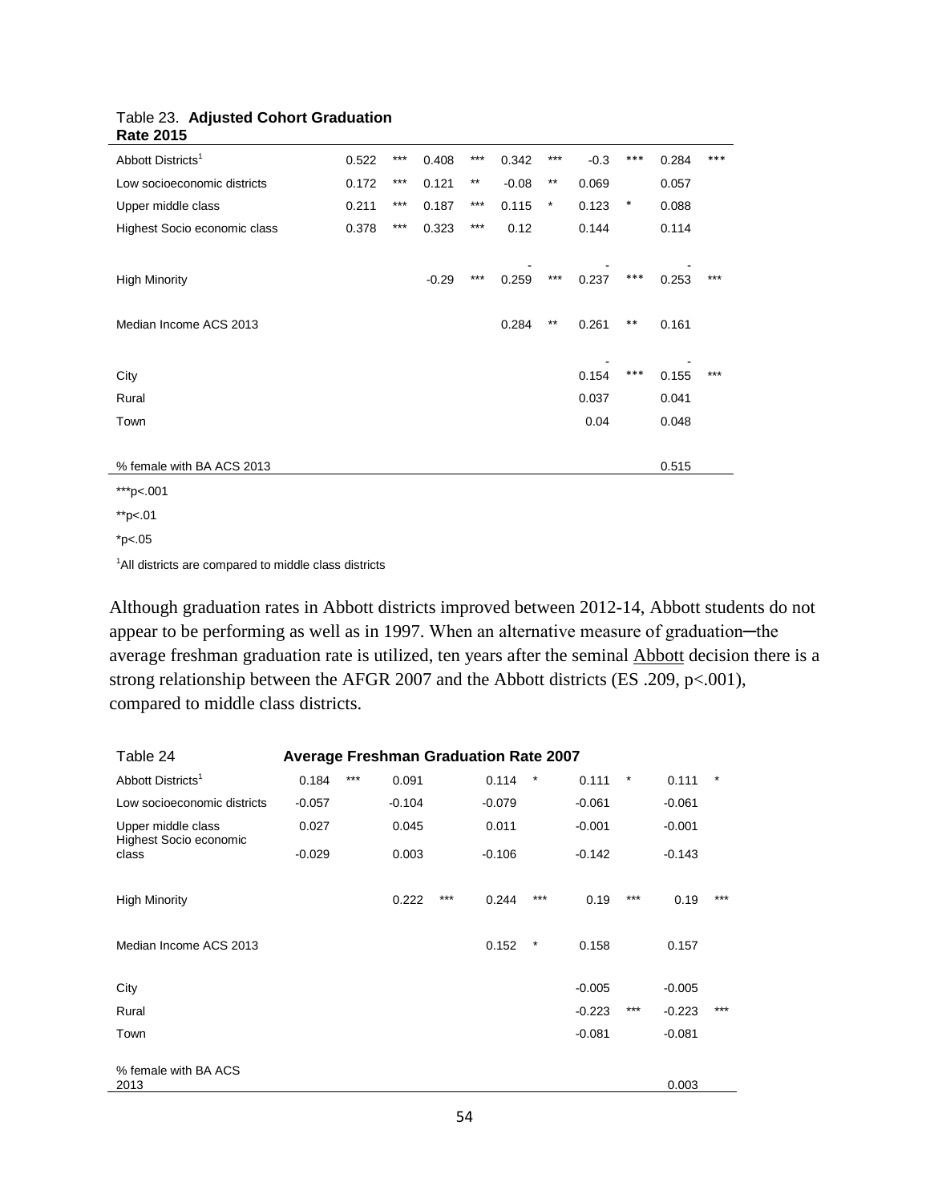Table 23. **Adjusted Cohort Graduation Rate 2015**

| | | | | | | | | | | |
|---|---|---|---|---|---|---|---|---|---|---|
| Abbott Districts[1] | 0.522 | *** | 0.408 | *** | 0.342 | *** | -0.3 | *** | 0.284 | *** |
| Low socioeconomic districts | 0.172 | *** | 0.121 | ** | -0.08 | ** | 0.069 | | 0.057 | |
| Upper middle class | 0.211 | *** | 0.187 | *** | 0.115 | * | 0.123 | * | 0.088 | |
| Highest Socio economic class | 0.378 | *** | 0.323 | *** | 0.12 | | 0.144 | | 0.114 | |
| High Minority | | | -0.29 | *** | -0.259 | *** | -0.237 | *** | -0.253 | *** |
| Median Income ACS 2013 | | | | | 0.284 | ** | 0.261 | ** | 0.161 | |
| City | | | | | | | -0.154 | *** | -0.155 | *** |
| Rural | | | | | | | 0.037 | | 0.041 | |
| Town | | | | | | | 0.04 | | 0.048 | |
| % female with BA ACS 2013 | | | | | | | | | 0.515 | |

***p<.001

**p<.01

*p<.05

[1]All districts are compared to middle class districts

Although graduation rates in Abbott districts improved between 2012-14, Abbott students do not appear to be performing as well as in 1997. When an alternative measure of graduation─the average freshman graduation rate is utilized, ten years after the seminal Abbott decision there is a strong relationship between the AFGR 2007 and the Abbott districts (ES .209, p<.001), compared to middle class districts.

Table 24 **Average Freshman Graduation Rate 2007**

| | | | | | | | | | | |
|---|---|---|---|---|---|---|---|---|---|---|
| Abbott Districts[1] | 0.184 | *** | 0.091 | | 0.114 | * | 0.111 | * | 0.111 | * |
| Low socioeconomic districts | -0.057 | | -0.104 | | -0.079 | | -0.061 | | -0.061 | |
| Upper middle class | 0.027 | | 0.045 | | 0.011 | | -0.001 | | -0.001 | |
| Highest Socio economic class | -0.029 | | 0.003 | | -0.106 | | -0.142 | | -0.143 | |
| High Minority | | | 0.222 | *** | 0.244 | *** | 0.19 | *** | 0.19 | *** |
| Median Income ACS 2013 | | | | | 0.152 | * | 0.158 | | 0.157 | |
| City | | | | | | | -0.005 | | -0.005 | |
| Rural | | | | | | | -0.223 | *** | -0.223 | *** |
| Town | | | | | | | -0.081 | | -0.081 | |
| % female with BA ACS 2013 | | | | | | | | | 0.003 | |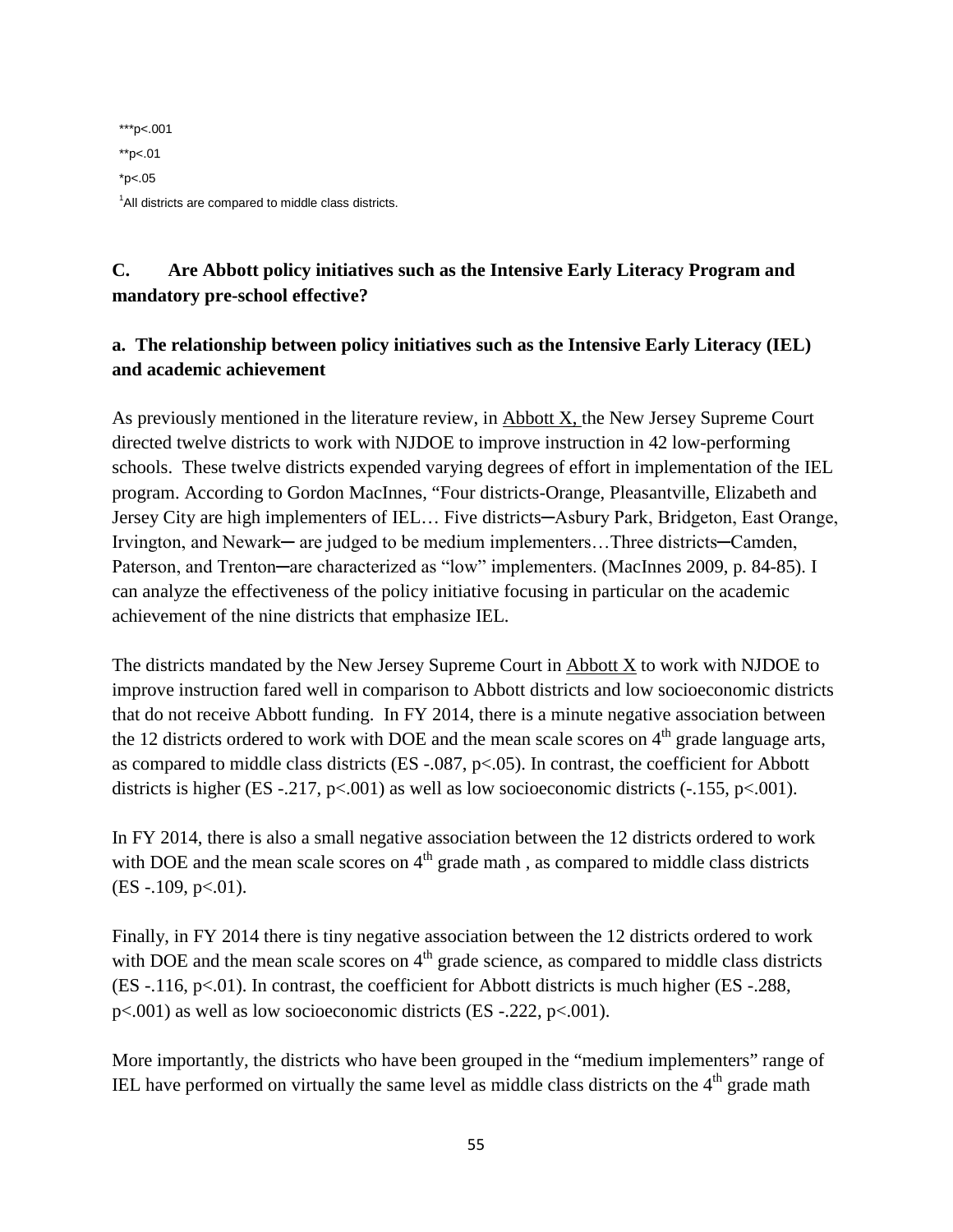***p<.001

**p<.01

*p<.05

[1]All districts are compared to middle class districts.

## C. Are Abbott policy initiatives such as the Intensive Early Literacy Program and mandatory pre-school effective?

### a. The relationship between policy initiatives such as the Intensive Early Literacy (IEL) and academic achievement

As previously mentioned in the literature review, in Abbott X, the New Jersey Supreme Court directed twelve districts to work with NJDOE to improve instruction in 42 low-performing schools. These twelve districts expended varying degrees of effort in implementation of the IEL program. According to Gordon MacInnes, "Four districts-Orange, Pleasantville, Elizabeth and Jersey City are high implementers of IEL… Five districts─Asbury Park, Bridgeton, East Orange, Irvington, and Newark─ are judged to be medium implementers…Three districts─Camden, Paterson, and Trenton─are characterized as "low" implementers. (MacInnes 2009, p. 84-85). I can analyze the effectiveness of the policy initiative focusing in particular on the academic achievement of the nine districts that emphasize IEL.

The districts mandated by the New Jersey Supreme Court in Abbott X to work with NJDOE to improve instruction fared well in comparison to Abbott districts and low socioeconomic districts that do not receive Abbott funding. In FY 2014, there is a minute negative association between the 12 districts ordered to work with DOE and the mean scale scores on 4th grade language arts, as compared to middle class districts (ES -.087, p<.05). In contrast, the coefficient for Abbott districts is higher (ES -.217, p<.001) as well as low socioeconomic districts (-.155, p<.001).

In FY 2014, there is also a small negative association between the 12 districts ordered to work with DOE and the mean scale scores on 4th grade math , as compared to middle class districts (ES -.109, p<.01).

Finally, in FY 2014 there is tiny negative association between the 12 districts ordered to work with DOE and the mean scale scores on 4th grade science, as compared to middle class districts (ES -.116, p<.01). In contrast, the coefficient for Abbott districts is much higher (ES -.288, p<.001) as well as low socioeconomic districts (ES -.222, p<.001).

More importantly, the districts who have been grouped in the "medium implementers" range of IEL have performed on virtually the same level as middle class districts on the 4th grade math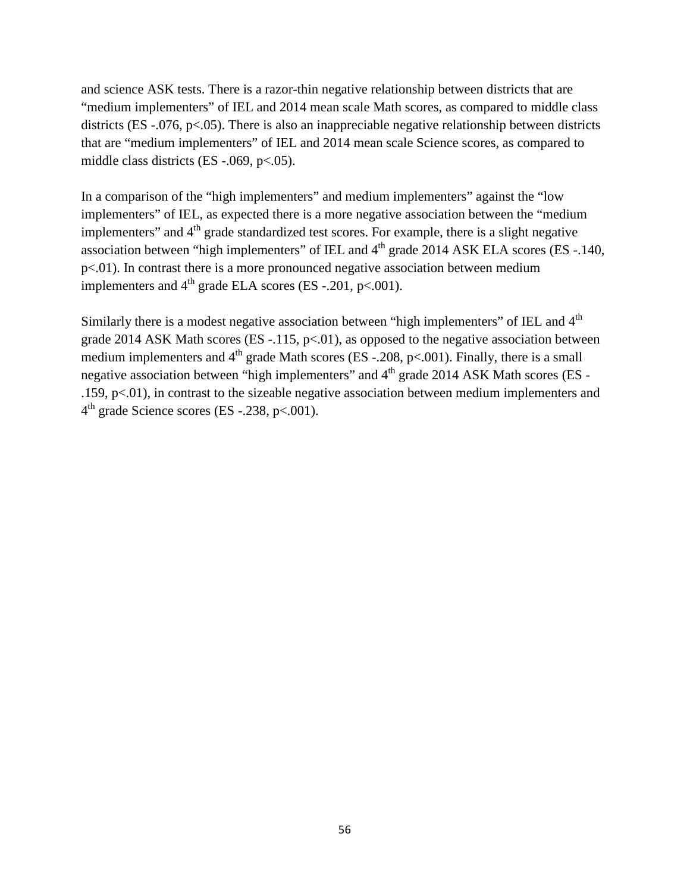and science ASK tests. There is a razor-thin negative relationship between districts that are “medium implementers” of IEL and 2014 mean scale Math scores, as compared to middle class districts (ES -.076, $p<.05$). There is also an inappreciable negative relationship between districts that are “medium implementers” of IEL and 2014 mean scale Science scores, as compared to middle class districts (ES -.069, $p<.05$).

In a comparison of the “high implementers” and medium implementers” against the “low implementers” of IEL, as expected there is a more negative association between the “medium implementers” and 4th grade standardized test scores. For example, there is a slight negative association between “high implementers” of IEL and 4th grade 2014 ASK ELA scores (ES -.140, $p<.01$). In contrast there is a more pronounced negative association between medium implementers and 4th grade ELA scores (ES -.201, $p<.001$).

Similarly there is a modest negative association between “high implementers” of IEL and 4th grade 2014 ASK Math scores (ES -.115, $p<.01$), as opposed to the negative association between medium implementers and 4th grade Math scores (ES -.208, $p<.001$). Finally, there is a small negative association between “high implementers” and 4th grade 2014 ASK Math scores (ES -.159, $p<.01$), in contrast to the sizeable negative association between medium implementers and 4th grade Science scores (ES -.238, $p<.001$).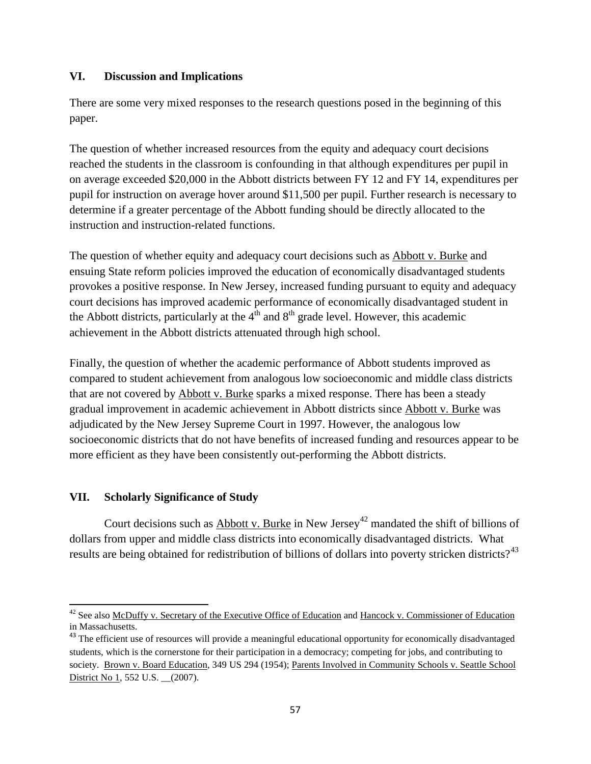## VI. Discussion and Implications

There are some very mixed responses to the research questions posed in the beginning of this paper.

The question of whether increased resources from the equity and adequacy court decisions reached the students in the classroom is confounding in that although expenditures per pupil in on average exceeded $20,000 in the Abbott districts between FY 12 and FY 14, expenditures per pupil for instruction on average hover around $11,500 per pupil. Further research is necessary to determine if a greater percentage of the Abbott funding should be directly allocated to the instruction and instruction-related functions.

The question of whether equity and adequacy court decisions such as Abbott v. Burke and ensuing State reform policies improved the education of economically disadvantaged students provokes a positive response. In New Jersey, increased funding pursuant to equity and adequacy court decisions has improved academic performance of economically disadvantaged student in the Abbott districts, particularly at the 4th and 8th grade level. However, this academic achievement in the Abbott districts attenuated through high school.

Finally, the question of whether the academic performance of Abbott students improved as compared to student achievement from analogous low socioeconomic and middle class districts that are not covered by Abbott v. Burke sparks a mixed response. There has been a steady gradual improvement in academic achievement in Abbott districts since Abbott v. Burke was adjudicated by the New Jersey Supreme Court in 1997. However, the analogous low socioeconomic districts that do not have benefits of increased funding and resources appear to be more efficient as they have been consistently out-performing the Abbott districts.

## VII. Scholarly Significance of Study

Court decisions such as Abbott v. Burke in New Jersey[42] mandated the shift of billions of dollars from upper and middle class districts into economically disadvantaged districts. What results are being obtained for redistribution of billions of dollars into poverty stricken districts?[43]

---

[42] See also McDuffy v. Secretary of the Executive Office of Education and Hancock v. Commissioner of Education in Massachusetts.

[43] The efficient use of resources will provide a meaningful educational opportunity for economically disadvantaged students, which is the cornerstone for their participation in a democracy; competing for jobs, and contributing to society. Brown v. Board Education, 349 US 294 (1954); Parents Involved in Community Schools v. Seattle School District No 1, 552 U.S. __(2007).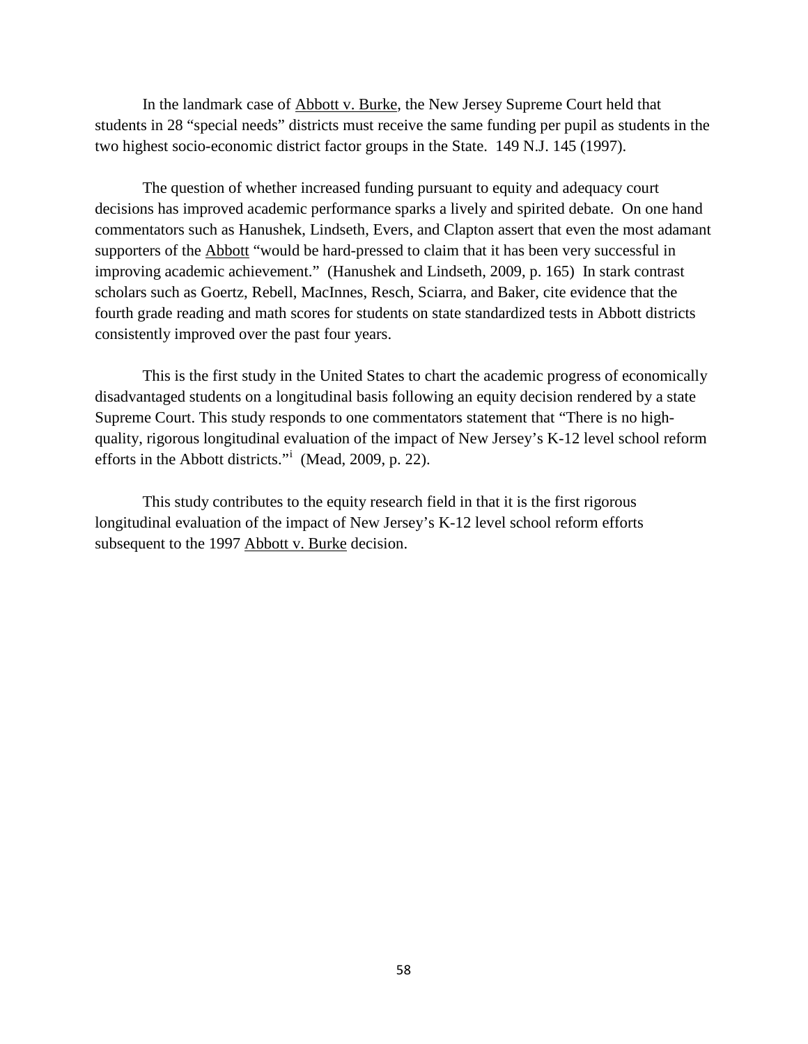In the landmark case of Abbott v. Burke, the New Jersey Supreme Court held that students in 28 "special needs" districts must receive the same funding per pupil as students in the two highest socio-economic district factor groups in the State. 149 N.J. 145 (1997).

The question of whether increased funding pursuant to equity and adequacy court decisions has improved academic performance sparks a lively and spirited debate. On one hand commentators such as Hanushek, Lindseth, Evers, and Clapton assert that even the most adamant supporters of the Abbott "would be hard-pressed to claim that it has been very successful in improving academic achievement." (Hanushek and Lindseth, 2009, p. 165) In stark contrast scholars such as Goertz, Rebell, MacInnes, Resch, Sciarra, and Baker, cite evidence that the fourth grade reading and math scores for students on state standardized tests in Abbott districts consistently improved over the past four years.

This is the first study in the United States to chart the academic progress of economically disadvantaged students on a longitudinal basis following an equity decision rendered by a state Supreme Court. This study responds to one commentators statement that "There is no high-quality, rigorous longitudinal evaluation of the impact of New Jersey's K-12 level school reform efforts in the Abbott districts."[i] (Mead, 2009, p. 22).

This study contributes to the equity research field in that it is the first rigorous longitudinal evaluation of the impact of New Jersey's K-12 level school reform efforts subsequent to the 1997 Abbott v. Burke decision.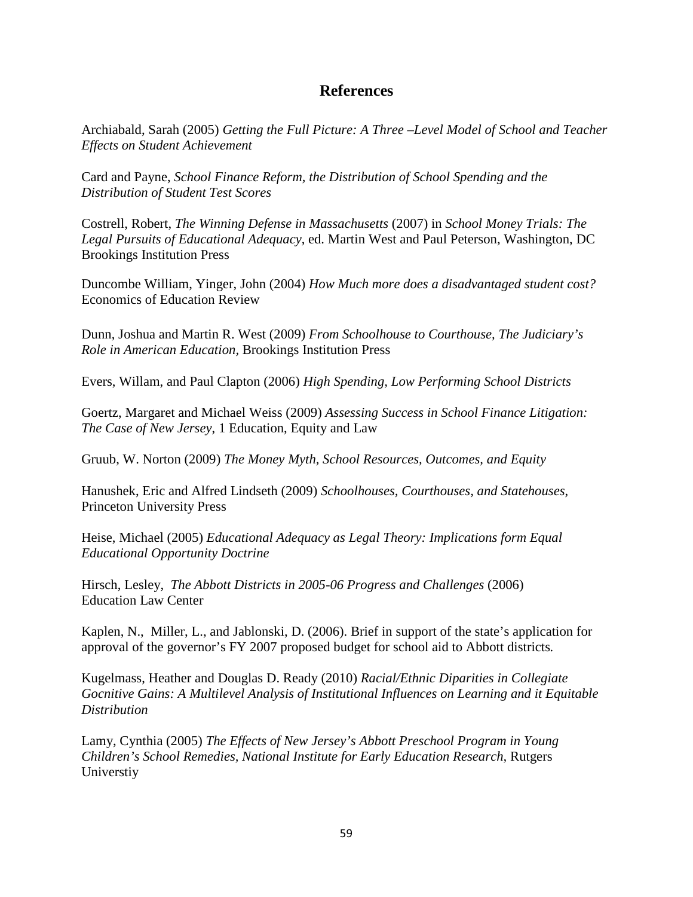## References

Archiabald, Sarah (2005) *Getting the Full Picture: A Three –Level Model of School and Teacher Effects on Student Achievement*

Card and Payne, *School Finance Reform, the Distribution of School Spending and the Distribution of Student Test Scores*

Costrell, Robert, *The Winning Defense in Massachusetts* (2007) in *School Money Trials: The Legal Pursuits of Educational Adequacy*, ed. Martin West and Paul Peterson, Washington, DC Brookings Institution Press

Duncombe William, Yinger, John (2004) *How Much more does a disadvantaged student cost?* Economics of Education Review

Dunn, Joshua and Martin R. West (2009) *From Schoolhouse to Courthouse, The Judiciary's Role in American Education,* Brookings Institution Press

Evers, Willam, and Paul Clapton (2006) *High Spending, Low Performing School Districts*

Goertz, Margaret and Michael Weiss (2009) *Assessing Success in School Finance Litigation: The Case of New Jersey*, 1 Education, Equity and Law

Gruub, W. Norton (2009) *The Money Myth, School Resources, Outcomes, and Equity*

Hanushek, Eric and Alfred Lindseth (2009) *Schoolhouses, Courthouses, and Statehouses*, Princeton University Press

Heise, Michael (2005) *Educational Adequacy as Legal Theory: Implications form Equal Educational Opportunity Doctrine*

Hirsch, Lesley, *The Abbott Districts in 2005-06 Progress and Challenges* (2006) Education Law Center

Kaplen, N., Miller, L., and Jablonski, D. (2006). Brief in support of the state's application for approval of the governor's FY 2007 proposed budget for school aid to Abbott districts.

Kugelmass, Heather and Douglas D. Ready (2010) *Racial/Ethnic Diparities in Collegiate Gocnitive Gains: A Multilevel Analysis of Institutional Influences on Learning and it Equitable Distribution*

Lamy, Cynthia (2005) *The Effects of New Jersey's Abbott Preschool Program in Young Children's School Remedies, National Institute for Early Education Research*, Rutgers Universtiy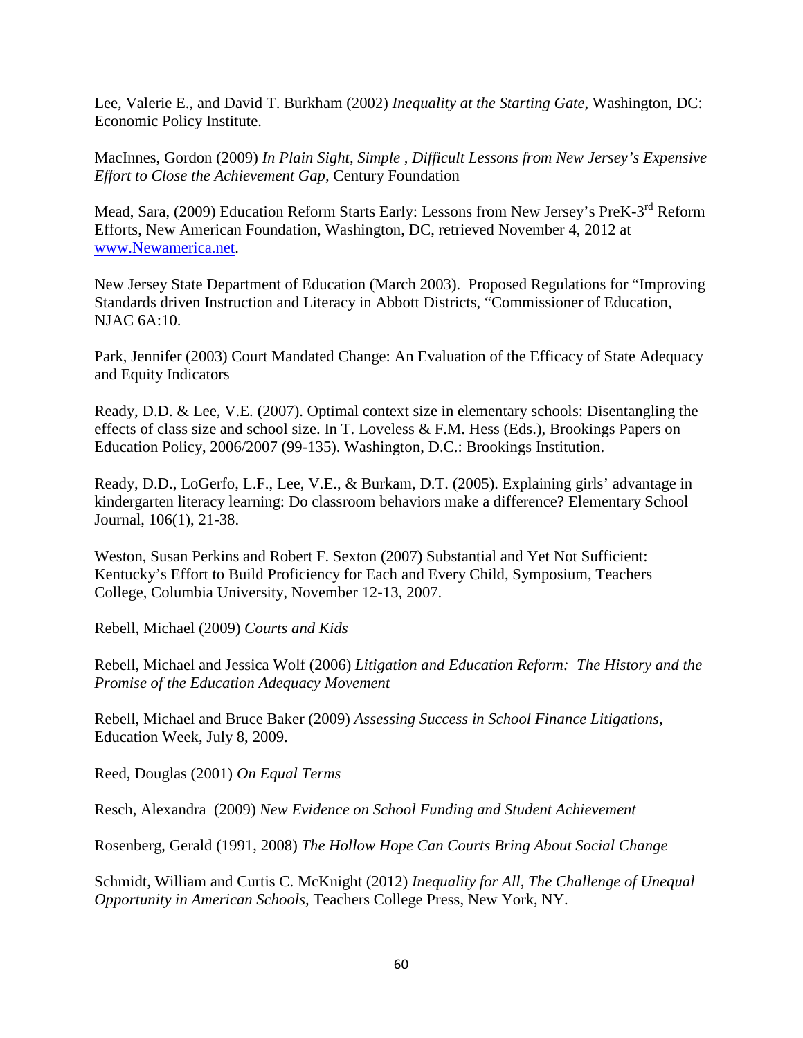Lee, Valerie E., and David T. Burkham (2002) *Inequality at the Starting Gate*, Washington, DC: Economic Policy Institute.

MacInnes, Gordon (2009) *In Plain Sight, Simple , Difficult Lessons from New Jersey's Expensive Effort to Close the Achievement Gap,* Century Foundation

Mead, Sara, (2009) Education Reform Starts Early: Lessons from New Jersey's PreK-3rd Reform Efforts, New American Foundation, Washington, DC, retrieved November 4, 2012 at [www.Newamerica.net](www.Newamerica.net).

New Jersey State Department of Education (March 2003). Proposed Regulations for "Improving Standards driven Instruction and Literacy in Abbott Districts, "Commissioner of Education, NJAC 6A:10.

Park, Jennifer (2003) Court Mandated Change: An Evaluation of the Efficacy of State Adequacy and Equity Indicators

Ready, D.D. & Lee, V.E. (2007). Optimal context size in elementary schools: Disentangling the effects of class size and school size. In T. Loveless & F.M. Hess (Eds.), Brookings Papers on Education Policy, 2006/2007 (99-135). Washington, D.C.: Brookings Institution.

Ready, D.D., LoGerfo, L.F., Lee, V.E., & Burkam, D.T. (2005). Explaining girls' advantage in kindergarten literacy learning: Do classroom behaviors make a difference? Elementary School Journal, 106(1), 21-38.

Weston, Susan Perkins and Robert F. Sexton (2007) Substantial and Yet Not Sufficient: Kentucky's Effort to Build Proficiency for Each and Every Child, Symposium, Teachers College, Columbia University, November 12-13, 2007.

Rebell, Michael (2009) *Courts and Kids*

Rebell, Michael and Jessica Wolf (2006) *Litigation and Education Reform: The History and the Promise of the Education Adequacy Movement*

Rebell, Michael and Bruce Baker (2009) *Assessing Success in School Finance Litigations*, Education Week, July 8, 2009.

Reed, Douglas (2001) *On Equal Terms*

Resch, Alexandra (2009) *New Evidence on School Funding and Student Achievement*

Rosenberg, Gerald (1991, 2008) *The Hollow Hope Can Courts Bring About Social Change*

Schmidt, William and Curtis C. McKnight (2012) *Inequality for All, The Challenge of Unequal Opportunity in American Schools,* Teachers College Press, New York, NY.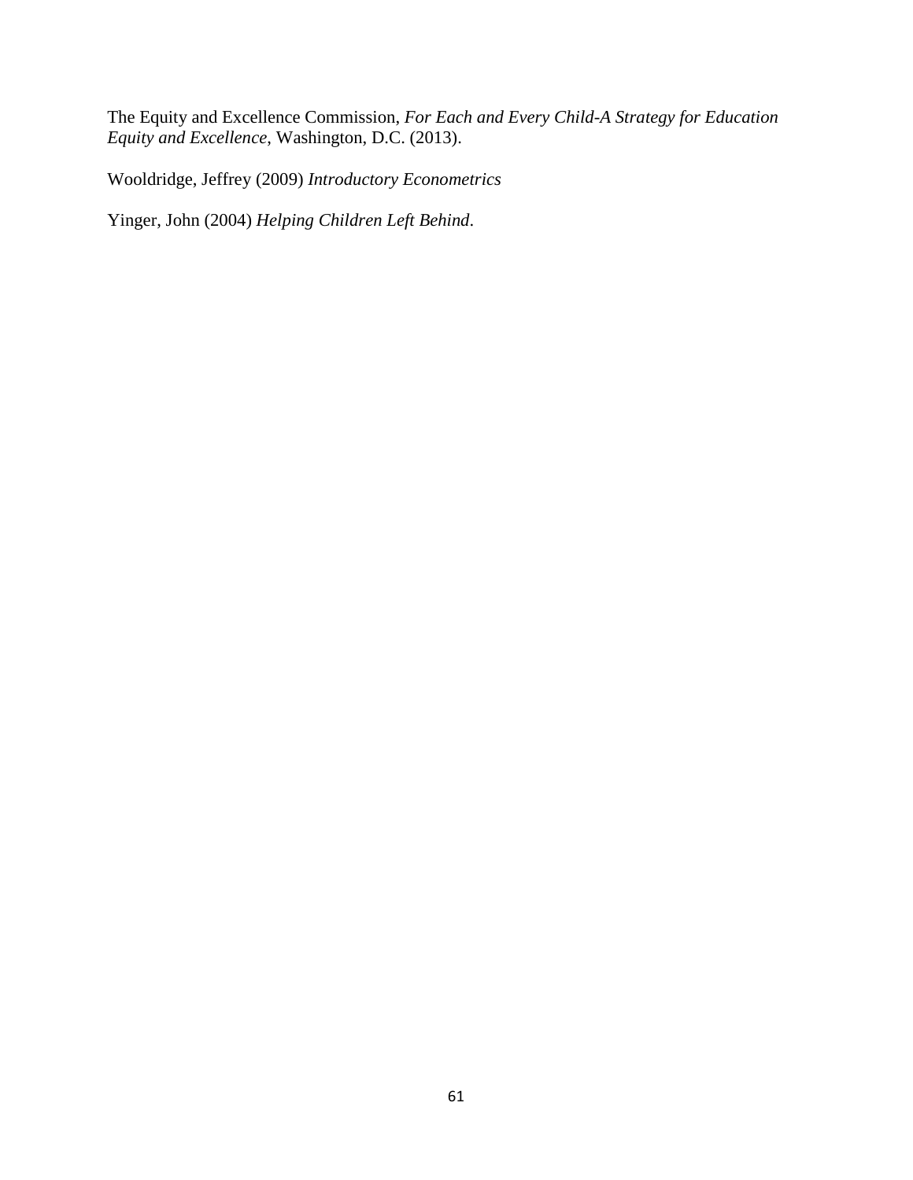The Equity and Excellence Commission, *For Each and Every Child-A Strategy for Education Equity and Excellence*, Washington, D.C. (2013).

Wooldridge, Jeffrey (2009) *Introductory Econometrics*

Yinger, John (2004) *Helping Children Left Behind*.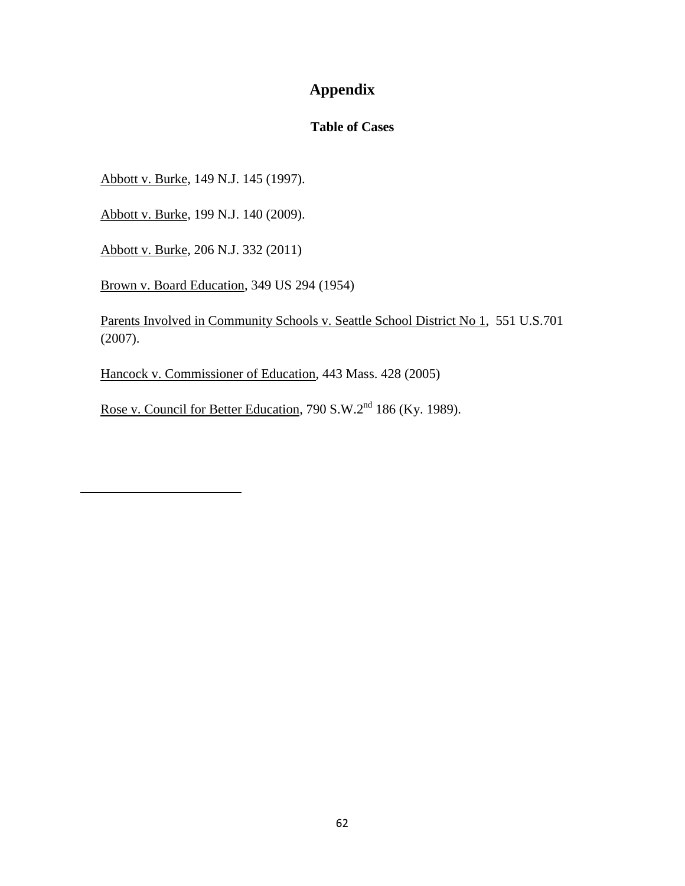# Appendix

## Table of Cases

Abbott v. Burke, 149 N.J. 145 (1997).

Abbott v. Burke, 199 N.J. 140 (2009).

Abbott v. Burke, 206 N.J. 332 (2011)

Brown v. Board Education, 349 US 294 (1954)

Parents Involved in Community Schools v. Seattle School District No 1, 551 U.S.701 (2007).

Hancock v. Commissioner of Education, 443 Mass. 428 (2005)

Rose v. Council for Better Education, 790 S.W.2nd 186 (Ky. 1989).